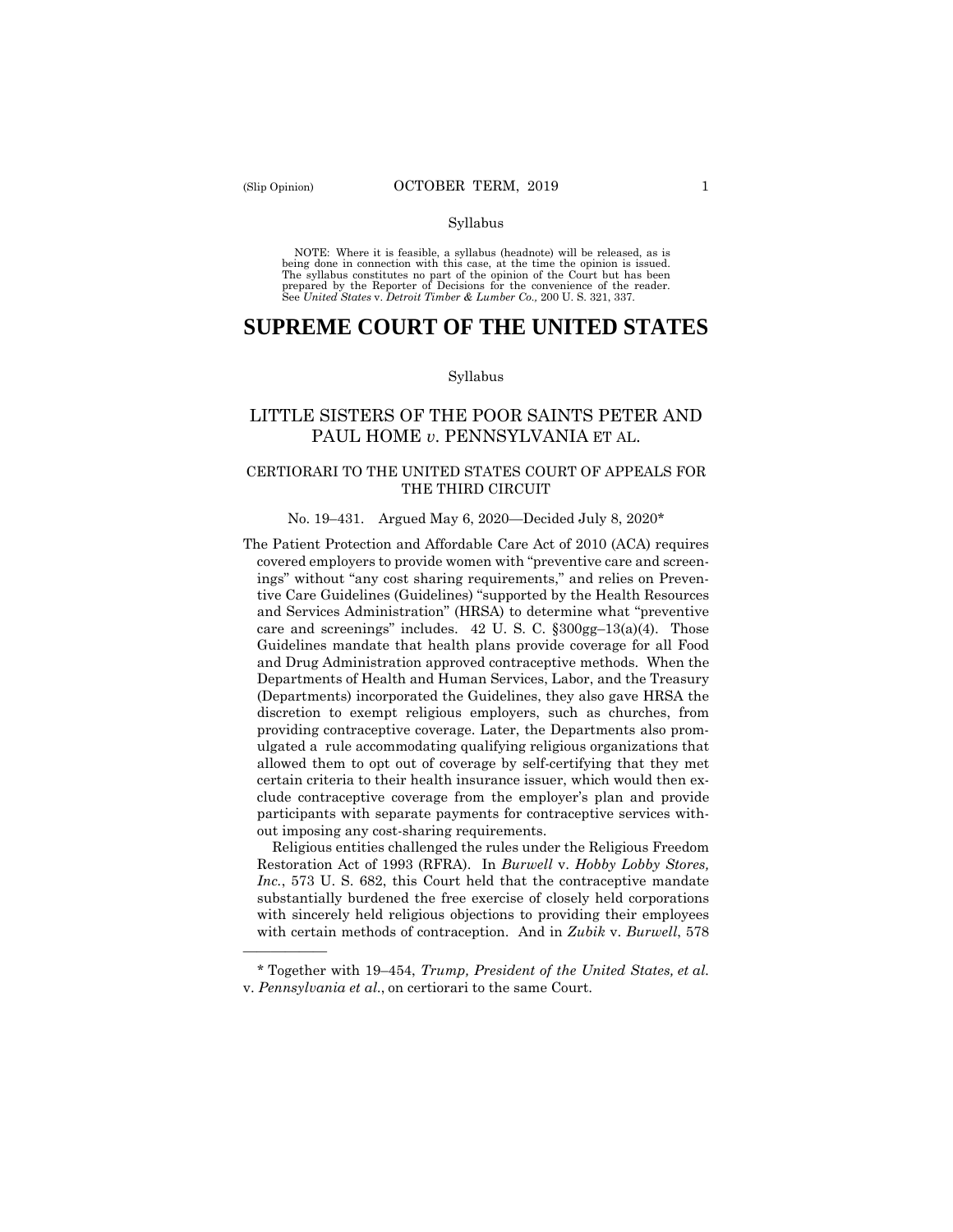Syllabus

NOTE: Where it is feasible, a syllabus (headnote) will be released, as is being done in connection with this case, at the time the opinion is issued. The syllabus constitutes no part of the opinion of the Court but has been prepared by the Reporter of Decisions for the convenience of the reader. See *United States* v. *Detroit Timber & Lumber Co.,* 200 U. S. 321, 337.

# SUPREME COURT OF THE UNITED STATES

Syllabus

## LITTLE SISTERS OF THE POOR SAINTS PETER AND PAUL HOME *v*. PENNSYLVANIA ET AL.

### CERTIORARI TO THE UNITED STATES COURT OF APPEALS FOR THE THIRD CIRCUIT

No. 19–431. Argued May 6, 2020—Decided July 8, 2020*

The Patient Protection and Affordable Care Act of 2010 (ACA) requires covered employers to provide women with "preventive care and screenings" without "any cost sharing requirements," and relies on Preventive Care Guidelines (Guidelines) "supported by the Health Resources and Services Administration" (HRSA) to determine what "preventive care and screenings" includes. 42 U. S. C. §300gg–13(a)(4). Those Guidelines mandate that health plans provide coverage for all Food and Drug Administration approved contraceptive methods. When the Departments of Health and Human Services, Labor, and the Treasury (Departments) incorporated the Guidelines, they also gave HRSA the discretion to exempt religious employers, such as churches, from providing contraceptive coverage. Later, the Departments also promulgated a rule accommodating qualifying religious organizations that allowed them to opt out of coverage by self-certifying that they met certain criteria to their health insurance issuer, which would then exclude contraceptive coverage from the employer's plan and provide participants with separate payments for contraceptive services without imposing any cost-sharing requirements.

Religious entities challenged the rules under the Religious Freedom Restoration Act of 1993 (RFRA). In *Burwell* v. *Hobby Lobby Stores, Inc.*, 573 U. S. 682, this Court held that the contraceptive mandate substantially burdened the free exercise of closely held corporations with sincerely held religious objections to providing their employees with certain methods of contraception. And in *Zubik* v. *Burwell*, 578

——————

\* Together with 19–454, *Trump, President of the United States, et al.* v. *Pennsylvania et al.*, on certiorari to the same Court.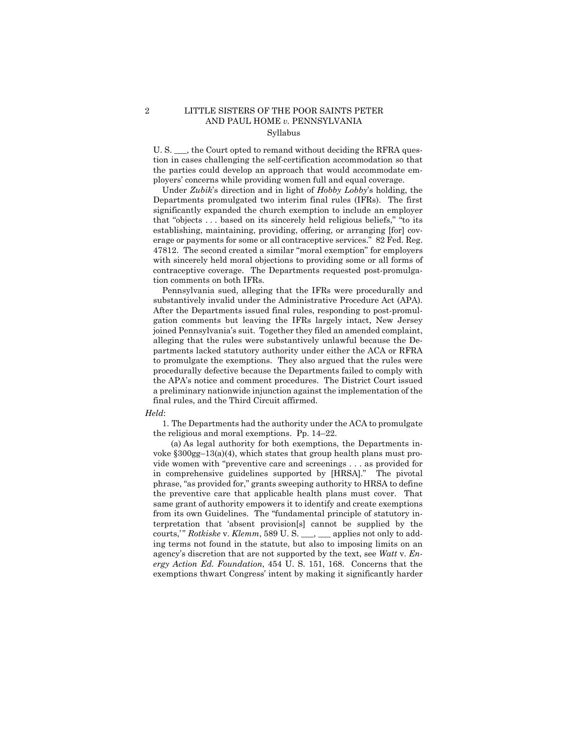U. S. ___, the Court opted to remand without deciding the RFRA question in cases challenging the self-certification accommodation so that the parties could develop an approach that would accommodate employers' concerns while providing women full and equal coverage.

Under *Zubik*'s direction and in light of *Hobby Lobby*'s holding, the Departments promulgated two interim final rules (IFRs). The first significantly expanded the church exemption to include an employer that "objects . . . based on its sincerely held religious beliefs," "to its establishing, maintaining, providing, offering, or arranging [for] coverage or payments for some or all contraceptive services." 82 Fed. Reg. 47812. The second created a similar "moral exemption" for employers with sincerely held moral objections to providing some or all forms of contraceptive coverage. The Departments requested post-promulgation comments on both IFRs.

Pennsylvania sued, alleging that the IFRs were procedurally and substantively invalid under the Administrative Procedure Act (APA). After the Departments issued final rules, responding to post-promulgation comments but leaving the IFRs largely intact, New Jersey joined Pennsylvania's suit. Together they filed an amended complaint, alleging that the rules were substantively unlawful because the Departments lacked statutory authority under either the ACA or RFRA to promulgate the exemptions. They also argued that the rules were procedurally defective because the Departments failed to comply with the APA's notice and comment procedures. The District Court issued a preliminary nationwide injunction against the implementation of the final rules, and the Third Circuit affirmed.

*Held*:

1. The Departments had the authority under the ACA to promulgate the religious and moral exemptions. Pp. 14–22.

(a) As legal authority for both exemptions, the Departments invoke §300gg–13(a)(4), which states that group health plans must provide women with "preventive care and screenings . . . as provided for in comprehensive guidelines supported by [HRSA]." The pivotal phrase, "as provided for," grants sweeping authority to HRSA to define the preventive care that applicable health plans must cover. That same grant of authority empowers it to identify and create exemptions from its own Guidelines. The "fundamental principle of statutory interpretation that 'absent provision[s] cannot be supplied by the courts,'" *Rotkiske* v. *Klemm*, 589 U. S. ___, ___ applies not only to adding terms not found in the statute, but also to imposing limits on an agency's discretion that are not supported by the text, see *Watt* v. *Energy Action Ed. Foundation*, 454 U. S. 151, 168. Concerns that the exemptions thwart Congress' intent by making it significantly harder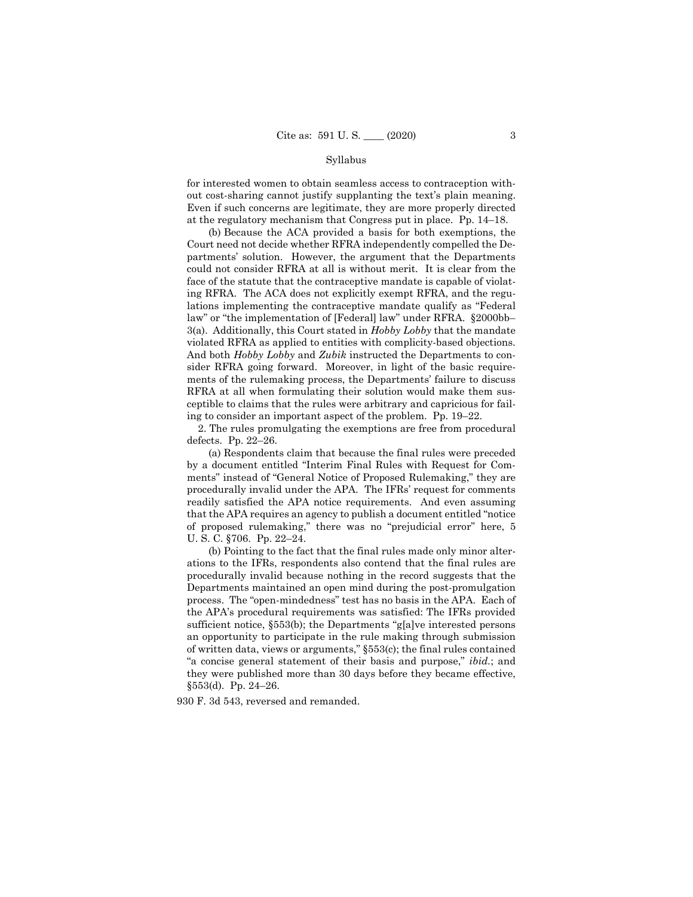for interested women to obtain seamless access to contraception without cost-sharing cannot justify supplanting the text's plain meaning. Even if such concerns are legitimate, they are more properly directed at the regulatory mechanism that Congress put in place. Pp. 14–18.

(b) Because the ACA provided a basis for both exemptions, the Court need not decide whether RFRA independently compelled the Departments' solution. However, the argument that the Departments could not consider RFRA at all is without merit. It is clear from the face of the statute that the contraceptive mandate is capable of violating RFRA. The ACA does not explicitly exempt RFRA, and the regulations implementing the contraceptive mandate qualify as "Federal law" or "the implementation of [Federal] law" under RFRA. §2000bb–3(a). Additionally, this Court stated in *Hobby Lobby* that the mandate violated RFRA as applied to entities with complicity-based objections. And both *Hobby Lobby* and *Zubik* instructed the Departments to consider RFRA going forward. Moreover, in light of the basic requirements of the rulemaking process, the Departments' failure to discuss RFRA at all when formulating their solution would make them susceptible to claims that the rules were arbitrary and capricious for failing to consider an important aspect of the problem. Pp. 19–22.

2. The rules promulgating the exemptions are free from procedural defects. Pp. 22–26.

(a) Respondents claim that because the final rules were preceded by a document entitled "Interim Final Rules with Request for Comments" instead of "General Notice of Proposed Rulemaking," they are procedurally invalid under the APA. The IFRs' request for comments readily satisfied the APA notice requirements. And even assuming that the APA requires an agency to publish a document entitled "notice of proposed rulemaking," there was no "prejudicial error" here, 5 U. S. C. §706. Pp. 22–24.

(b) Pointing to the fact that the final rules made only minor alterations to the IFRs, respondents also contend that the final rules are procedurally invalid because nothing in the record suggests that the Departments maintained an open mind during the post-promulgation process. The "open-mindedness" test has no basis in the APA. Each of the APA's procedural requirements was satisfied: The IFRs provided sufficient notice, §553(b); the Departments "g[a]ve interested persons an opportunity to participate in the rule making through submission of written data, views or arguments," §553(c); the final rules contained "a concise general statement of their basis and purpose," *ibid.*; and they were published more than 30 days before they became effective, §553(d). Pp. 24–26.

930 F. 3d 543, reversed and remanded.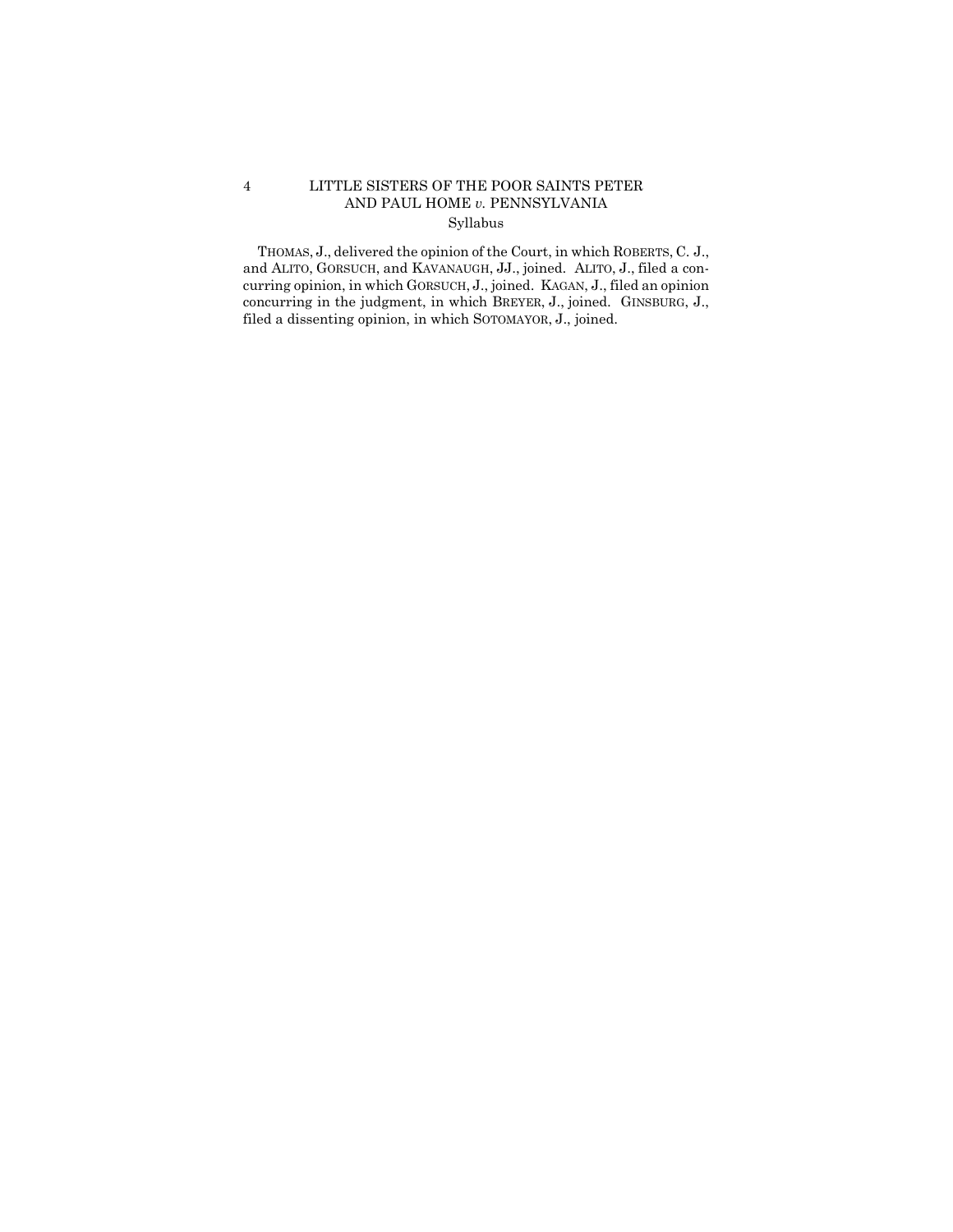THOMAS, J., delivered the opinion of the Court, in which ROBERTS, C. J., and ALITO, GORSUCH, and KAVANAUGH, JJ., joined. ALITO, J., filed a concurring opinion, in which GORSUCH, J., joined. KAGAN, J., filed an opinion concurring in the judgment, in which BREYER, J., joined. GINSBURG, J., filed a dissenting opinion, in which SOTOMAYOR, J., joined.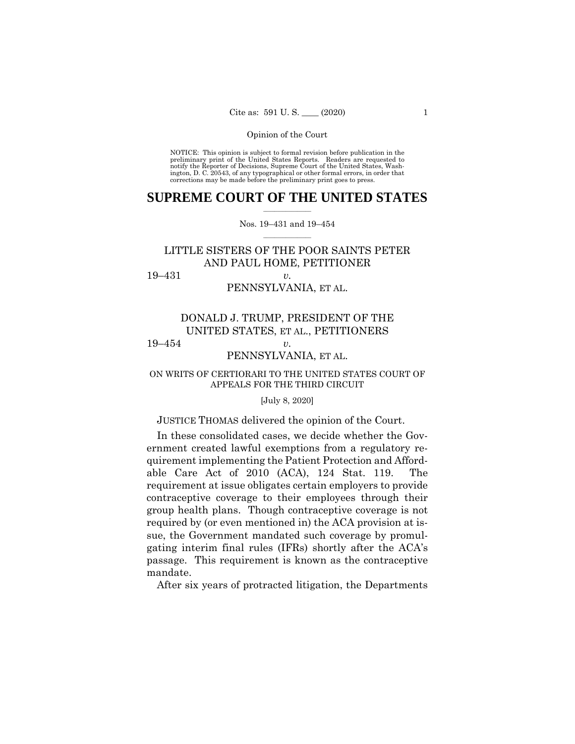NOTICE: This opinion is subject to formal revision before publication in the preliminary print of the United States Reports. Readers are requested to notify the Reporter of Decisions, Supreme Court of the United States, Washington, D. C. 20543, of any typographical or other formal errors, in order that corrections may be made before the preliminary print goes to press.

# SUPREME COURT OF THE UNITED STATES

Nos. 19–431 and 19–454

LITTLE SISTERS OF THE POOR SAINTS PETER AND PAUL HOME, PETITIONER

19–431 *v.*

PENNSYLVANIA, ET AL.

DONALD J. TRUMP, PRESIDENT OF THE UNITED STATES, ET AL., PETITIONERS

19–454 *v.*

PENNSYLVANIA, ET AL.

ON WRITS OF CERTIORARI TO THE UNITED STATES COURT OF APPEALS FOR THE THIRD CIRCUIT

[July 8, 2020]

JUSTICE THOMAS delivered the opinion of the Court.

In these consolidated cases, we decide whether the Government created lawful exemptions from a regulatory requirement implementing the Patient Protection and Affordable Care Act of 2010 (ACA), 124 Stat. 119. The requirement at issue obligates certain employers to provide contraceptive coverage to their employees through their group health plans. Though contraceptive coverage is not required by (or even mentioned in) the ACA provision at issue, the Government mandated such coverage by promulgating interim final rules (IFRs) shortly after the ACA's passage. This requirement is known as the contraceptive mandate.

After six years of protracted litigation, the Departments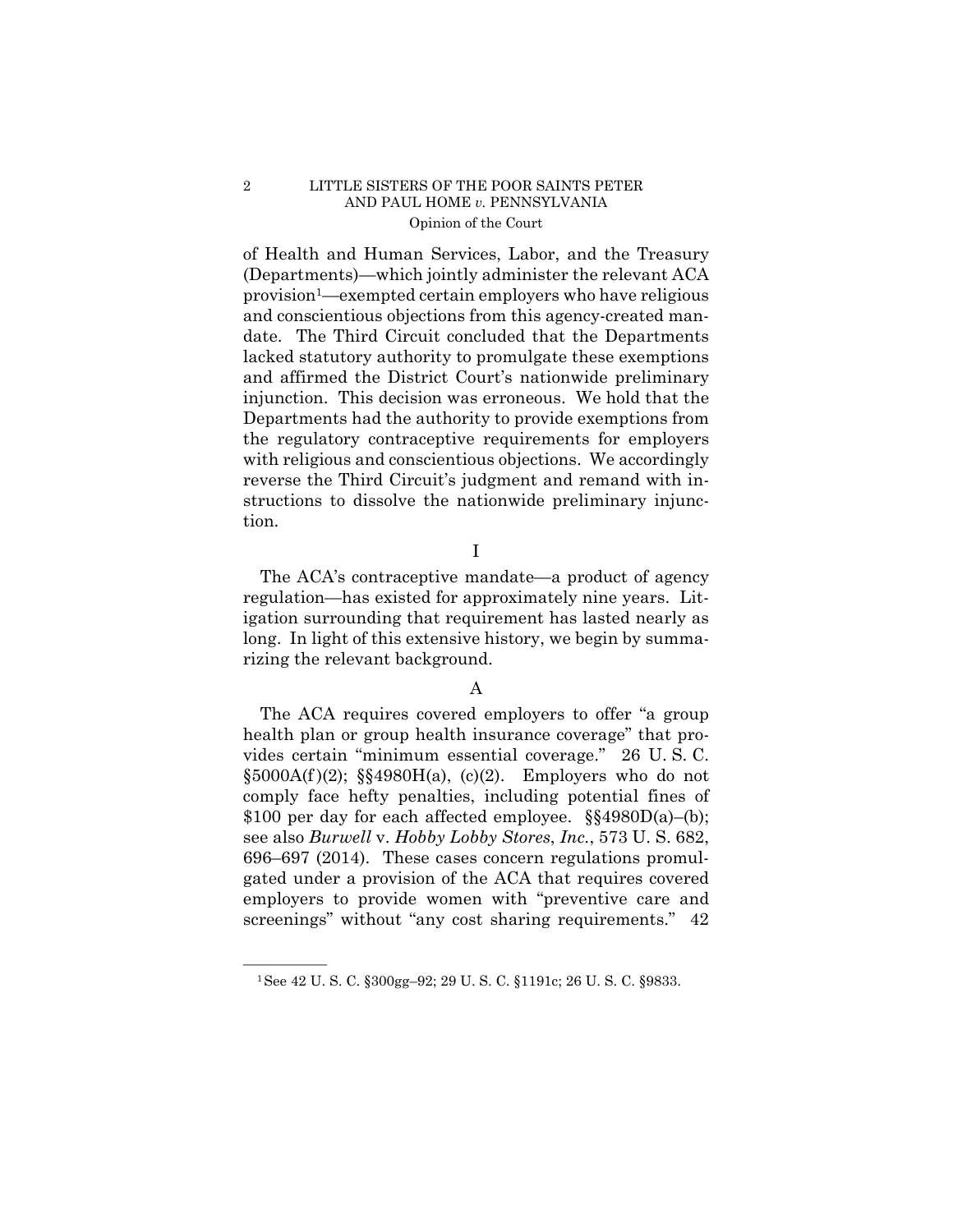of Health and Human Services, Labor, and the Treasury (Departments)—which jointly administer the relevant ACA provision[1]—exempted certain employers who have religious and conscientious objections from this agency-created mandate. The Third Circuit concluded that the Departments lacked statutory authority to promulgate these exemptions and affirmed the District Court's nationwide preliminary injunction. This decision was erroneous. We hold that the Departments had the authority to provide exemptions from the regulatory contraceptive requirements for employers with religious and conscientious objections. We accordingly reverse the Third Circuit's judgment and remand with instructions to dissolve the nationwide preliminary injunction.

## I

The ACA's contraceptive mandate—a product of agency regulation—has existed for approximately nine years. Litigation surrounding that requirement has lasted nearly as long. In light of this extensive history, we begin by summarizing the relevant background.

### A

The ACA requires covered employers to offer "a group health plan or group health insurance coverage" that provides certain "minimum essential coverage." 26 U. S. C. §5000A(f)(2); §§4980H(a), (c)(2). Employers who do not comply face hefty penalties, including potential fines of $100 per day for each affected employee. §§4980D(a)–(b); see also *Burwell* v. *Hobby Lobby Stores, Inc.*, 573 U. S. 682, 696–697 (2014). These cases concern regulations promulgated under a provision of the ACA that requires covered employers to provide women with "preventive care and screenings" without "any cost sharing requirements." 42

[1] See 42 U. S. C. §300gg–92; 29 U. S. C. §1191c; 26 U. S. C. §9833.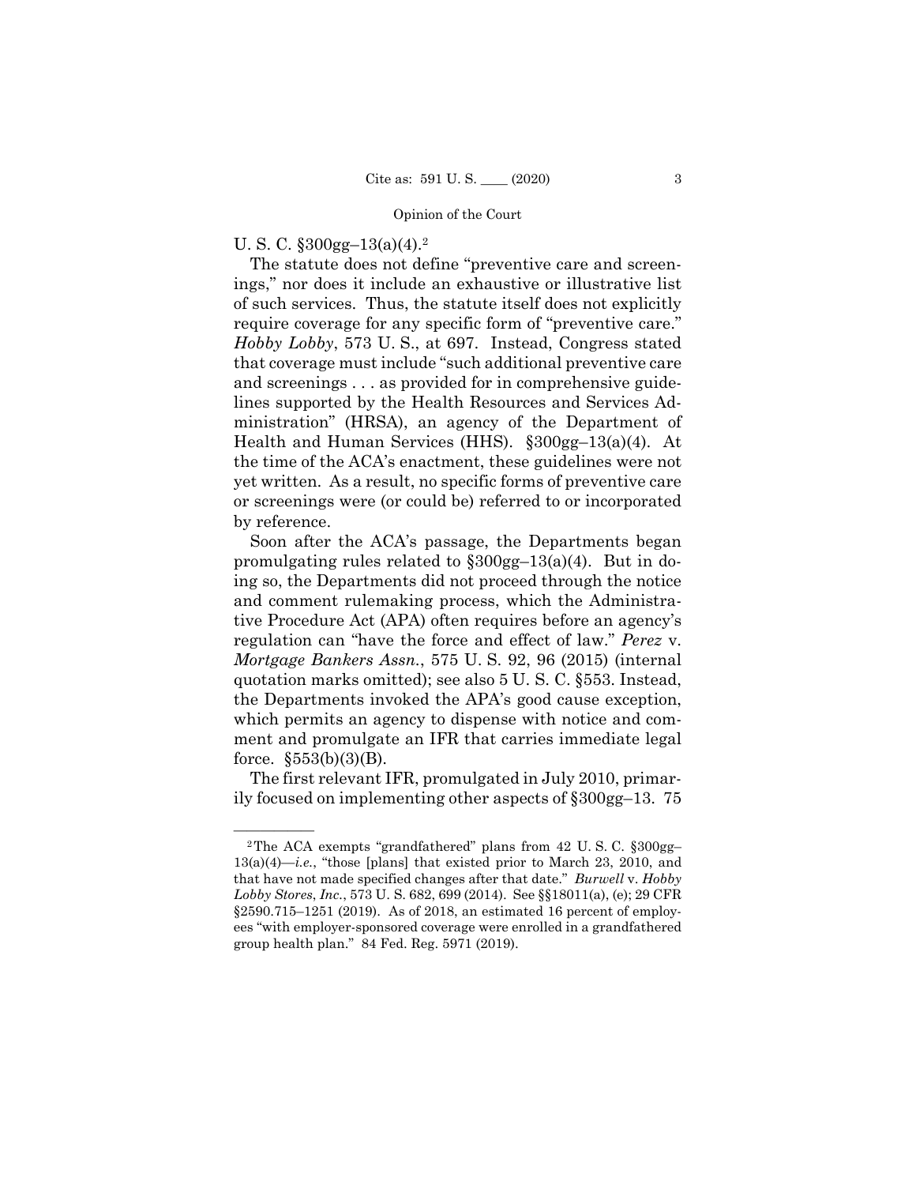U. S. C. §300gg–13(a)(4).[2]

The statute does not define "preventive care and screenings," nor does it include an exhaustive or illustrative list of such services. Thus, the statute itself does not explicitly require coverage for any specific form of "preventive care." *Hobby Lobby*, 573 U. S., at 697. Instead, Congress stated that coverage must include "such additional preventive care and screenings . . . as provided for in comprehensive guidelines supported by the Health Resources and Services Administration" (HRSA), an agency of the Department of Health and Human Services (HHS). §300gg–13(a)(4). At the time of the ACA's enactment, these guidelines were not yet written. As a result, no specific forms of preventive care or screenings were (or could be) referred to or incorporated by reference.

Soon after the ACA's passage, the Departments began promulgating rules related to §300gg–13(a)(4). But in doing so, the Departments did not proceed through the notice and comment rulemaking process, which the Administrative Procedure Act (APA) often requires before an agency's regulation can "have the force and effect of law." *Perez* v. *Mortgage Bankers Assn.*, 575 U. S. 92, 96 (2015) (internal quotation marks omitted); see also 5 U. S. C. §553. Instead, the Departments invoked the APA's good cause exception, which permits an agency to dispense with notice and comment and promulgate an IFR that carries immediate legal force. §553(b)(3)(B).

The first relevant IFR, promulgated in July 2010, primarily focused on implementing other aspects of §300gg–13. 75

---

[2] The ACA exempts "grandfathered" plans from 42 U. S. C. §300gg–13(a)(4)—*i.e.*, "those [plans] that existed prior to March 23, 2010, and that have not made specified changes after that date." *Burwell* v. *Hobby Lobby Stores*, *Inc.*, 573 U. S. 682, 699 (2014). See §§18011(a), (e); 29 CFR §2590.715–1251 (2019). As of 2018, an estimated 16 percent of employees "with employer-sponsored coverage were enrolled in a grandfathered group health plan." 84 Fed. Reg. 5971 (2019).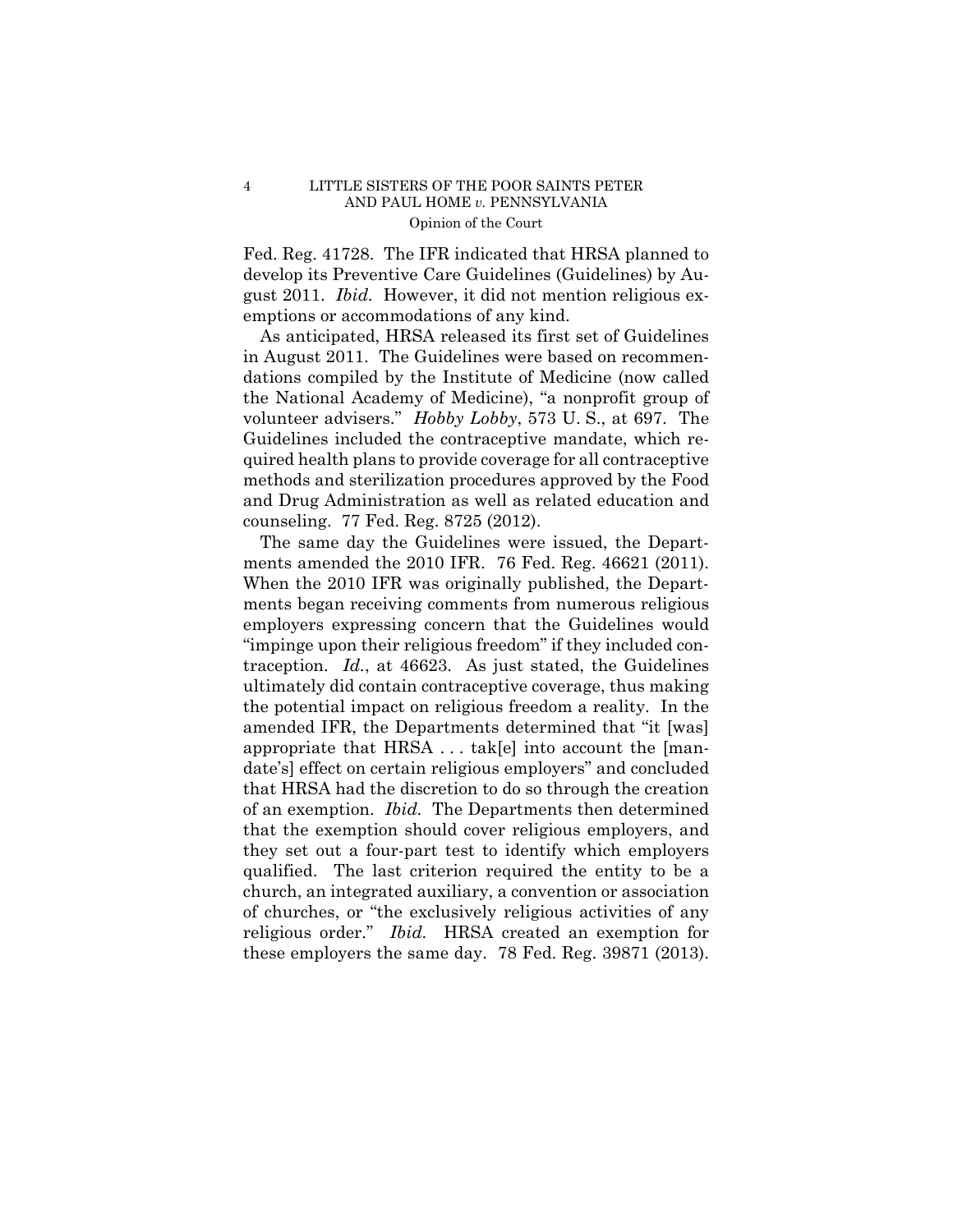Fed. Reg. 41728. The IFR indicated that HRSA planned to develop its Preventive Care Guidelines (Guidelines) by August 2011. *Ibid.* However, it did not mention religious exemptions or accommodations of any kind.

As anticipated, HRSA released its first set of Guidelines in August 2011. The Guidelines were based on recommendations compiled by the Institute of Medicine (now called the National Academy of Medicine), "a nonprofit group of volunteer advisers." *Hobby Lobby*, 573 U. S., at 697. The Guidelines included the contraceptive mandate, which required health plans to provide coverage for all contraceptive methods and sterilization procedures approved by the Food and Drug Administration as well as related education and counseling. 77 Fed. Reg. 8725 (2012).

The same day the Guidelines were issued, the Departments amended the 2010 IFR. 76 Fed. Reg. 46621 (2011). When the 2010 IFR was originally published, the Departments began receiving comments from numerous religious employers expressing concern that the Guidelines would "impinge upon their religious freedom" if they included contraception. *Id.*, at 46623. As just stated, the Guidelines ultimately did contain contraceptive coverage, thus making the potential impact on religious freedom a reality. In the amended IFR, the Departments determined that "it [was] appropriate that HRSA . . . tak[e] into account the [mandate's] effect on certain religious employers" and concluded that HRSA had the discretion to do so through the creation of an exemption. *Ibid.* The Departments then determined that the exemption should cover religious employers, and they set out a four-part test to identify which employers qualified. The last criterion required the entity to be a church, an integrated auxiliary, a convention or association of churches, or "the exclusively religious activities of any religious order." *Ibid.* HRSA created an exemption for these employers the same day. 78 Fed. Reg. 39871 (2013).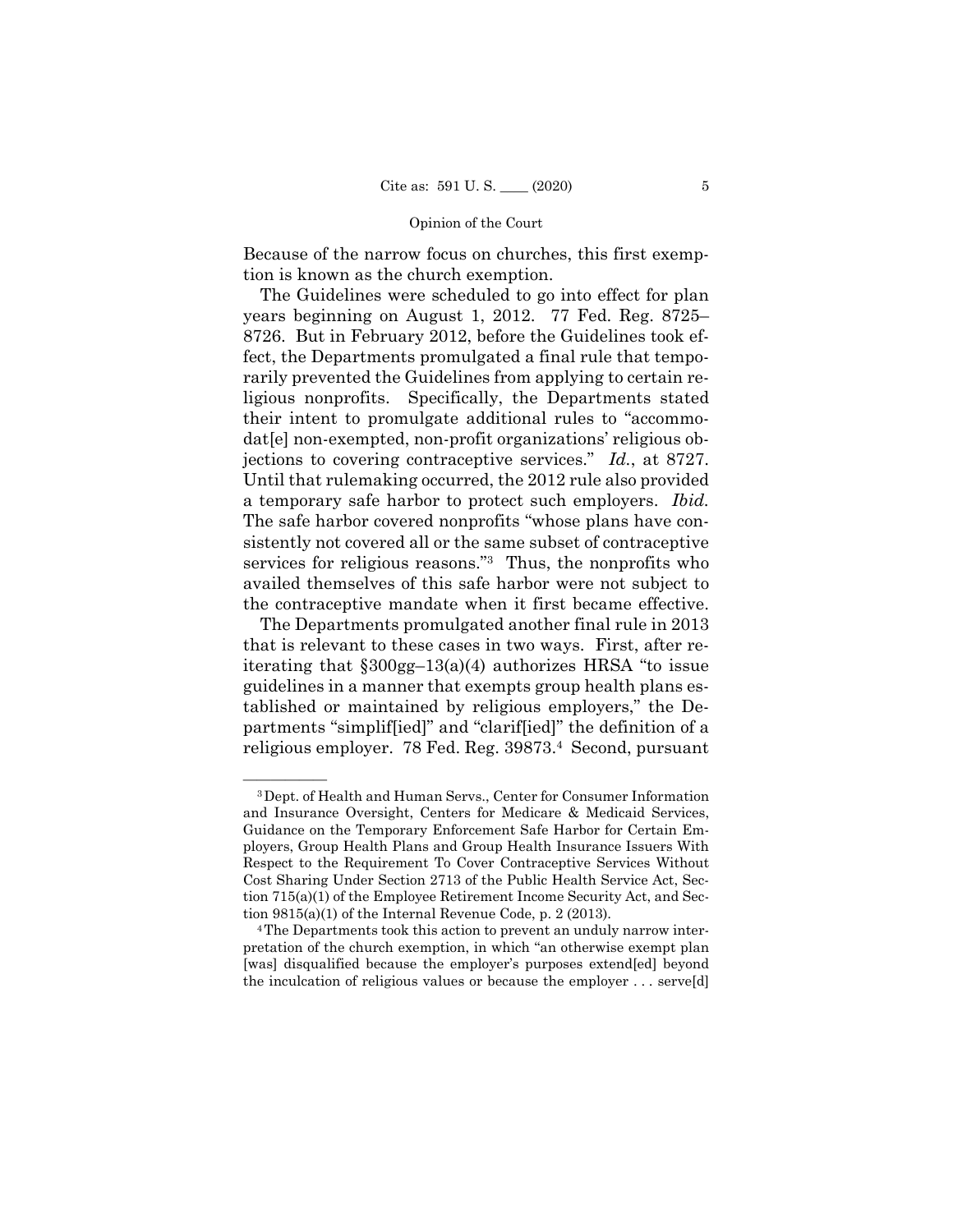Because of the narrow focus on churches, this first exemption is known as the church exemption.

The Guidelines were scheduled to go into effect for plan years beginning on August 1, 2012. 77 Fed. Reg. 8725–8726. But in February 2012, before the Guidelines took effect, the Departments promulgated a final rule that temporarily prevented the Guidelines from applying to certain religious nonprofits. Specifically, the Departments stated their intent to promulgate additional rules to "accommodat[e] non-exempted, non-profit organizations' religious objections to covering contraceptive services." *Id.*, at 8727. Until that rulemaking occurred, the 2012 rule also provided a temporary safe harbor to protect such employers. *Ibid.* The safe harbor covered nonprofits "whose plans have consistently not covered all or the same subset of contraceptive services for religious reasons."[3] Thus, the nonprofits who availed themselves of this safe harbor were not subject to the contraceptive mandate when it first became effective.

The Departments promulgated another final rule in 2013 that is relevant to these cases in two ways. First, after reiterating that §300gg–13(a)(4) authorizes HRSA "to issue guidelines in a manner that exempts group health plans established or maintained by religious employers," the Departments "simplif[ied]" and "clarif[ied]" the definition of a religious employer. 78 Fed. Reg. 39873.[4] Second, pursuant

---

[3] Dept. of Health and Human Servs., Center for Consumer Information and Insurance Oversight, Centers for Medicare & Medicaid Services, Guidance on the Temporary Enforcement Safe Harbor for Certain Employers, Group Health Plans and Group Health Insurance Issuers With Respect to the Requirement To Cover Contraceptive Services Without Cost Sharing Under Section 2713 of the Public Health Service Act, Section 715(a)(1) of the Employee Retirement Income Security Act, and Section 9815(a)(1) of the Internal Revenue Code, p. 2 (2013).

[4] The Departments took this action to prevent an unduly narrow interpretation of the church exemption, in which "an otherwise exempt plan [was] disqualified because the employer's purposes extend[ed] beyond the inculcation of religious values or because the employer . . . serve[d]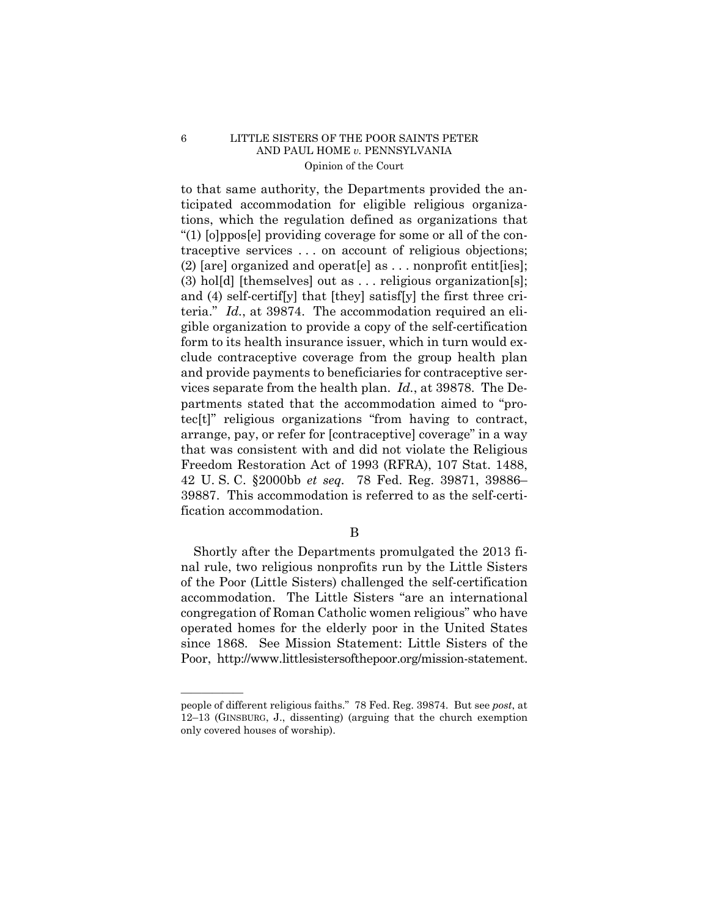to that same authority, the Departments provided the anticipated accommodation for eligible religious organizations, which the regulation defined as organizations that "(1) [o]ppos[e] providing coverage for some or all of the contraceptive services . . . on account of religious objections; (2) [are] organized and operat[e] as . . . nonprofit entit[ies]; (3) hol[d] [themselves] out as . . . religious organization[s]; and (4) self-certif[y] that [they] satisf[y] the first three criteria." *Id.*, at 39874. The accommodation required an eligible organization to provide a copy of the self-certification form to its health insurance issuer, which in turn would exclude contraceptive coverage from the group health plan and provide payments to beneficiaries for contraceptive services separate from the health plan. *Id.*, at 39878. The Departments stated that the accommodation aimed to "protec[t]" religious organizations "from having to contract, arrange, pay, or refer for [contraceptive] coverage" in a way that was consistent with and did not violate the Religious Freedom Restoration Act of 1993 (RFRA), 107 Stat. 1488, 42 U. S. C. §2000bb *et seq.* 78 Fed. Reg. 39871, 39886–39887. This accommodation is referred to as the self-certification accommodation.

B

Shortly after the Departments promulgated the 2013 final rule, two religious nonprofits run by the Little Sisters of the Poor (Little Sisters) challenged the self-certification accommodation. The Little Sisters "are an international congregation of Roman Catholic women religious" who have operated homes for the elderly poor in the United States since 1868. See Mission Statement: Little Sisters of the Poor, http://www.littlesistersofthepoor.org/mission-statement.

---

people of different religious faiths." 78 Fed. Reg. 39874. But see *post*, at 12–13 (GINSBURG, J., dissenting) (arguing that the church exemption only covered houses of worship).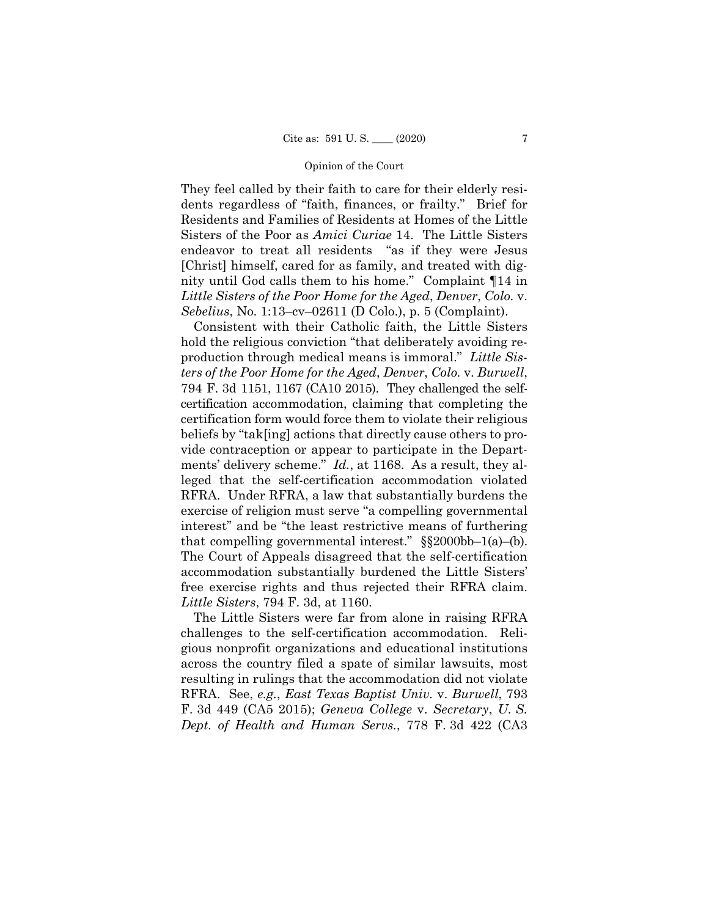They feel called by their faith to care for their elderly residents regardless of "faith, finances, or frailty." Brief for Residents and Families of Residents at Homes of the Little Sisters of the Poor as *Amici Curiae* 14. The Little Sisters endeavor to treat all residents "as if they were Jesus [Christ] himself, cared for as family, and treated with dignity until God calls them to his home." Complaint ¶14 in *Little Sisters of the Poor Home for the Aged, Denver, Colo.* v. *Sebelius*, No. 1:13–cv–02611 (D Colo.), p. 5 (Complaint).

Consistent with their Catholic faith, the Little Sisters hold the religious conviction "that deliberately avoiding reproduction through medical means is immoral." *Little Sisters of the Poor Home for the Aged, Denver, Colo.* v. *Burwell*, 794 F. 3d 1151, 1167 (CA10 2015). They challenged the self-certification accommodation, claiming that completing the certification form would force them to violate their religious beliefs by "tak[ing] actions that directly cause others to provide contraception or appear to participate in the Departments' delivery scheme." *Id.*, at 1168. As a result, they alleged that the self-certification accommodation violated RFRA. Under RFRA, a law that substantially burdens the exercise of religion must serve "a compelling governmental interest" and be "the least restrictive means of furthering that compelling governmental interest." §§2000bb–1(a)–(b). The Court of Appeals disagreed that the self-certification accommodation substantially burdened the Little Sisters' free exercise rights and thus rejected their RFRA claim. *Little Sisters*, 794 F. 3d, at 1160.

The Little Sisters were far from alone in raising RFRA challenges to the self-certification accommodation. Religious nonprofit organizations and educational institutions across the country filed a spate of similar lawsuits, most resulting in rulings that the accommodation did not violate RFRA. See, *e.g.*, *East Texas Baptist Univ.* v. *Burwell*, 793 F. 3d 449 (CA5 2015); *Geneva College* v. *Secretary, U. S. Dept. of Health and Human Servs.*, 778 F. 3d 422 (CA3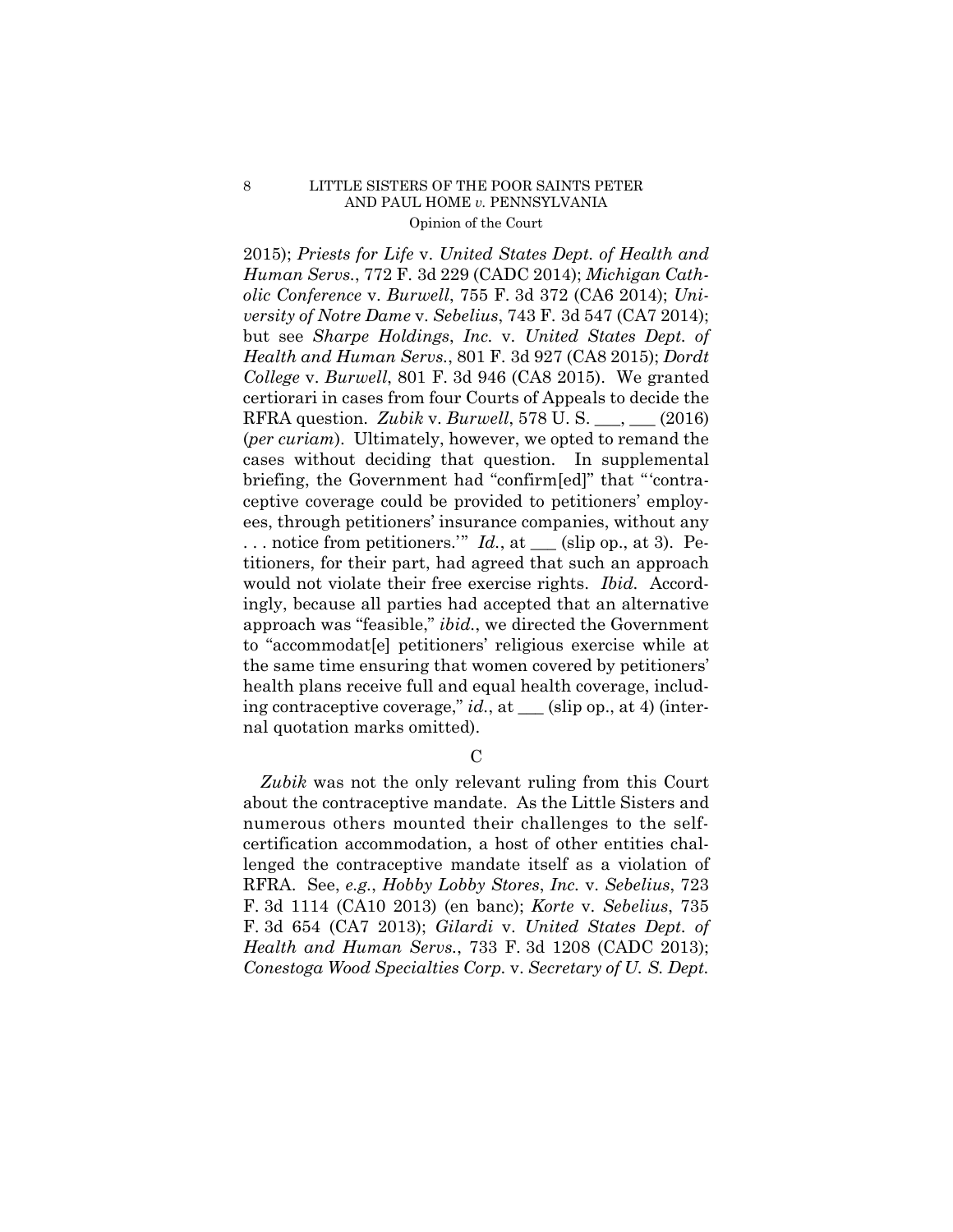2015); *Priests for Life* v. *United States Dept. of Health and Human Servs.*, 772 F. 3d 229 (CADC 2014); *Michigan Catholic Conference* v. *Burwell*, 755 F. 3d 372 (CA6 2014); *University of Notre Dame* v. *Sebelius*, 743 F. 3d 547 (CA7 2014); but see *Sharpe Holdings*, *Inc.* v. *United States Dept. of Health and Human Servs.*, 801 F. 3d 927 (CA8 2015); *Dordt College* v. *Burwell*, 801 F. 3d 946 (CA8 2015). We granted certiorari in cases from four Courts of Appeals to decide the RFRA question. *Zubik* v. *Burwell*, 578 U. S. ___, ___ (2016) (*per curiam*). Ultimately, however, we opted to remand the cases without deciding that question. In supplemental briefing, the Government had "confirm[ed]" that "'contraceptive coverage could be provided to petitioners' employees, through petitioners' insurance companies, without any . . . notice from petitioners.'" *Id.*, at ___ (slip op., at 3). Petitioners, for their part, had agreed that such an approach would not violate their free exercise rights. *Ibid.* Accordingly, because all parties had accepted that an alternative approach was "feasible," *ibid.*, we directed the Government to "accommodat[e] petitioners' religious exercise while at the same time ensuring that women covered by petitioners' health plans receive full and equal health coverage, including contraceptive coverage," *id.*, at ___ (slip op., at 4) (internal quotation marks omitted).

C

*Zubik* was not the only relevant ruling from this Court about the contraceptive mandate. As the Little Sisters and numerous others mounted their challenges to the self-certification accommodation, a host of other entities challenged the contraceptive mandate itself as a violation of RFRA. See, *e.g.*, *Hobby Lobby Stores*, *Inc.* v. *Sebelius*, 723 F. 3d 1114 (CA10 2013) (en banc); *Korte* v. *Sebelius*, 735 F. 3d 654 (CA7 2013); *Gilardi* v. *United States Dept. of Health and Human Servs.*, 733 F. 3d 1208 (CADC 2013); *Conestoga Wood Specialties Corp.* v. *Secretary of U. S. Dept.*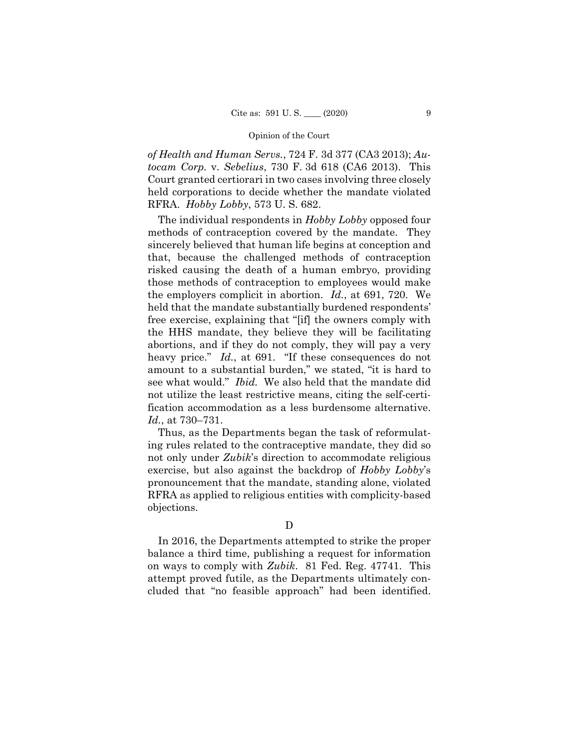*of Health and Human Servs.*, 724 F. 3d 377 (CA3 2013); *Autocam Corp.* v. *Sebelius*, 730 F. 3d 618 (CA6 2013). This Court granted certiorari in two cases involving three closely held corporations to decide whether the mandate violated RFRA. *Hobby Lobby*, 573 U. S. 682.

The individual respondents in *Hobby Lobby* opposed four methods of contraception covered by the mandate. They sincerely believed that human life begins at conception and that, because the challenged methods of contraception risked causing the death of a human embryo, providing those methods of contraception to employees would make the employers complicit in abortion. *Id.*, at 691, 720. We held that the mandate substantially burdened respondents' free exercise, explaining that "[if] the owners comply with the HHS mandate, they believe they will be facilitating abortions, and if they do not comply, they will pay a very heavy price." *Id.*, at 691. "If these consequences do not amount to a substantial burden," we stated, "it is hard to see what would." *Ibid.* We also held that the mandate did not utilize the least restrictive means, citing the self-certification accommodation as a less burdensome alternative. *Id.*, at 730–731.

Thus, as the Departments began the task of reformulating rules related to the contraceptive mandate, they did so not only under *Zubik*'s direction to accommodate religious exercise, but also against the backdrop of *Hobby Lobby*'s pronouncement that the mandate, standing alone, violated RFRA as applied to religious entities with complicity-based objections.

D

In 2016, the Departments attempted to strike the proper balance a third time, publishing a request for information on ways to comply with *Zubik*. 81 Fed. Reg. 47741. This attempt proved futile, as the Departments ultimately concluded that "no feasible approach" had been identified.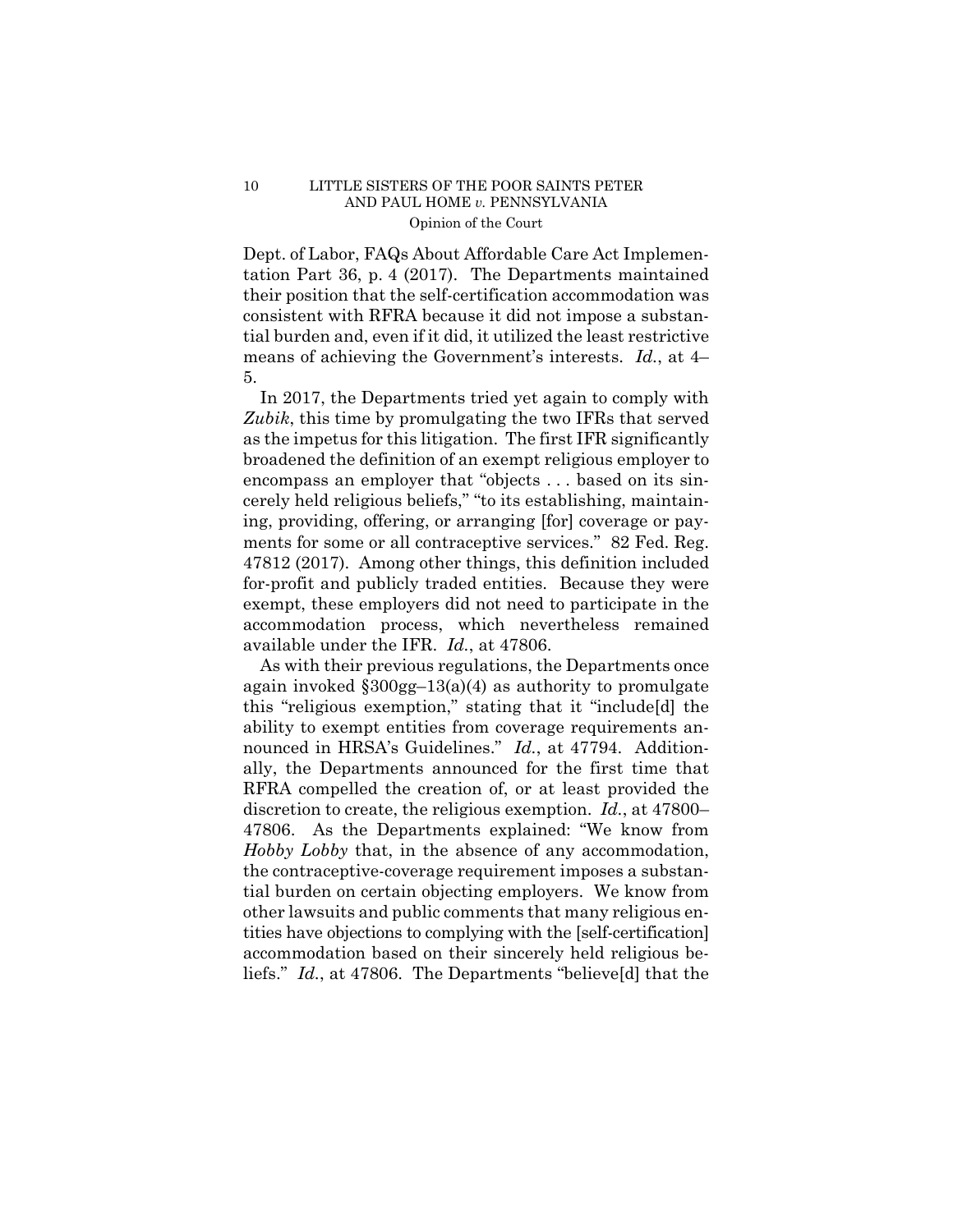Dept. of Labor, FAQs About Affordable Care Act Implementation Part 36, p. 4 (2017). The Departments maintained their position that the self-certification accommodation was consistent with RFRA because it did not impose a substantial burden and, even if it did, it utilized the least restrictive means of achieving the Government's interests. *Id.*, at 4–5.

In 2017, the Departments tried yet again to comply with *Zubik*, this time by promulgating the two IFRs that served as the impetus for this litigation. The first IFR significantly broadened the definition of an exempt religious employer to encompass an employer that "objects . . . based on its sincerely held religious beliefs," "to its establishing, maintaining, providing, offering, or arranging [for] coverage or payments for some or all contraceptive services." 82 Fed. Reg. 47812 (2017). Among other things, this definition included for-profit and publicly traded entities. Because they were exempt, these employers did not need to participate in the accommodation process, which nevertheless remained available under the IFR. *Id.*, at 47806.

As with their previous regulations, the Departments once again invoked §300gg–13(a)(4) as authority to promulgate this "religious exemption," stating that it "include[d] the ability to exempt entities from coverage requirements announced in HRSA's Guidelines." *Id.*, at 47794. Additionally, the Departments announced for the first time that RFRA compelled the creation of, or at least provided the discretion to create, the religious exemption. *Id.*, at 47800–47806. As the Departments explained: "We know from *Hobby Lobby* that, in the absence of any accommodation, the contraceptive-coverage requirement imposes a substantial burden on certain objecting employers. We know from other lawsuits and public comments that many religious entities have objections to complying with the [self-certification] accommodation based on their sincerely held religious beliefs." *Id.*, at 47806. The Departments "believe[d] that the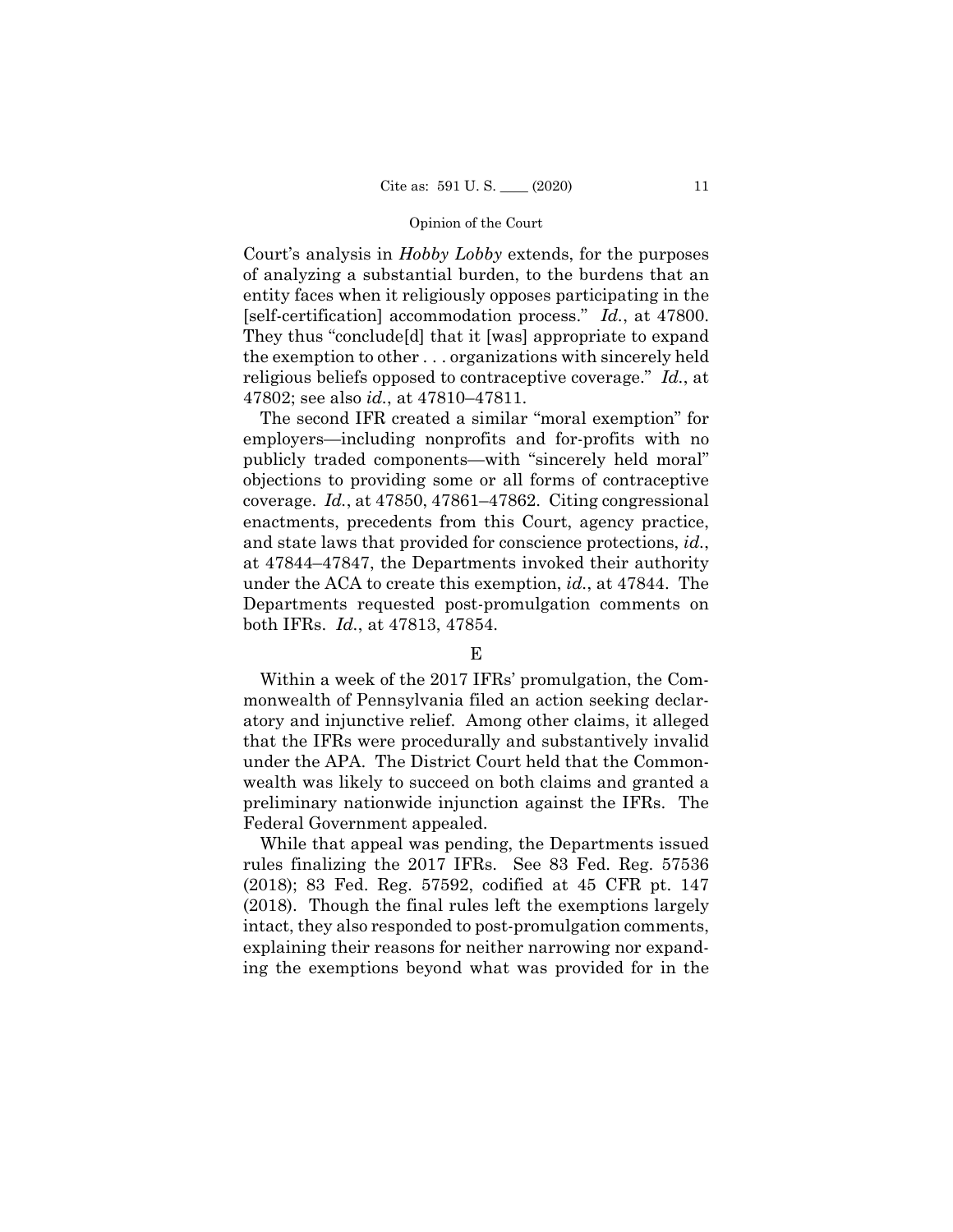Court's analysis in *Hobby Lobby* extends, for the purposes of analyzing a substantial burden, to the burdens that an entity faces when it religiously opposes participating in the [self-certification] accommodation process." *Id.*, at 47800. They thus "conclude[d] that it [was] appropriate to expand the exemption to other . . . organizations with sincerely held religious beliefs opposed to contraceptive coverage." *Id.*, at 47802; see also *id.*, at 47810–47811.

The second IFR created a similar "moral exemption" for employers—including nonprofits and for-profits with no publicly traded components—with "sincerely held moral" objections to providing some or all forms of contraceptive coverage. *Id.*, at 47850, 47861–47862. Citing congressional enactments, precedents from this Court, agency practice, and state laws that provided for conscience protections, *id.*, at 47844–47847, the Departments invoked their authority under the ACA to create this exemption, *id.*, at 47844. The Departments requested post-promulgation comments on both IFRs. *Id.*, at 47813, 47854.

E

Within a week of the 2017 IFRs' promulgation, the Commonwealth of Pennsylvania filed an action seeking declaratory and injunctive relief. Among other claims, it alleged that the IFRs were procedurally and substantively invalid under the APA. The District Court held that the Commonwealth was likely to succeed on both claims and granted a preliminary nationwide injunction against the IFRs. The Federal Government appealed.

While that appeal was pending, the Departments issued rules finalizing the 2017 IFRs. See 83 Fed. Reg. 57536 (2018); 83 Fed. Reg. 57592, codified at 45 CFR pt. 147 (2018). Though the final rules left the exemptions largely intact, they also responded to post-promulgation comments, explaining their reasons for neither narrowing nor expanding the exemptions beyond what was provided for in the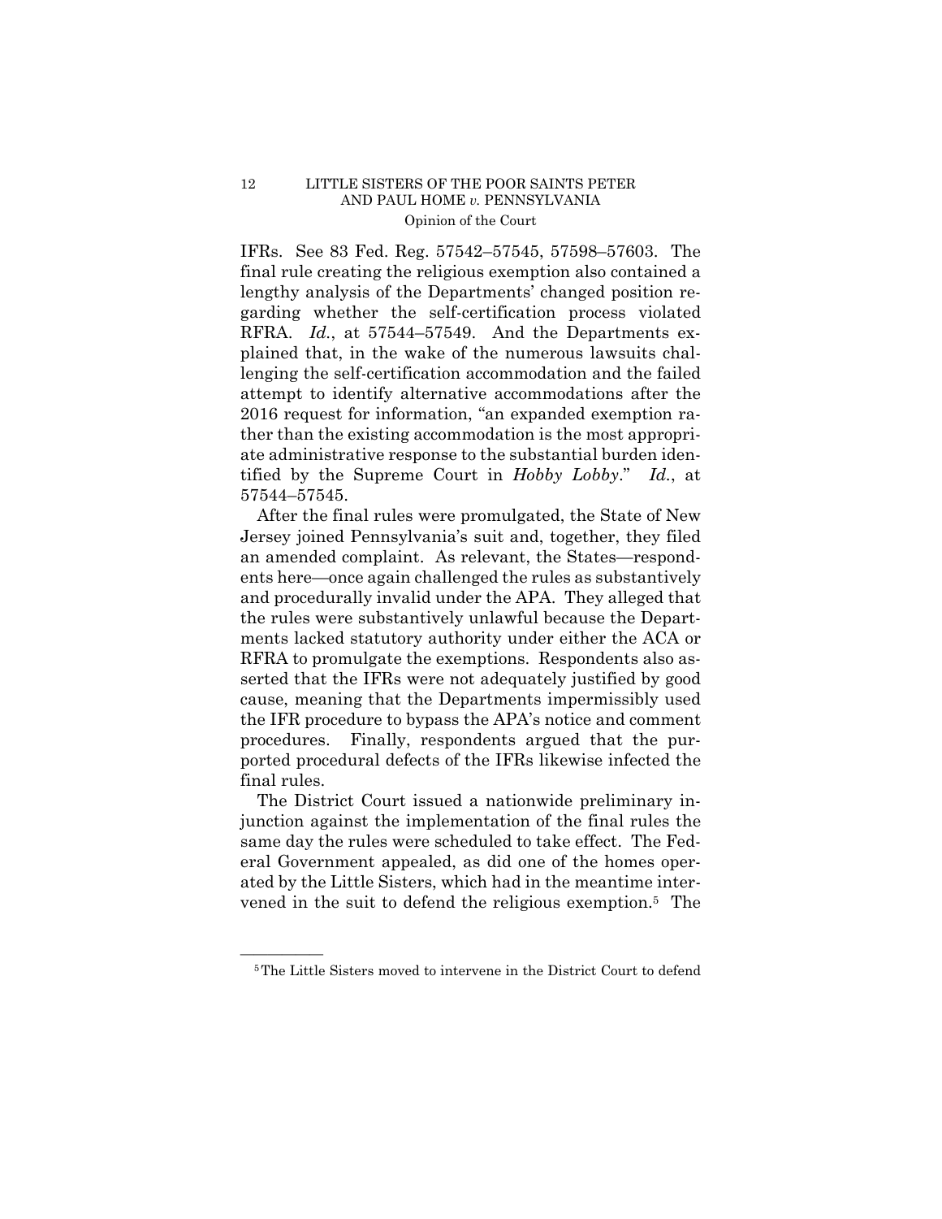IFRs. See 83 Fed. Reg. 57542–57545, 57598–57603. The final rule creating the religious exemption also contained a lengthy analysis of the Departments' changed position regarding whether the self-certification process violated RFRA. *Id.*, at 57544–57549. And the Departments explained that, in the wake of the numerous lawsuits challenging the self-certification accommodation and the failed attempt to identify alternative accommodations after the 2016 request for information, "an expanded exemption rather than the existing accommodation is the most appropriate administrative response to the substantial burden identified by the Supreme Court in *Hobby Lobby*." *Id.*, at 57544–57545.

After the final rules were promulgated, the State of New Jersey joined Pennsylvania's suit and, together, they filed an amended complaint. As relevant, the States—respondents here—once again challenged the rules as substantively and procedurally invalid under the APA. They alleged that the rules were substantively unlawful because the Departments lacked statutory authority under either the ACA or RFRA to promulgate the exemptions. Respondents also asserted that the IFRs were not adequately justified by good cause, meaning that the Departments impermissibly used the IFR procedure to bypass the APA's notice and comment procedures. Finally, respondents argued that the purported procedural defects of the IFRs likewise infected the final rules.

The District Court issued a nationwide preliminary injunction against the implementation of the final rules the same day the rules were scheduled to take effect. The Federal Government appealed, as did one of the homes operated by the Little Sisters, which had in the meantime intervened in the suit to defend the religious exemption.[5] The

---

[5] The Little Sisters moved to intervene in the District Court to defend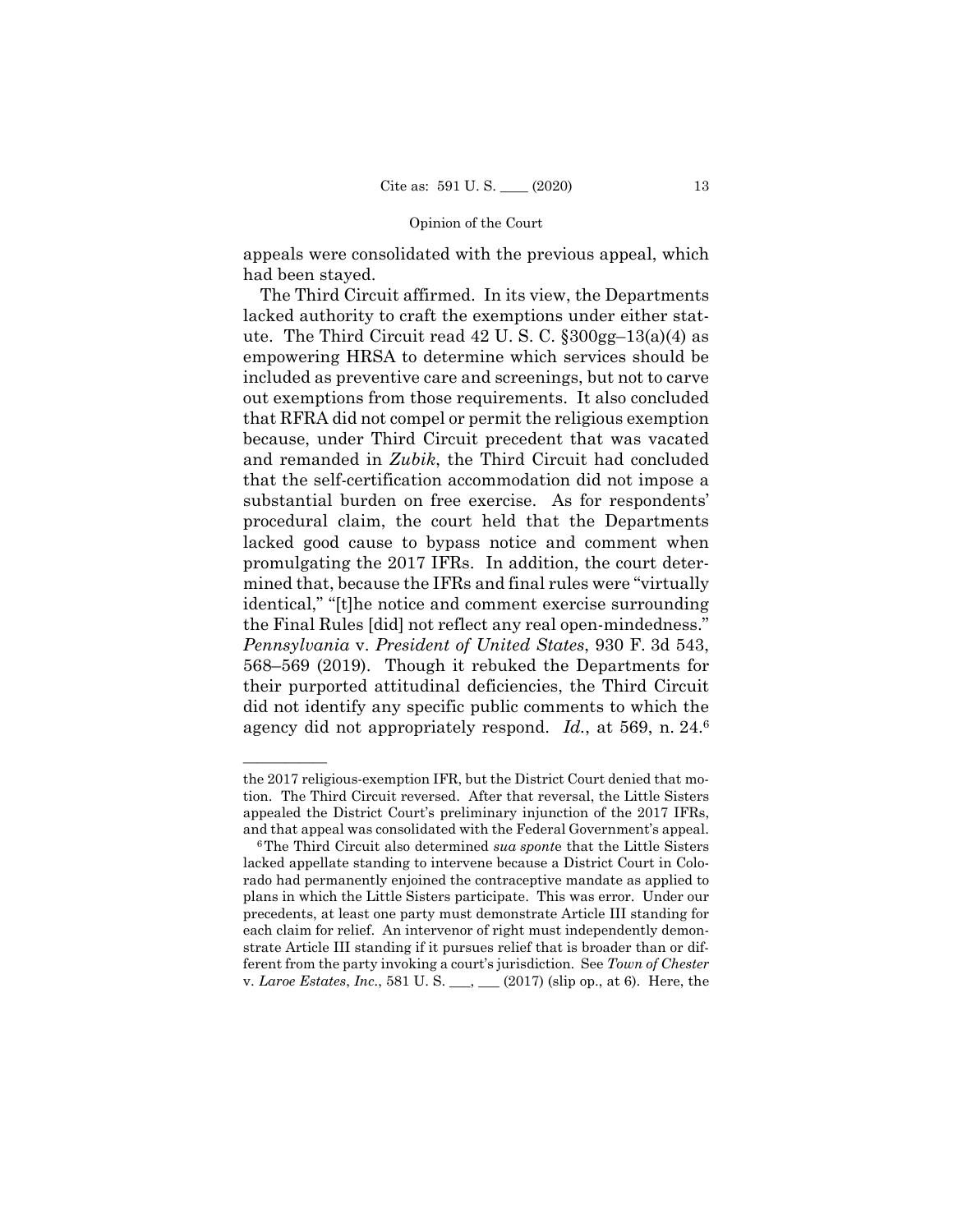appeals were consolidated with the previous appeal, which had been stayed.

The Third Circuit affirmed. In its view, the Departments lacked authority to craft the exemptions under either statute. The Third Circuit read 42 U. S. C. §300gg–13(a)(4) as empowering HRSA to determine which services should be included as preventive care and screenings, but not to carve out exemptions from those requirements. It also concluded that RFRA did not compel or permit the religious exemption because, under Third Circuit precedent that was vacated and remanded in *Zubik*, the Third Circuit had concluded that the self-certification accommodation did not impose a substantial burden on free exercise. As for respondents' procedural claim, the court held that the Departments lacked good cause to bypass notice and comment when promulgating the 2017 IFRs. In addition, the court determined that, because the IFRs and final rules were "virtually identical," "[t]he notice and comment exercise surrounding the Final Rules [did] not reflect any real open-mindedness." *Pennsylvania* v. *President of United States*, 930 F. 3d 543, 568–569 (2019). Though it rebuked the Departments for their purported attitudinal deficiencies, the Third Circuit did not identify any specific public comments to which the agency did not appropriately respond. *Id.*, at 569, n. 24.[6]

---

the 2017 religious-exemption IFR, but the District Court denied that motion. The Third Circuit reversed. After that reversal, the Little Sisters appealed the District Court's preliminary injunction of the 2017 IFRs, and that appeal was consolidated with the Federal Government's appeal.

[6] The Third Circuit also determined *sua sponte* that the Little Sisters lacked appellate standing to intervene because a District Court in Colorado had permanently enjoined the contraceptive mandate as applied to plans in which the Little Sisters participate. This was error. Under our precedents, at least one party must demonstrate Article III standing for each claim for relief. An intervenor of right must independently demonstrate Article III standing if it pursues relief that is broader than or different from the party invoking a court's jurisdiction. See *Town of Chester* v. *Laroe Estates*, *Inc*., 581 U. S. ___, ___ (2017) (slip op., at 6). Here, the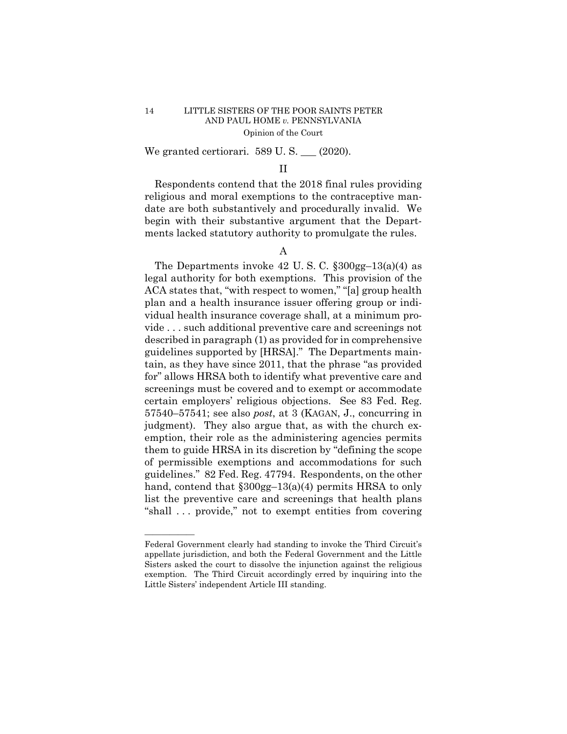We granted certiorari. 589 U. S. ___ (2020).

## II

Respondents contend that the 2018 final rules providing religious and moral exemptions to the contraceptive mandate are both substantively and procedurally invalid. We begin with their substantive argument that the Departments lacked statutory authority to promulgate the rules.

### A

The Departments invoke 42 U. S. C. §300gg–13(a)(4) as legal authority for both exemptions. This provision of the ACA states that, "with respect to women," "[a] group health plan and a health insurance issuer offering group or individual health insurance coverage shall, at a minimum provide . . . such additional preventive care and screenings not described in paragraph (1) as provided for in comprehensive guidelines supported by [HRSA]." The Departments maintain, as they have since 2011, that the phrase "as provided for" allows HRSA both to identify what preventive care and screenings must be covered and to exempt or accommodate certain employers' religious objections. See 83 Fed. Reg. 57540–57541; see also *post*, at 3 (KAGAN, J., concurring in judgment). They also argue that, as with the church exemption, their role as the administering agencies permits them to guide HRSA in its discretion by "defining the scope of permissible exemptions and accommodations for such guidelines." 82 Fed. Reg. 47794. Respondents, on the other hand, contend that §300gg–13(a)(4) permits HRSA to only list the preventive care and screenings that health plans "shall . . . provide," not to exempt entities from covering

---

Federal Government clearly had standing to invoke the Third Circuit's appellate jurisdiction, and both the Federal Government and the Little Sisters asked the court to dissolve the injunction against the religious exemption. The Third Circuit accordingly erred by inquiring into the Little Sisters' independent Article III standing.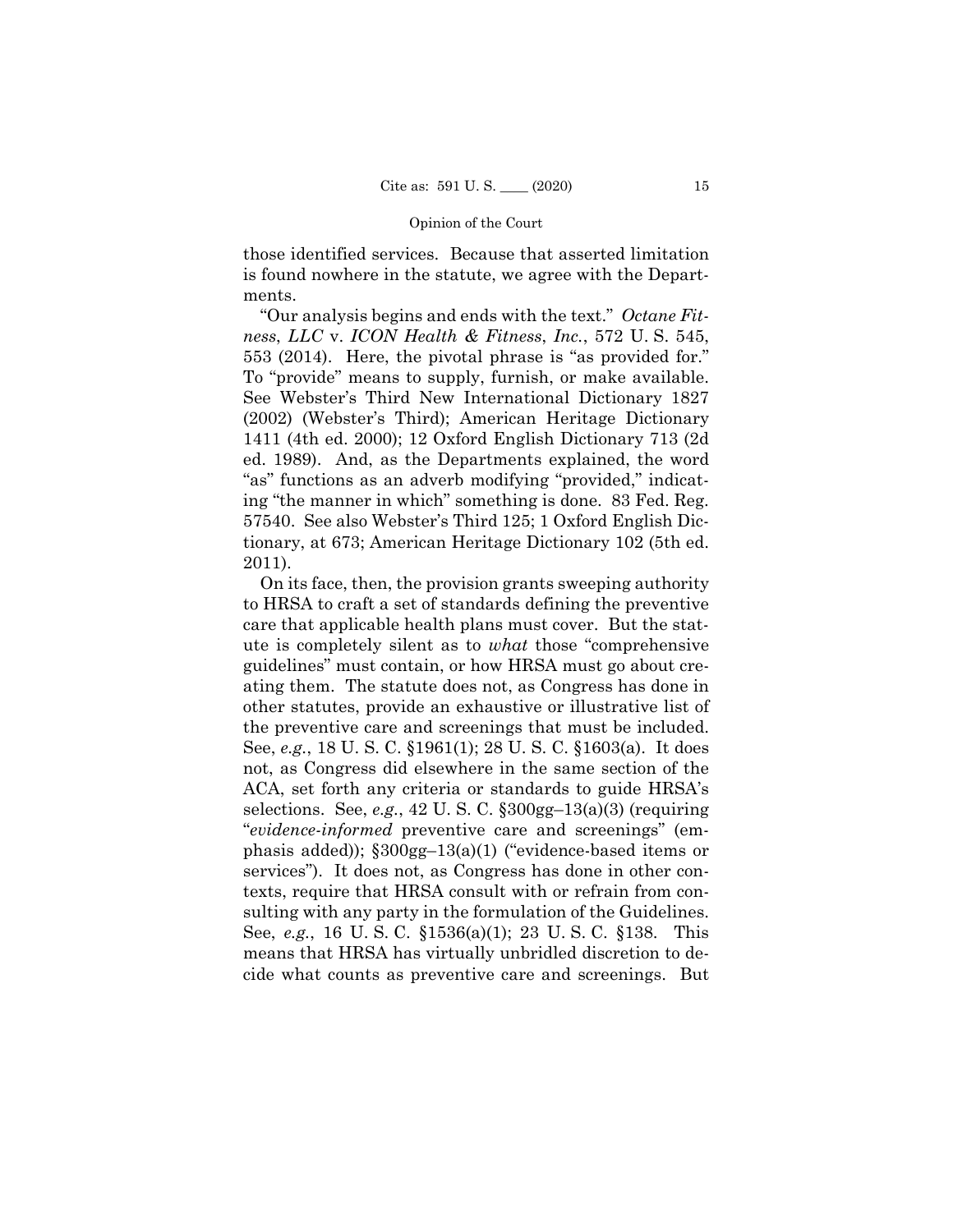those identified services. Because that asserted limitation is found nowhere in the statute, we agree with the Departments.

"Our analysis begins and ends with the text." *Octane Fitness, LLC* v. *ICON Health & Fitness, Inc.*, 572 U. S. 545, 553 (2014). Here, the pivotal phrase is "as provided for." To "provide" means to supply, furnish, or make available. See Webster's Third New International Dictionary 1827 (2002) (Webster's Third); American Heritage Dictionary 1411 (4th ed. 2000); 12 Oxford English Dictionary 713 (2d ed. 1989). And, as the Departments explained, the word "as" functions as an adverb modifying "provided," indicating "the manner in which" something is done. 83 Fed. Reg. 57540. See also Webster's Third 125; 1 Oxford English Dictionary, at 673; American Heritage Dictionary 102 (5th ed. 2011).

On its face, then, the provision grants sweeping authority to HRSA to craft a set of standards defining the preventive care that applicable health plans must cover. But the statute is completely silent as to *what* those "comprehensive guidelines" must contain, or how HRSA must go about creating them. The statute does not, as Congress has done in other statutes, provide an exhaustive or illustrative list of the preventive care and screenings that must be included. See, *e.g.*, 18 U. S. C. §1961(1); 28 U. S. C. §1603(a). It does not, as Congress did elsewhere in the same section of the ACA, set forth any criteria or standards to guide HRSA's selections. See, *e.g.*, 42 U. S. C. §300gg–13(a)(3) (requiring "*evidence-informed* preventive care and screenings" (emphasis added)); §300gg–13(a)(1) ("evidence-based items or services"). It does not, as Congress has done in other contexts, require that HRSA consult with or refrain from consulting with any party in the formulation of the Guidelines. See, *e.g.*, 16 U. S. C. §1536(a)(1); 23 U. S. C. §138. This means that HRSA has virtually unbridled discretion to decide what counts as preventive care and screenings. But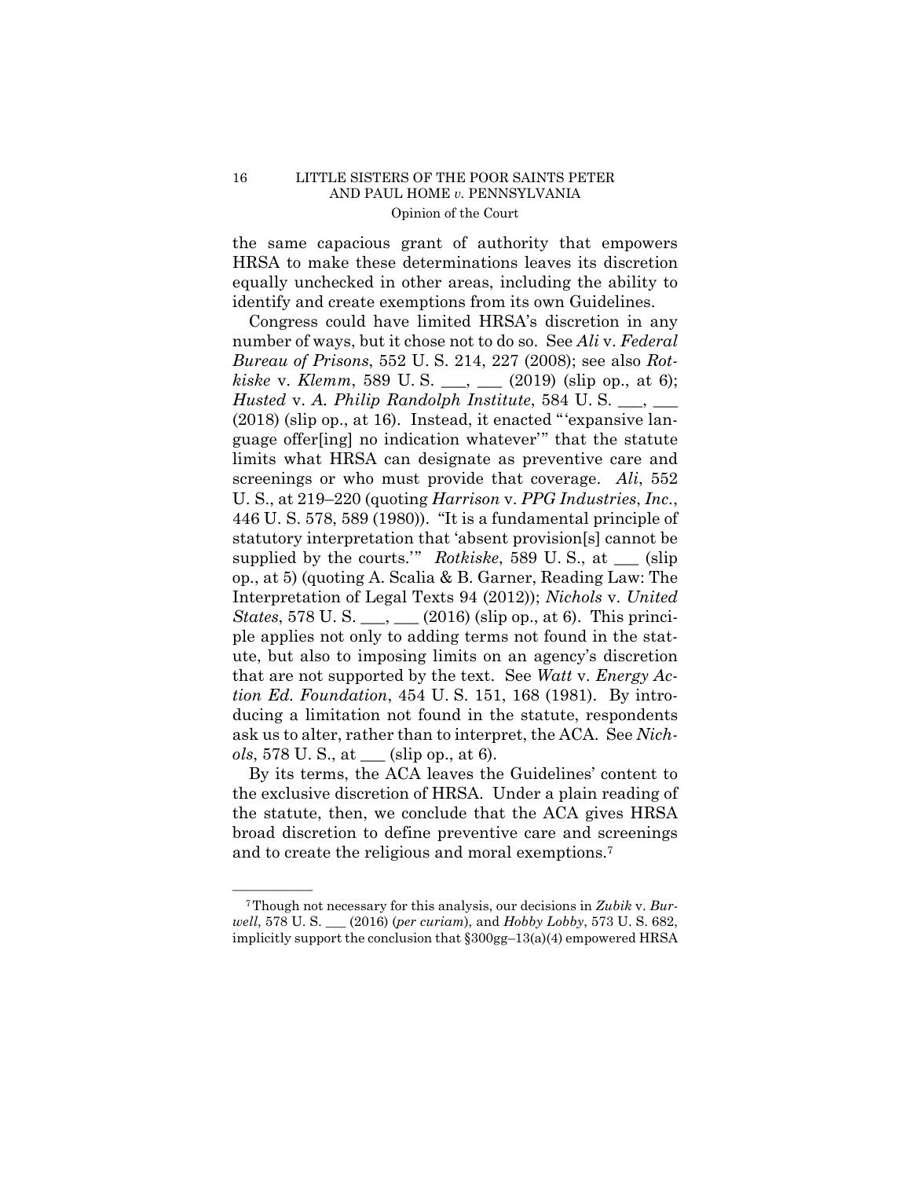the same capacious grant of authority that empowers HRSA to make these determinations leaves its discretion equally unchecked in other areas, including the ability to identify and create exemptions from its own Guidelines.

Congress could have limited HRSA's discretion in any number of ways, but it chose not to do so. See *Ali* v. *Federal Bureau of Prisons*, 552 U. S. 214, 227 (2008); see also *Rotkiske* v. *Klemm*, 589 U. S. ___, ___ (2019) (slip op., at 6); *Husted* v. *A. Philip Randolph Institute*, 584 U. S. ___, ___ (2018) (slip op., at 16). Instead, it enacted "'expansive language offer[ing] no indication whatever'" that the statute limits what HRSA can designate as preventive care and screenings or who must provide that coverage. *Ali*, 552 U. S., at 219–220 (quoting *Harrison* v. *PPG Industries, Inc.*, 446 U. S. 578, 589 (1980)). "It is a fundamental principle of statutory interpretation that 'absent provision[s] cannot be supplied by the courts.'" *Rotkiske*, 589 U. S., at ___ (slip op., at 5) (quoting A. Scalia & B. Garner, Reading Law: The Interpretation of Legal Texts 94 (2012)); *Nichols* v. *United States*, 578 U. S. ___, ___ (2016) (slip op., at 6). This principle applies not only to adding terms not found in the statute, but also to imposing limits on an agency's discretion that are not supported by the text. See *Watt* v. *Energy Action Ed. Foundation*, 454 U. S. 151, 168 (1981). By introducing a limitation not found in the statute, respondents ask us to alter, rather than to interpret, the ACA. See *Nichols*, 578 U. S., at ___ (slip op., at 6).

By its terms, the ACA leaves the Guidelines' content to the exclusive discretion of HRSA. Under a plain reading of the statute, then, we conclude that the ACA gives HRSA broad discretion to define preventive care and screenings and to create the religious and moral exemptions.[7]

---

[7] Though not necessary for this analysis, our decisions in *Zubik* v. *Burwell*, 578 U. S. ___ (2016) (*per curiam*), and *Hobby Lobby*, 573 U. S. 682, implicitly support the conclusion that §300gg–13(a)(4) empowered HRSA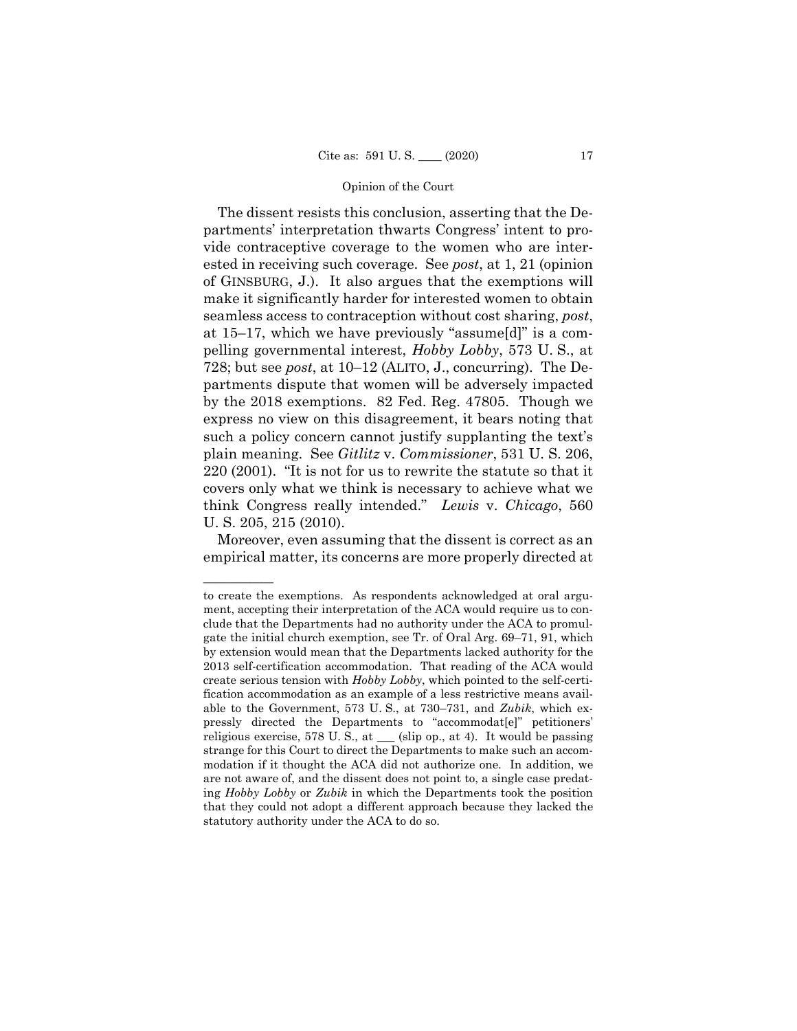The dissent resists this conclusion, asserting that the Departments' interpretation thwarts Congress' intent to provide contraceptive coverage to the women who are interested in receiving such coverage. See *post*, at 1, 21 (opinion of GINSBURG, J.). It also argues that the exemptions will make it significantly harder for interested women to obtain seamless access to contraception without cost sharing, *post*, at 15–17, which we have previously "assume[d]" is a compelling governmental interest, *Hobby Lobby*, 573 U. S., at 728; but see *post*, at 10–12 (ALITO, J., concurring). The Departments dispute that women will be adversely impacted by the 2018 exemptions. 82 Fed. Reg. 47805. Though we express no view on this disagreement, it bears noting that such a policy concern cannot justify supplanting the text's plain meaning. See *Gitlitz* v. *Commissioner*, 531 U. S. 206, 220 (2001). "It is not for us to rewrite the statute so that it covers only what we think is necessary to achieve what we think Congress really intended." *Lewis* v. *Chicago*, 560 U. S. 205, 215 (2010).

Moreover, even assuming that the dissent is correct as an empirical matter, its concerns are more properly directed at

---

to create the exemptions. As respondents acknowledged at oral argument, accepting their interpretation of the ACA would require us to conclude that the Departments had no authority under the ACA to promulgate the initial church exemption, see Tr. of Oral Arg. 69–71, 91, which by extension would mean that the Departments lacked authority for the 2013 self-certification accommodation. That reading of the ACA would create serious tension with *Hobby Lobby*, which pointed to the self-certification accommodation as an example of a less restrictive means available to the Government, 573 U. S., at 730–731, and *Zubik*, which expressly directed the Departments to "accommodat[e]" petitioners' religious exercise, 578 U. S., at ___ (slip op., at 4). It would be passing strange for this Court to direct the Departments to make such an accommodation if it thought the ACA did not authorize one. In addition, we are not aware of, and the dissent does not point to, a single case predating *Hobby Lobby* or *Zubik* in which the Departments took the position that they could not adopt a different approach because they lacked the statutory authority under the ACA to do so.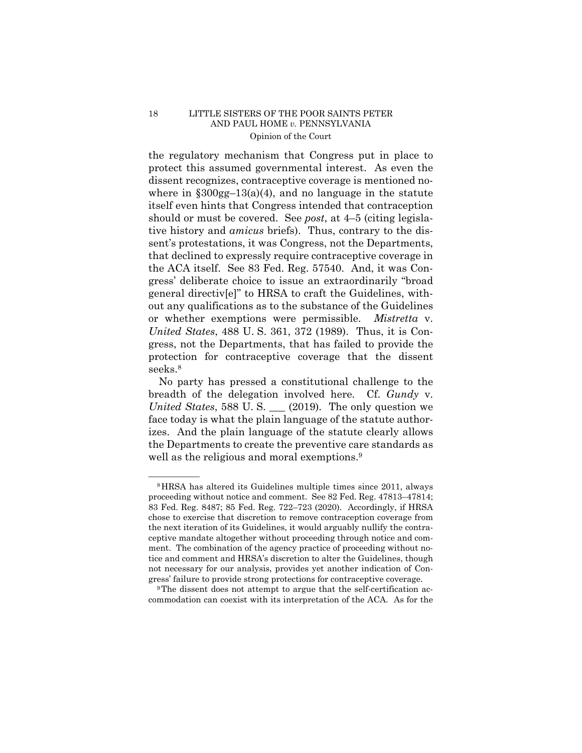the regulatory mechanism that Congress put in place to protect this assumed governmental interest. As even the dissent recognizes, contraceptive coverage is mentioned nowhere in §300gg–13(a)(4), and no language in the statute itself even hints that Congress intended that contraception should or must be covered. See *post*, at 4–5 (citing legislative history and *amicus* briefs). Thus, contrary to the dissent's protestations, it was Congress, not the Departments, that declined to expressly require contraceptive coverage in the ACA itself. See 83 Fed. Reg. 57540. And, it was Congress' deliberate choice to issue an extraordinarily "broad general directiv[e]" to HRSA to craft the Guidelines, without any qualifications as to the substance of the Guidelines or whether exemptions were permissible. *Mistretta* v. *United States*, 488 U. S. 361, 372 (1989). Thus, it is Congress, not the Departments, that has failed to provide the protection for contraceptive coverage that the dissent seeks.[8]

No party has pressed a constitutional challenge to the breadth of the delegation involved here. Cf. *Gundy* v. *United States*, 588 U. S. ___ (2019). The only question we face today is what the plain language of the statute authorizes. And the plain language of the statute clearly allows the Departments to create the preventive care standards as well as the religious and moral exemptions.[9]

---

[8] HRSA has altered its Guidelines multiple times since 2011, always proceeding without notice and comment. See 82 Fed. Reg. 47813–47814; 83 Fed. Reg. 8487; 85 Fed. Reg. 722–723 (2020). Accordingly, if HRSA chose to exercise that discretion to remove contraception coverage from the next iteration of its Guidelines, it would arguably nullify the contraceptive mandate altogether without proceeding through notice and comment. The combination of the agency practice of proceeding without notice and comment and HRSA's discretion to alter the Guidelines, though not necessary for our analysis, provides yet another indication of Congress' failure to provide strong protections for contraceptive coverage.

[9] The dissent does not attempt to argue that the self-certification accommodation can coexist with its interpretation of the ACA. As for the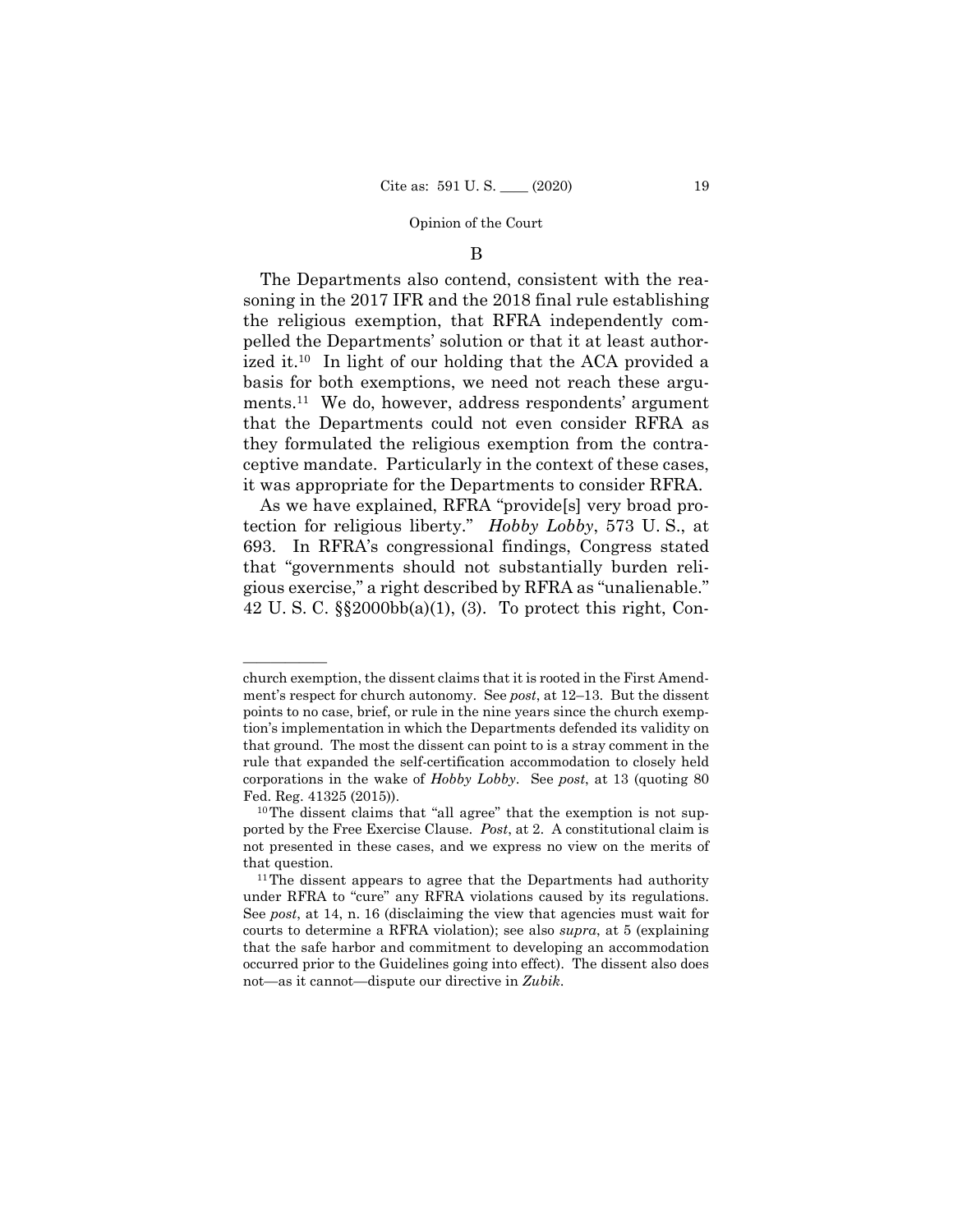### B

The Departments also contend, consistent with the reasoning in the 2017 IFR and the 2018 final rule establishing the religious exemption, that RFRA independently compelled the Departments' solution or that it at least authorized it.[10] In light of our holding that the ACA provided a basis for both exemptions, we need not reach these arguments.[11] We do, however, address respondents' argument that the Departments could not even consider RFRA as they formulated the religious exemption from the contraceptive mandate. Particularly in the context of these cases, it was appropriate for the Departments to consider RFRA.

As we have explained, RFRA "provide[s] very broad protection for religious liberty." *Hobby Lobby*, 573 U. S., at 693. In RFRA's congressional findings, Congress stated that "governments should not substantially burden religious exercise," a right described by RFRA as "unalienable." 42 U. S. C. §§2000bb(a)(1), (3). To protect this right, Con-

---

church exemption, the dissent claims that it is rooted in the First Amendment's respect for church autonomy. See *post*, at 12–13. But the dissent points to no case, brief, or rule in the nine years since the church exemption's implementation in which the Departments defended its validity on that ground. The most the dissent can point to is a stray comment in the rule that expanded the self-certification accommodation to closely held corporations in the wake of *Hobby Lobby*. See *post*, at 13 (quoting 80 Fed. Reg. 41325 (2015)).

[10] The dissent claims that "all agree" that the exemption is not supported by the Free Exercise Clause. *Post*, at 2. A constitutional claim is not presented in these cases, and we express no view on the merits of that question.

[11] The dissent appears to agree that the Departments had authority under RFRA to "cure" any RFRA violations caused by its regulations. See *post*, at 14, n. 16 (disclaiming the view that agencies must wait for courts to determine a RFRA violation); see also *supra*, at 5 (explaining that the safe harbor and commitment to developing an accommodation occurred prior to the Guidelines going into effect). The dissent also does not—as it cannot—dispute our directive in *Zubik*.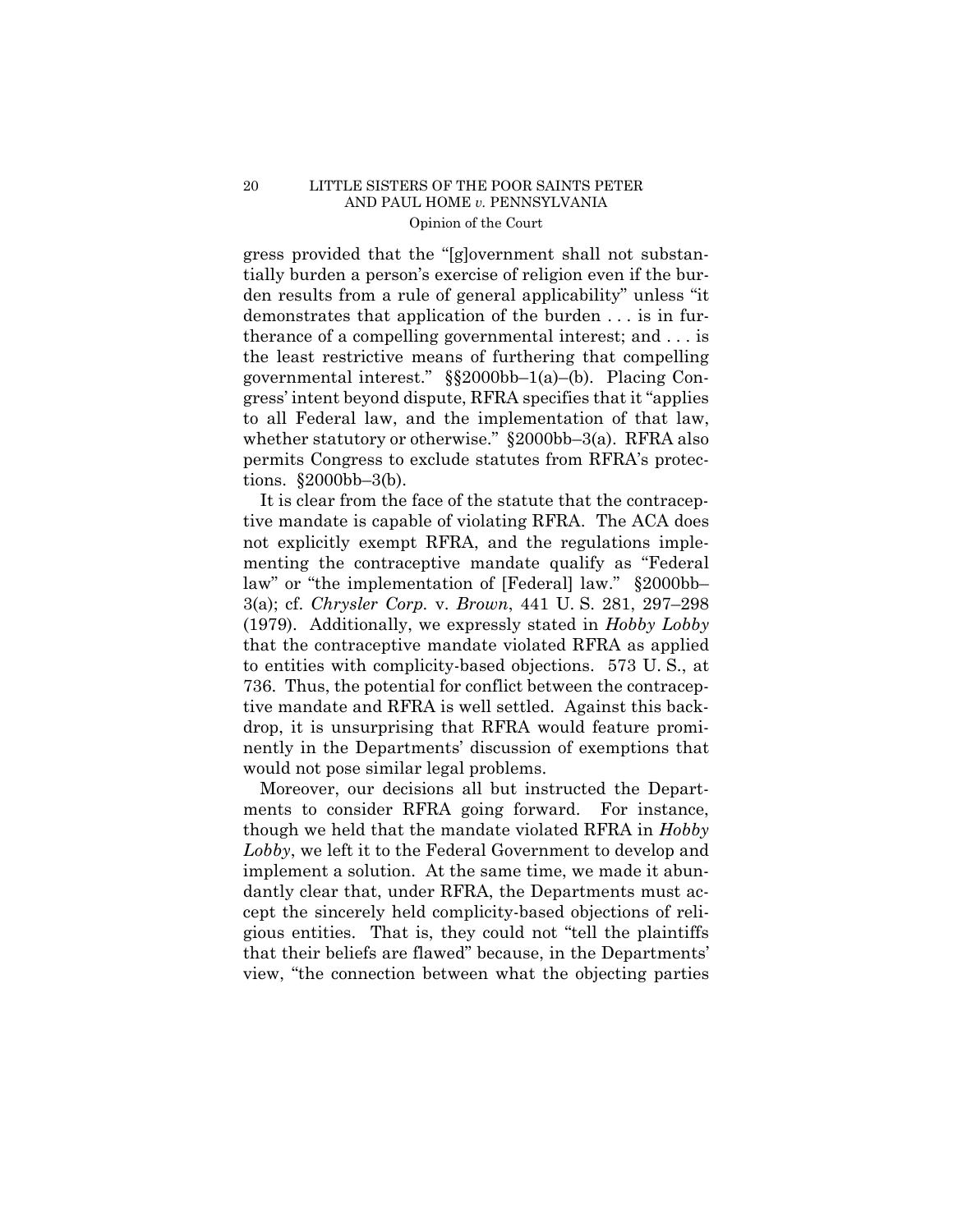gress provided that the "[g]overnment shall not substantially burden a person's exercise of religion even if the burden results from a rule of general applicability" unless "it demonstrates that application of the burden . . . is in furtherance of a compelling governmental interest; and . . . is the least restrictive means of furthering that compelling governmental interest." §§2000bb–1(a)–(b). Placing Congress' intent beyond dispute, RFRA specifies that it "applies to all Federal law, and the implementation of that law, whether statutory or otherwise." §2000bb–3(a). RFRA also permits Congress to exclude statutes from RFRA's protections. §2000bb–3(b).

It is clear from the face of the statute that the contraceptive mandate is capable of violating RFRA. The ACA does not explicitly exempt RFRA, and the regulations implementing the contraceptive mandate qualify as "Federal law" or "the implementation of [Federal] law." §2000bb–3(a); cf. *Chrysler Corp.* v. *Brown*, 441 U. S. 281, 297–298 (1979). Additionally, we expressly stated in *Hobby Lobby* that the contraceptive mandate violated RFRA as applied to entities with complicity-based objections. 573 U. S., at 736. Thus, the potential for conflict between the contraceptive mandate and RFRA is well settled. Against this backdrop, it is unsurprising that RFRA would feature prominently in the Departments' discussion of exemptions that would not pose similar legal problems.

Moreover, our decisions all but instructed the Departments to consider RFRA going forward. For instance, though we held that the mandate violated RFRA in *Hobby Lobby*, we left it to the Federal Government to develop and implement a solution. At the same time, we made it abundantly clear that, under RFRA, the Departments must accept the sincerely held complicity-based objections of religious entities. That is, they could not "tell the plaintiffs that their beliefs are flawed" because, in the Departments' view, "the connection between what the objecting parties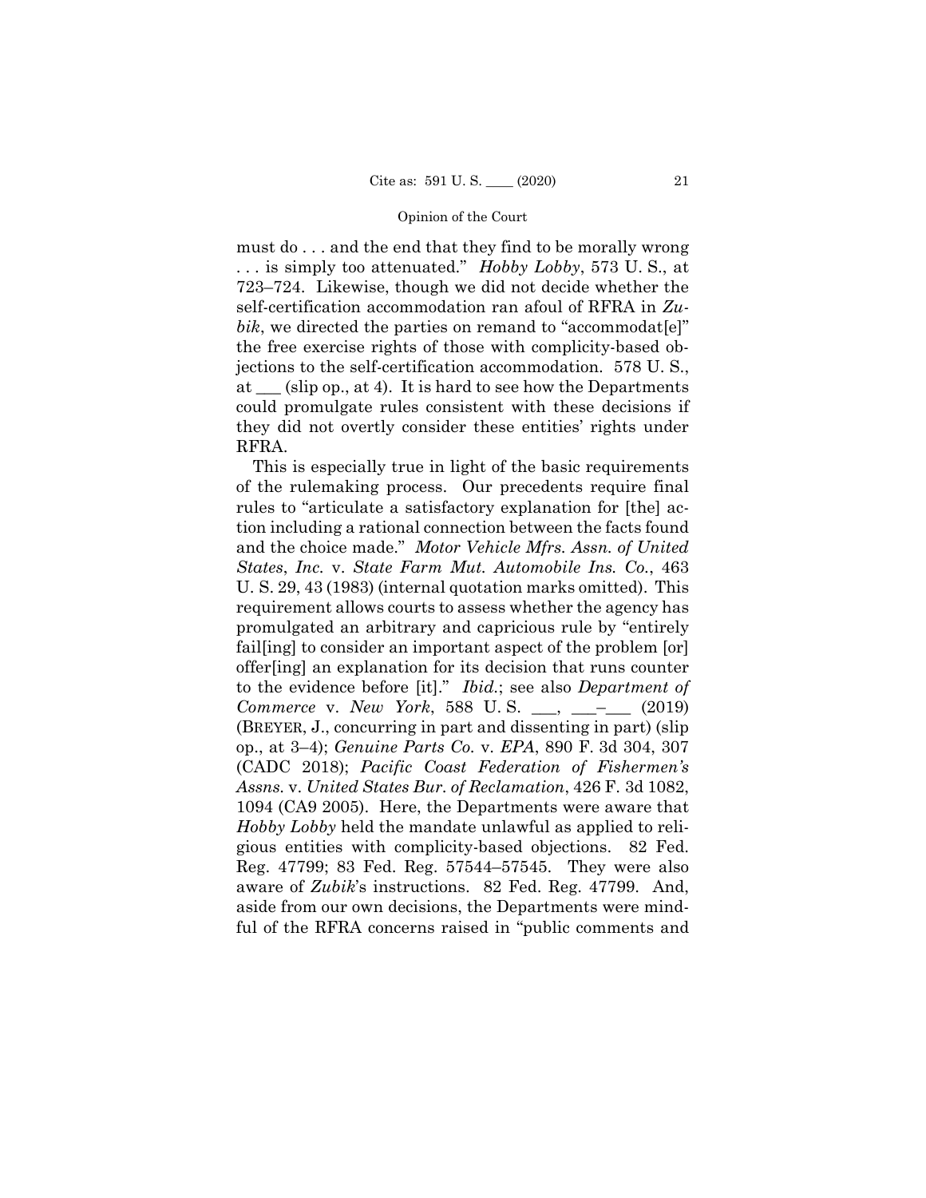must do . . . and the end that they find to be morally wrong . . . is simply too attenuated." *Hobby Lobby*, 573 U. S., at 723–724. Likewise, though we did not decide whether the self-certification accommodation ran afoul of RFRA in *Zubik*, we directed the parties on remand to "accommodat[e]" the free exercise rights of those with complicity-based objections to the self-certification accommodation. 578 U. S., at ___ (slip op., at 4). It is hard to see how the Departments could promulgate rules consistent with these decisions if they did not overtly consider these entities' rights under RFRA.

This is especially true in light of the basic requirements of the rulemaking process. Our precedents require final rules to "articulate a satisfactory explanation for [the] action including a rational connection between the facts found and the choice made." *Motor Vehicle Mfrs. Assn. of United States, Inc.* v. *State Farm Mut. Automobile Ins. Co.*, 463 U. S. 29, 43 (1983) (internal quotation marks omitted). This requirement allows courts to assess whether the agency has promulgated an arbitrary and capricious rule by "entirely fail[ing] to consider an important aspect of the problem [or] offer[ing] an explanation for its decision that runs counter to the evidence before [it]." *Ibid.*; see also *Department of Commerce* v. *New York*, 588 U. S. ___, ___–___ (2019) (BREYER, J., concurring in part and dissenting in part) (slip op., at 3–4); *Genuine Parts Co.* v. *EPA*, 890 F. 3d 304, 307 (CADC 2018); *Pacific Coast Federation of Fishermen's Assns.* v. *United States Bur. of Reclamation*, 426 F. 3d 1082, 1094 (CA9 2005). Here, the Departments were aware that *Hobby Lobby* held the mandate unlawful as applied to religious entities with complicity-based objections. 82 Fed. Reg. 47799; 83 Fed. Reg. 57544–57545. They were also aware of *Zubik*'s instructions. 82 Fed. Reg. 47799. And, aside from our own decisions, the Departments were mindful of the RFRA concerns raised in "public comments and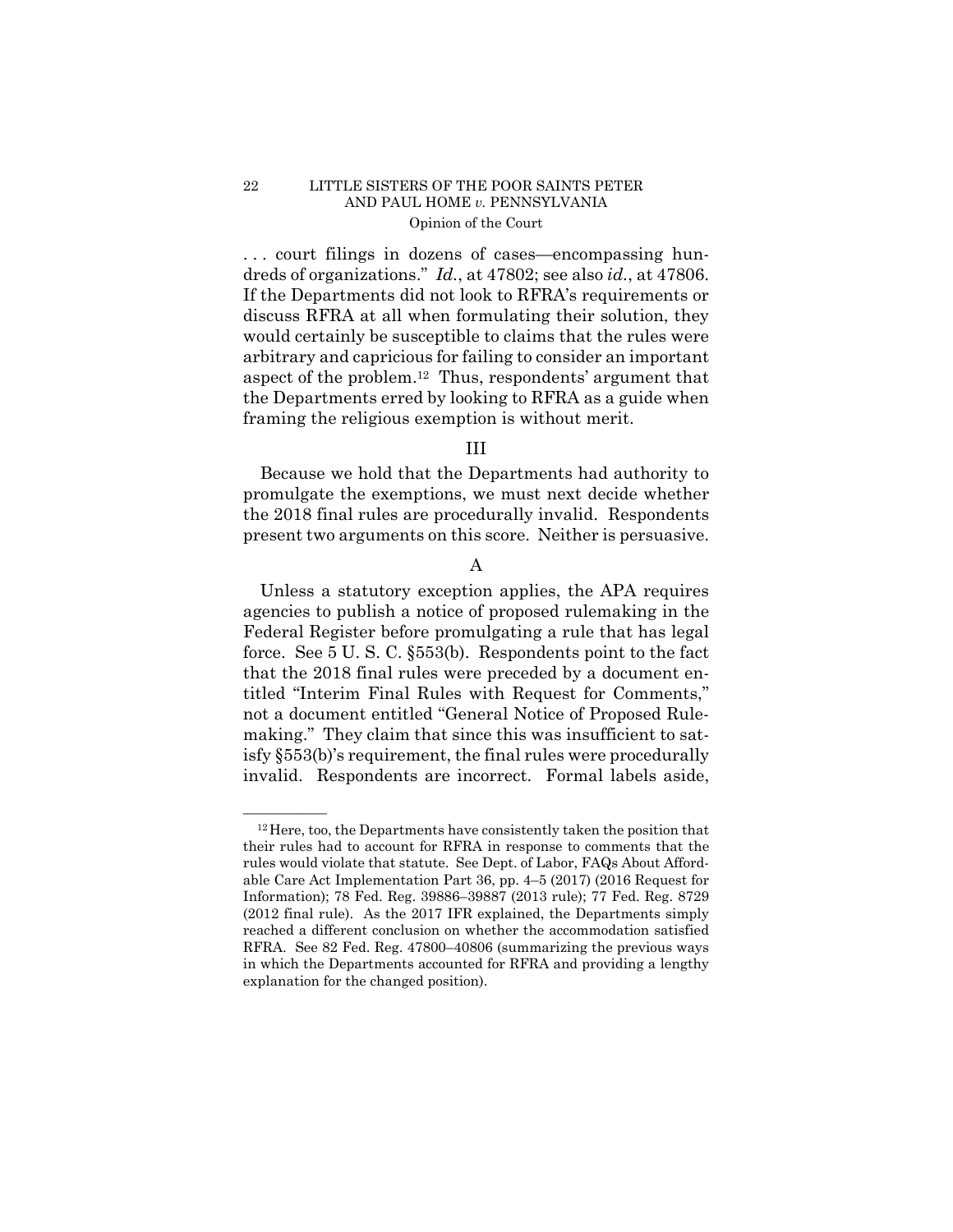. . . court filings in dozens of cases—encompassing hundreds of organizations." *Id.*, at 47802; see also *id.*, at 47806. If the Departments did not look to RFRA's requirements or discuss RFRA at all when formulating their solution, they would certainly be susceptible to claims that the rules were arbitrary and capricious for failing to consider an important aspect of the problem.[12] Thus, respondents' argument that the Departments erred by looking to RFRA as a guide when framing the religious exemption is without merit.

## III

Because we hold that the Departments had authority to promulgate the exemptions, we must next decide whether the 2018 final rules are procedurally invalid. Respondents present two arguments on this score. Neither is persuasive.

### A

Unless a statutory exception applies, the APA requires agencies to publish a notice of proposed rulemaking in the Federal Register before promulgating a rule that has legal force. See 5 U. S. C. §553(b). Respondents point to the fact that the 2018 final rules were preceded by a document entitled "Interim Final Rules with Request for Comments," not a document entitled "General Notice of Proposed Rulemaking." They claim that since this was insufficient to satisfy §553(b)'s requirement, the final rules were procedurally invalid. Respondents are incorrect. Formal labels aside,

---

[12] Here, too, the Departments have consistently taken the position that their rules had to account for RFRA in response to comments that the rules would violate that statute. See Dept. of Labor, FAQs About Affordable Care Act Implementation Part 36, pp. 4–5 (2017) (2016 Request for Information); 78 Fed. Reg. 39886–39887 (2013 rule); 77 Fed. Reg. 8729 (2012 final rule). As the 2017 IFR explained, the Departments simply reached a different conclusion on whether the accommodation satisfied RFRA. See 82 Fed. Reg. 47800–40806 (summarizing the previous ways in which the Departments accounted for RFRA and providing a lengthy explanation for the changed position).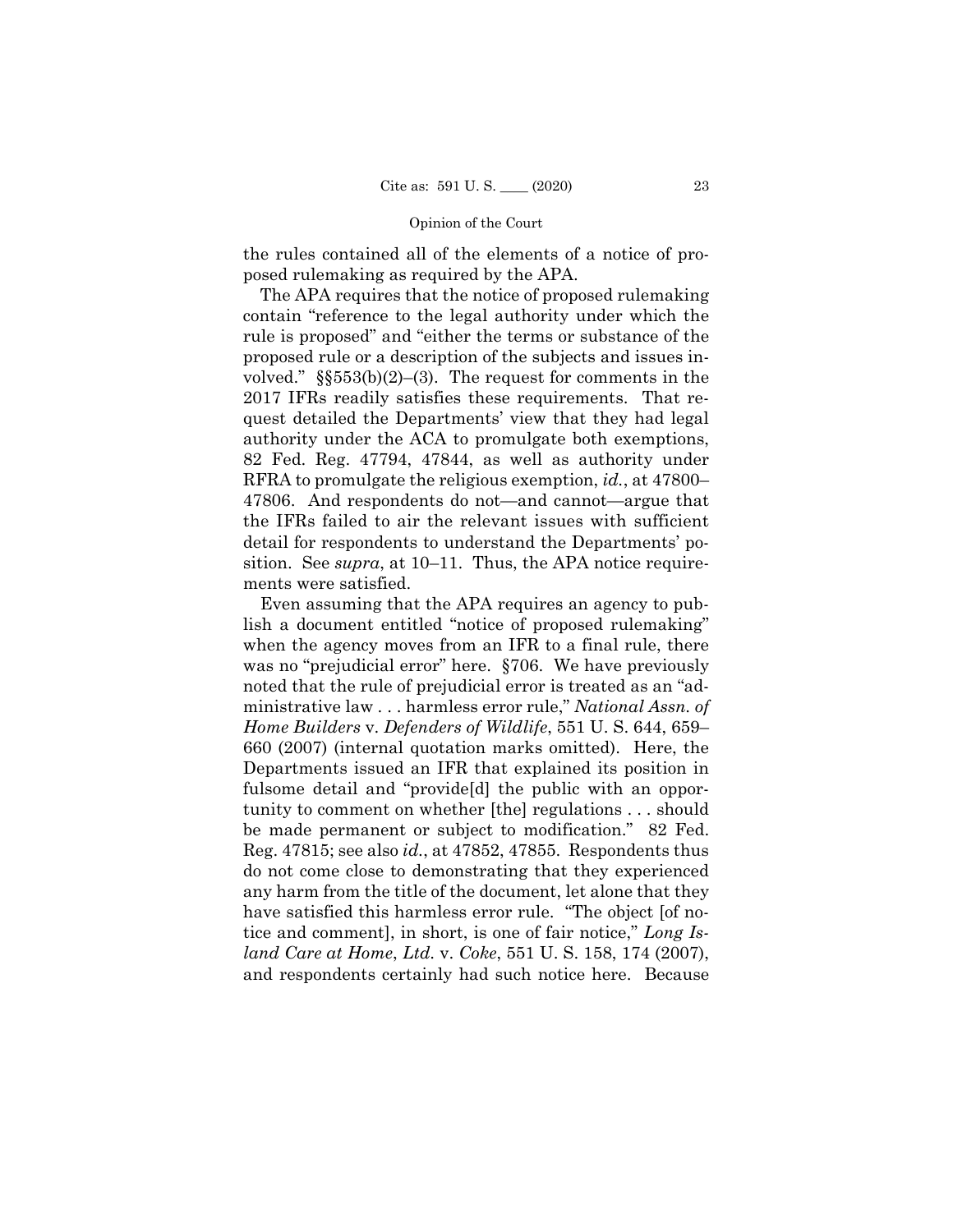the rules contained all of the elements of a notice of proposed rulemaking as required by the APA.

The APA requires that the notice of proposed rulemaking contain "reference to the legal authority under which the rule is proposed" and "either the terms or substance of the proposed rule or a description of the subjects and issues involved." §§553(b)(2)–(3). The request for comments in the 2017 IFRs readily satisfies these requirements. That request detailed the Departments' view that they had legal authority under the ACA to promulgate both exemptions, 82 Fed. Reg. 47794, 47844, as well as authority under RFRA to promulgate the religious exemption, *id.*, at 47800–47806. And respondents do not—and cannot—argue that the IFRs failed to air the relevant issues with sufficient detail for respondents to understand the Departments' position. See *supra*, at 10–11. Thus, the APA notice requirements were satisfied.

Even assuming that the APA requires an agency to publish a document entitled "notice of proposed rulemaking" when the agency moves from an IFR to a final rule, there was no "prejudicial error" here. §706. We have previously noted that the rule of prejudicial error is treated as an "administrative law . . . harmless error rule," *National Assn. of Home Builders* v. *Defenders of Wildlife*, 551 U. S. 644, 659–660 (2007) (internal quotation marks omitted). Here, the Departments issued an IFR that explained its position in fulsome detail and "provide[d] the public with an opportunity to comment on whether [the] regulations . . . should be made permanent or subject to modification." 82 Fed. Reg. 47815; see also *id.*, at 47852, 47855. Respondents thus do not come close to demonstrating that they experienced any harm from the title of the document, let alone that they have satisfied this harmless error rule. "The object [of notice and comment], in short, is one of fair notice," *Long Island Care at Home*, *Ltd.* v. *Coke*, 551 U. S. 158, 174 (2007), and respondents certainly had such notice here. Because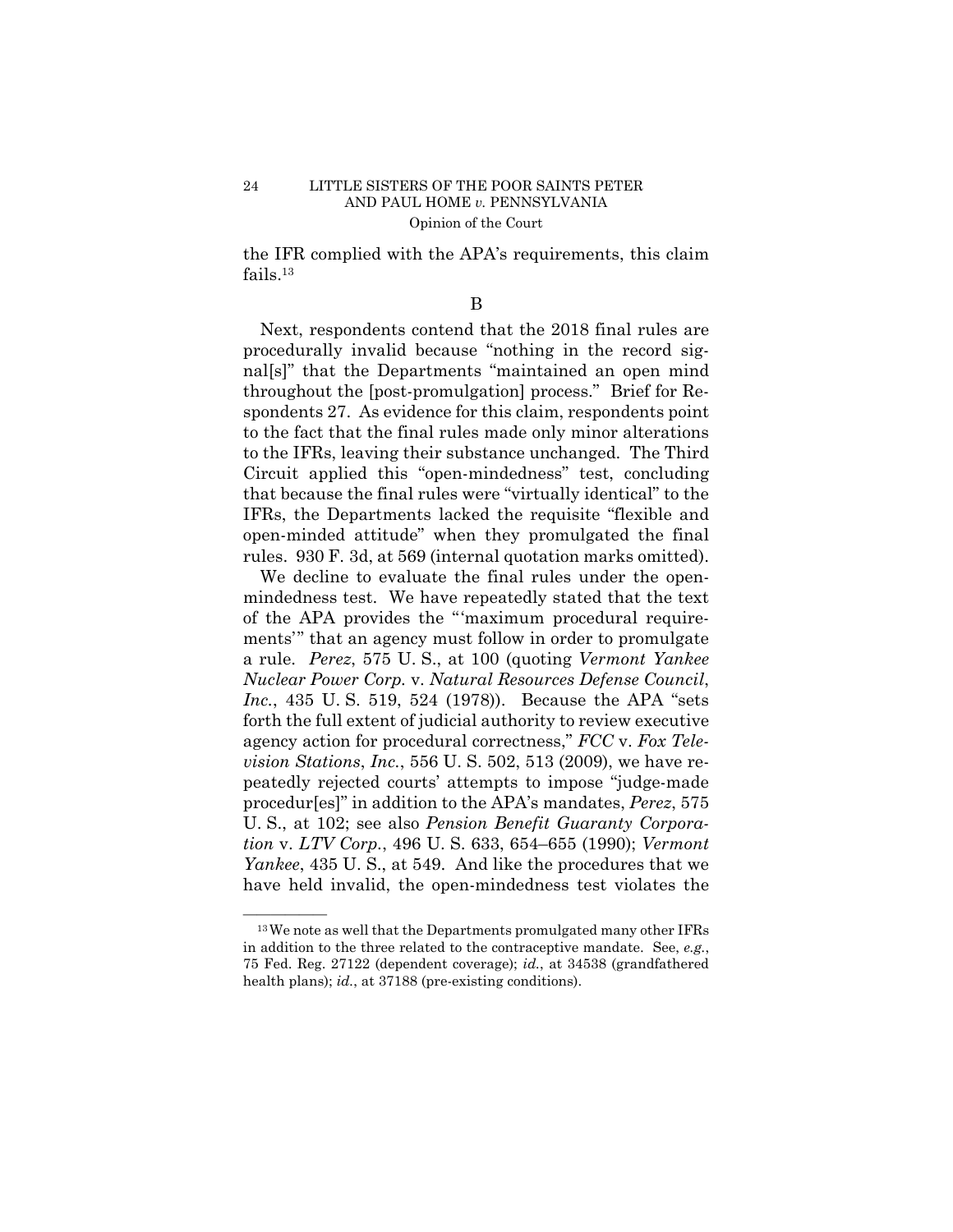the IFR complied with the APA's requirements, this claim fails.[13]

B

Next, respondents contend that the 2018 final rules are procedurally invalid because "nothing in the record signal[s]" that the Departments "maintained an open mind throughout the [post-promulgation] process." Brief for Respondents 27. As evidence for this claim, respondents point to the fact that the final rules made only minor alterations to the IFRs, leaving their substance unchanged. The Third Circuit applied this "open-mindedness" test, concluding that because the final rules were "virtually identical" to the IFRs, the Departments lacked the requisite "flexible and open-minded attitude" when they promulgated the final rules. 930 F. 3d, at 569 (internal quotation marks omitted).

We decline to evaluate the final rules under the open-mindedness test. We have repeatedly stated that the text of the APA provides the "'maximum procedural requirements'" that an agency must follow in order to promulgate a rule. *Perez*, 575 U. S., at 100 (quoting *Vermont Yankee Nuclear Power Corp.* v. *Natural Resources Defense Council*, *Inc.*, 435 U. S. 519, 524 (1978)). Because the APA "sets forth the full extent of judicial authority to review executive agency action for procedural correctness," *FCC* v. *Fox Television Stations*, *Inc.*, 556 U. S. 502, 513 (2009), we have repeatedly rejected courts' attempts to impose "judge-made procedur[es]" in addition to the APA's mandates, *Perez*, 575 U. S., at 102; see also *Pension Benefit Guaranty Corporation* v. *LTV Corp.*, 496 U. S. 633, 654–655 (1990); *Vermont Yankee*, 435 U. S., at 549. And like the procedures that we have held invalid, the open-mindedness test violates the

---

[13] We note as well that the Departments promulgated many other IFRs in addition to the three related to the contraceptive mandate. See, *e.g.*, 75 Fed. Reg. 27122 (dependent coverage); *id.*, at 34538 (grandfathered health plans); *id.*, at 37188 (pre-existing conditions).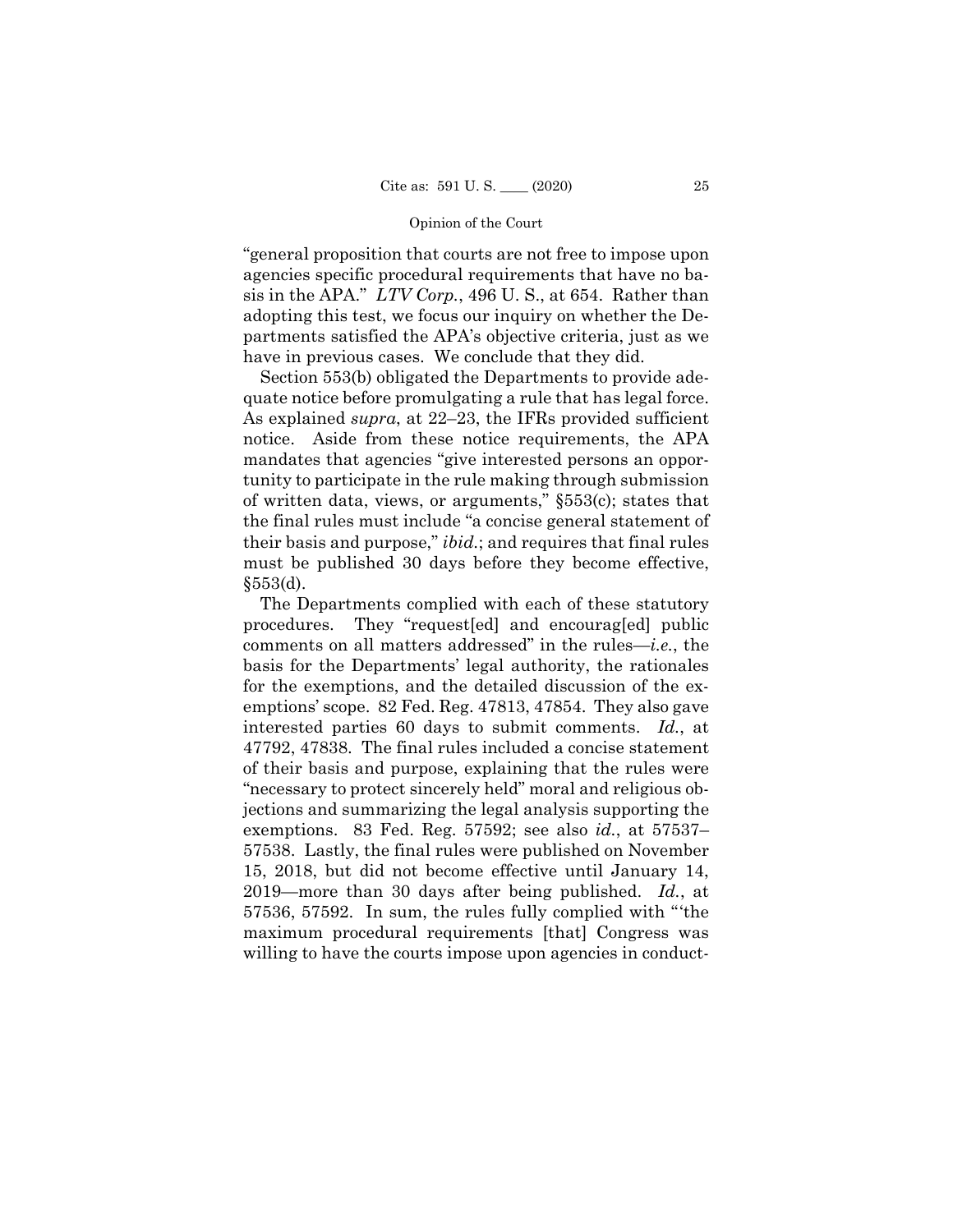"general proposition that courts are not free to impose upon agencies specific procedural requirements that have no basis in the APA." *LTV Corp.*, 496 U. S., at 654. Rather than adopting this test, we focus our inquiry on whether the Departments satisfied the APA's objective criteria, just as we have in previous cases. We conclude that they did.

Section 553(b) obligated the Departments to provide adequate notice before promulgating a rule that has legal force. As explained *supra*, at 22–23, the IFRs provided sufficient notice. Aside from these notice requirements, the APA mandates that agencies "give interested persons an opportunity to participate in the rule making through submission of written data, views, or arguments," §553(c); states that the final rules must include "a concise general statement of their basis and purpose," *ibid.*; and requires that final rules must be published 30 days before they become effective, §553(d).

The Departments complied with each of these statutory procedures. They "request[ed] and encourag[ed] public comments on all matters addressed" in the rules—*i.e.*, the basis for the Departments' legal authority, the rationales for the exemptions, and the detailed discussion of the exemptions' scope. 82 Fed. Reg. 47813, 47854. They also gave interested parties 60 days to submit comments. *Id.*, at 47792, 47838. The final rules included a concise statement of their basis and purpose, explaining that the rules were "necessary to protect sincerely held" moral and religious objections and summarizing the legal analysis supporting the exemptions. 83 Fed. Reg. 57592; see also *id.*, at 57537–57538. Lastly, the final rules were published on November 15, 2018, but did not become effective until January 14, 2019—more than 30 days after being published. *Id.*, at 57536, 57592. In sum, the rules fully complied with "'the maximum procedural requirements [that] Congress was willing to have the courts impose upon agencies in conduct-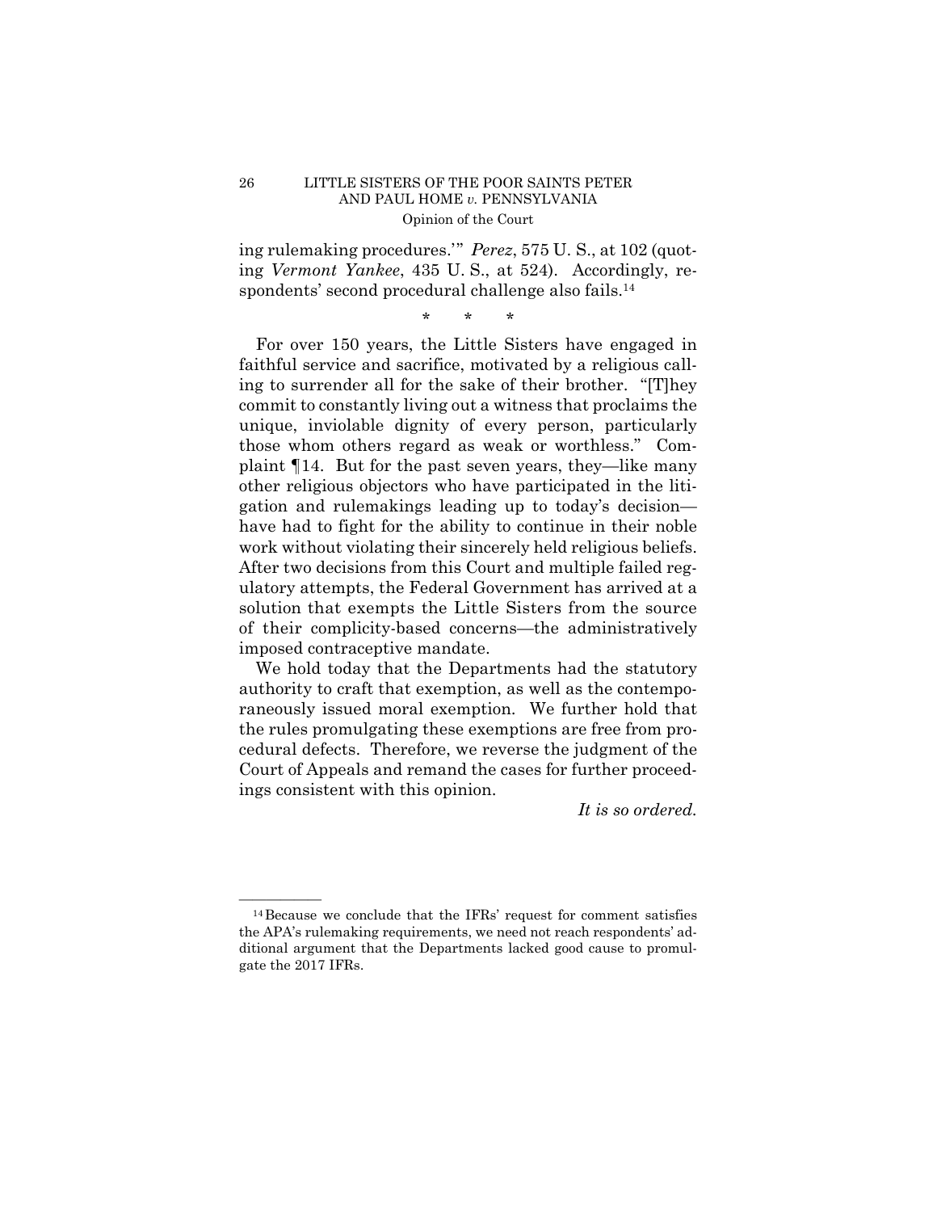ing rulemaking procedures.'" *Perez*, 575 U. S., at 102 (quoting *Vermont Yankee*, 435 U. S., at 524). Accordingly, respondents' second procedural challenge also fails.[14]

\* \* \*

For over 150 years, the Little Sisters have engaged in faithful service and sacrifice, motivated by a religious calling to surrender all for the sake of their brother. "[T]hey commit to constantly living out a witness that proclaims the unique, inviolable dignity of every person, particularly those whom others regard as weak or worthless." Complaint ¶14. But for the past seven years, they—like many other religious objectors who have participated in the litigation and rulemakings leading up to today's decision—have had to fight for the ability to continue in their noble work without violating their sincerely held religious beliefs. After two decisions from this Court and multiple failed regulatory attempts, the Federal Government has arrived at a solution that exempts the Little Sisters from the source of their complicity-based concerns—the administratively imposed contraceptive mandate.

We hold today that the Departments had the statutory authority to craft that exemption, as well as the contemporaneously issued moral exemption. We further hold that the rules promulgating these exemptions are free from procedural defects. Therefore, we reverse the judgment of the Court of Appeals and remand the cases for further proceedings consistent with this opinion.

*It is so ordered.*

---

[14] Because we conclude that the IFRs' request for comment satisfies the APA's rulemaking requirements, we need not reach respondents' additional argument that the Departments lacked good cause to promulgate the 2017 IFRs.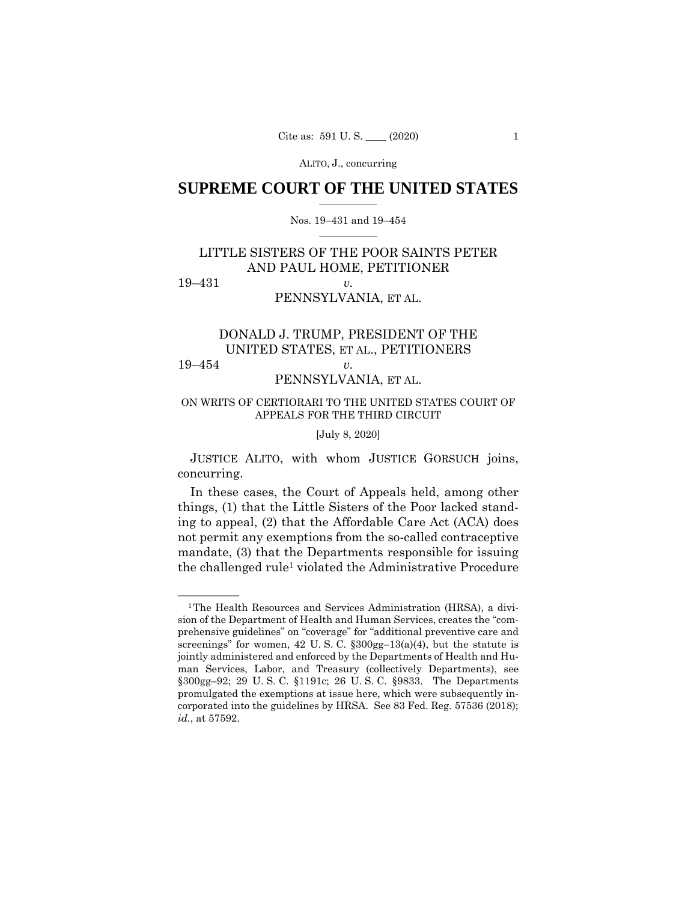# SUPREME COURT OF THE UNITED STATES

Nos. 19–431 and 19–454

LITTLE SISTERS OF THE POOR SAINTS PETER AND PAUL HOME, PETITIONER

19–431 *v.*

PENNSYLVANIA, ET AL.

DONALD J. TRUMP, PRESIDENT OF THE UNITED STATES, ET AL., PETITIONERS

19–454 *v.*

PENNSYLVANIA, ET AL.

ON WRITS OF CERTIORARI TO THE UNITED STATES COURT OF APPEALS FOR THE THIRD CIRCUIT

[July 8, 2020]

JUSTICE ALITO, with whom JUSTICE GORSUCH joins, concurring.

In these cases, the Court of Appeals held, among other things, (1) that the Little Sisters of the Poor lacked standing to appeal, (2) that the Affordable Care Act (ACA) does not permit any exemptions from the so-called contraceptive mandate, (3) that the Departments responsible for issuing the challenged rule[1] violated the Administrative Procedure

---

[1] The Health Resources and Services Administration (HRSA), a division of the Department of Health and Human Services, creates the "comprehensive guidelines" on "coverage" for "additional preventive care and screenings" for women, 42 U. S. C. §300gg–13(a)(4), but the statute is jointly administered and enforced by the Departments of Health and Human Services, Labor, and Treasury (collectively Departments), see §300gg–92; 29 U. S. C. §1191c; 26 U. S. C. §9833. The Departments promulgated the exemptions at issue here, which were subsequently incorporated into the guidelines by HRSA. See 83 Fed. Reg. 57536 (2018); *id.*, at 57592.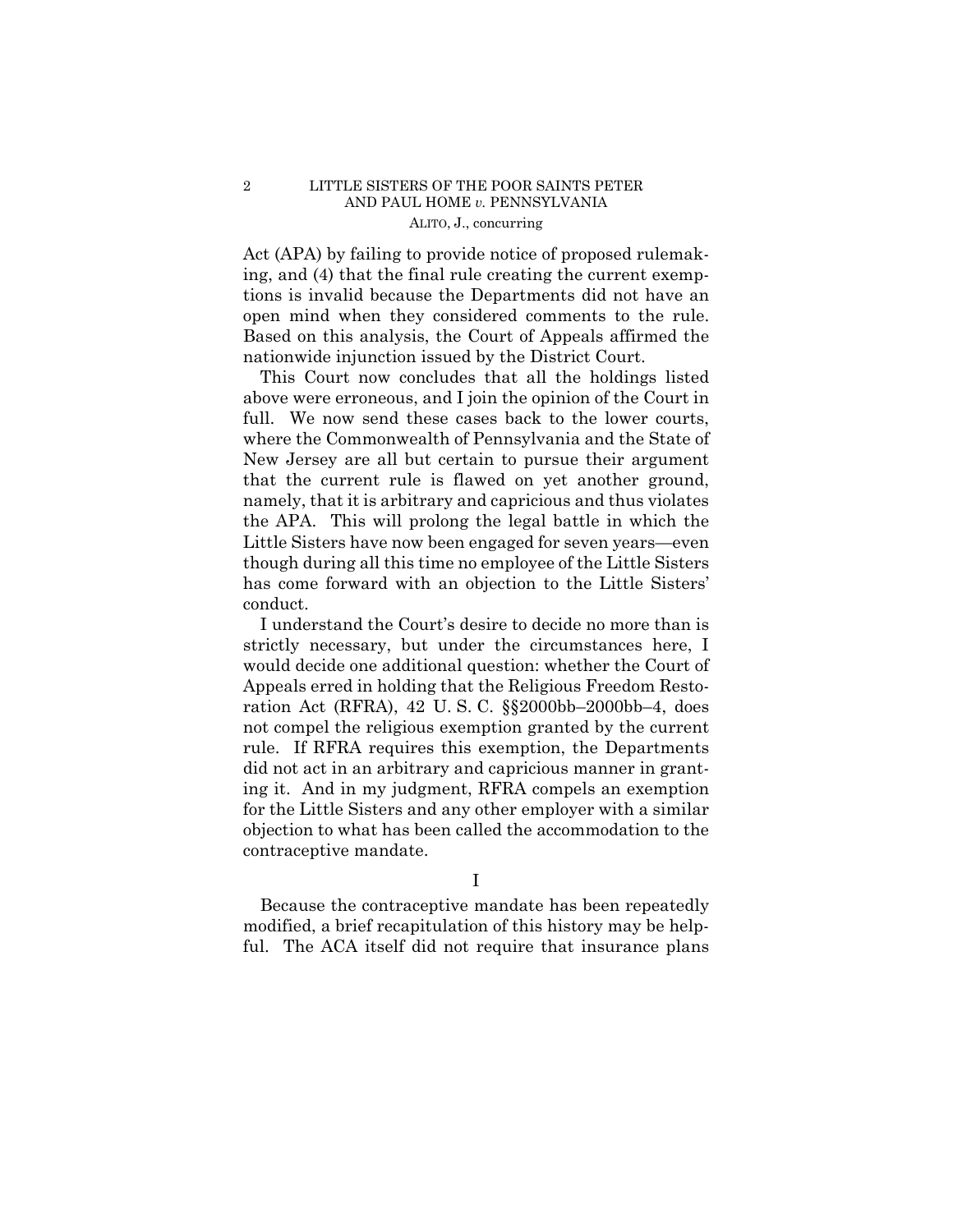Act (APA) by failing to provide notice of proposed rulemaking, and (4) that the final rule creating the current exemptions is invalid because the Departments did not have an open mind when they considered comments to the rule. Based on this analysis, the Court of Appeals affirmed the nationwide injunction issued by the District Court.

This Court now concludes that all the holdings listed above were erroneous, and I join the opinion of the Court in full. We now send these cases back to the lower courts, where the Commonwealth of Pennsylvania and the State of New Jersey are all but certain to pursue their argument that the current rule is flawed on yet another ground, namely, that it is arbitrary and capricious and thus violates the APA. This will prolong the legal battle in which the Little Sisters have now been engaged for seven years—even though during all this time no employee of the Little Sisters has come forward with an objection to the Little Sisters' conduct.

I understand the Court's desire to decide no more than is strictly necessary, but under the circumstances here, I would decide one additional question: whether the Court of Appeals erred in holding that the Religious Freedom Restoration Act (RFRA), 42 U. S. C. §§2000bb–2000bb–4, does not compel the religious exemption granted by the current rule. If RFRA requires this exemption, the Departments did not act in an arbitrary and capricious manner in granting it. And in my judgment, RFRA compels an exemption for the Little Sisters and any other employer with a similar objection to what has been called the accommodation to the contraceptive mandate.

# I

Because the contraceptive mandate has been repeatedly modified, a brief recapitulation of this history may be helpful. The ACA itself did not require that insurance plans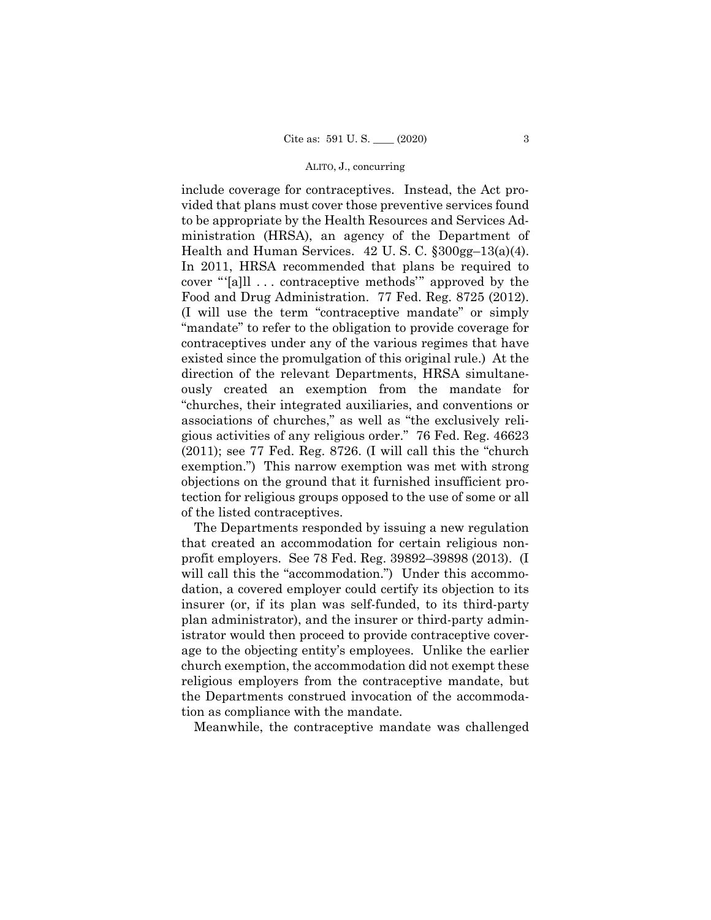include coverage for contraceptives. Instead, the Act provided that plans must cover those preventive services found to be appropriate by the Health Resources and Services Administration (HRSA), an agency of the Department of Health and Human Services. 42 U. S. C. §300gg–13(a)(4). In 2011, HRSA recommended that plans be required to cover "'[a]ll . . . contraceptive methods'" approved by the Food and Drug Administration. 77 Fed. Reg. 8725 (2012). (I will use the term "contraceptive mandate" or simply "mandate" to refer to the obligation to provide coverage for contraceptives under any of the various regimes that have existed since the promulgation of this original rule.) At the direction of the relevant Departments, HRSA simultaneously created an exemption from the mandate for "churches, their integrated auxiliaries, and conventions or associations of churches," as well as "the exclusively religious activities of any religious order." 76 Fed. Reg. 46623 (2011); see 77 Fed. Reg. 8726. (I will call this the "church exemption.") This narrow exemption was met with strong objections on the ground that it furnished insufficient protection for religious groups opposed to the use of some or all of the listed contraceptives.

The Departments responded by issuing a new regulation that created an accommodation for certain religious nonprofit employers. See 78 Fed. Reg. 39892–39898 (2013). (I will call this the "accommodation.") Under this accommodation, a covered employer could certify its objection to its insurer (or, if its plan was self-funded, to its third-party plan administrator), and the insurer or third-party administrator would then proceed to provide contraceptive coverage to the objecting entity's employees. Unlike the earlier church exemption, the accommodation did not exempt these religious employers from the contraceptive mandate, but the Departments construed invocation of the accommodation as compliance with the mandate.

Meanwhile, the contraceptive mandate was challenged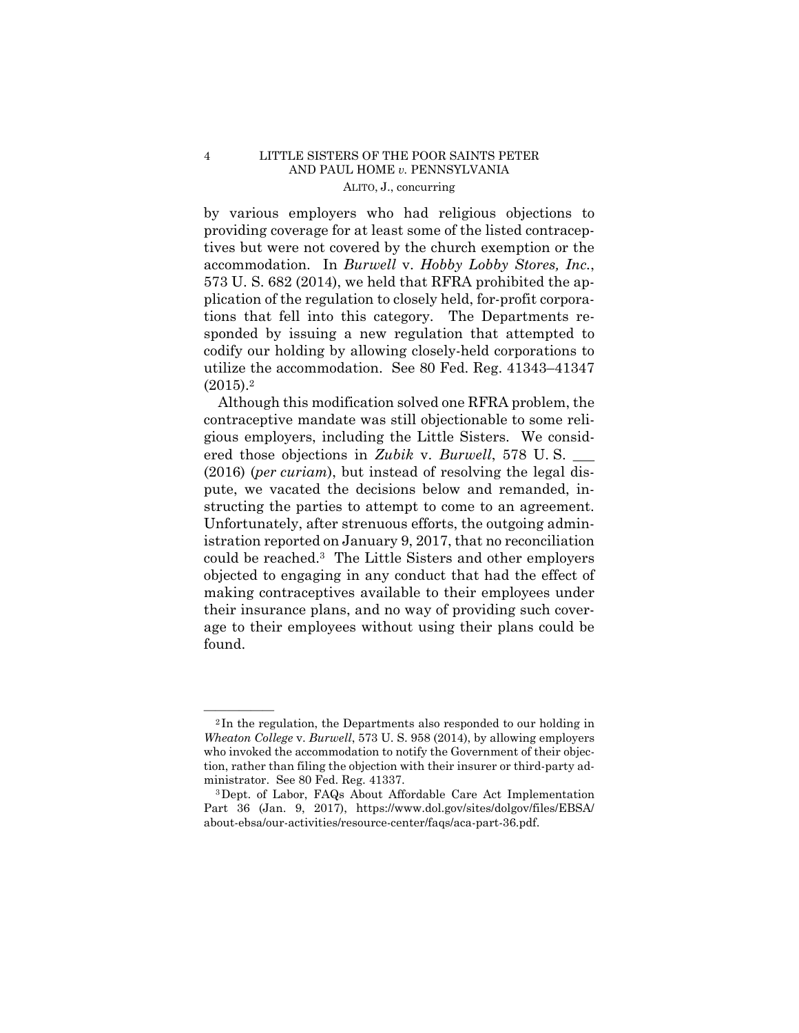by various employers who had religious objections to providing coverage for at least some of the listed contraceptives but were not covered by the church exemption or the accommodation. In *Burwell* v. *Hobby Lobby Stores, Inc.*, 573 U. S. 682 (2014), we held that RFRA prohibited the application of the regulation to closely held, for-profit corporations that fell into this category. The Departments responded by issuing a new regulation that attempted to codify our holding by allowing closely-held corporations to utilize the accommodation. See 80 Fed. Reg. 41343–41347 (2015).[2]

Although this modification solved one RFRA problem, the contraceptive mandate was still objectionable to some religious employers, including the Little Sisters. We considered those objections in *Zubik* v. *Burwell*, 578 U. S. ___ (2016) (*per curiam*), but instead of resolving the legal dispute, we vacated the decisions below and remanded, instructing the parties to attempt to come to an agreement. Unfortunately, after strenuous efforts, the outgoing administration reported on January 9, 2017, that no reconciliation could be reached.[3] The Little Sisters and other employers objected to engaging in any conduct that had the effect of making contraceptives available to their employees under their insurance plans, and no way of providing such coverage to their employees without using their plans could be found.

---

[2] In the regulation, the Departments also responded to our holding in *Wheaton College* v. *Burwell*, 573 U. S. 958 (2014), by allowing employers who invoked the accommodation to notify the Government of their objection, rather than filing the objection with their insurer or third-party administrator. See 80 Fed. Reg. 41337.

[3] Dept. of Labor, FAQs About Affordable Care Act Implementation Part 36 (Jan. 9, 2017), https://www.dol.gov/sites/dolgov/files/EBSA/about-ebsa/our-activities/resource-center/faqs/aca-part-36.pdf.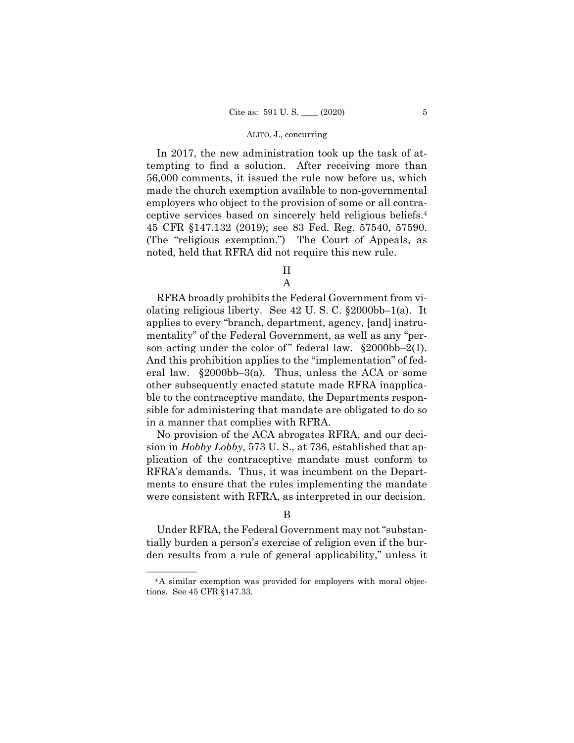In 2017, the new administration took up the task of attempting to find a solution. After receiving more than 56,000 comments, it issued the rule now before us, which made the church exemption available to non-governmental employers who object to the provision of some or all contraceptive services based on sincerely held religious beliefs.[4] 45 CFR §147.132 (2019); see 83 Fed. Reg. 57540, 57590. (The "religious exemption.") The Court of Appeals, as noted, held that RFRA did not require this new rule.

## II

### A

RFRA broadly prohibits the Federal Government from violating religious liberty. See 42 U. S. C. §2000bb–1(a). It applies to every "branch, department, agency, [and] instrumentality" of the Federal Government, as well as any "person acting under the color of" federal law. §2000bb–2(1). And this prohibition applies to the "implementation" of federal law. §2000bb–3(a). Thus, unless the ACA or some other subsequently enacted statute made RFRA inapplicable to the contraceptive mandate, the Departments responsible for administering that mandate are obligated to do so in a manner that complies with RFRA.

No provision of the ACA abrogates RFRA, and our decision in *Hobby Lobby*, 573 U. S., at 736, established that application of the contraceptive mandate must conform to RFRA's demands. Thus, it was incumbent on the Departments to ensure that the rules implementing the mandate were consistent with RFRA, as interpreted in our decision.

### B

Under RFRA, the Federal Government may not "substantially burden a person's exercise of religion even if the burden results from a rule of general applicability," unless it

---

[4] A similar exemption was provided for employers with moral objections. See 45 CFR §147.33.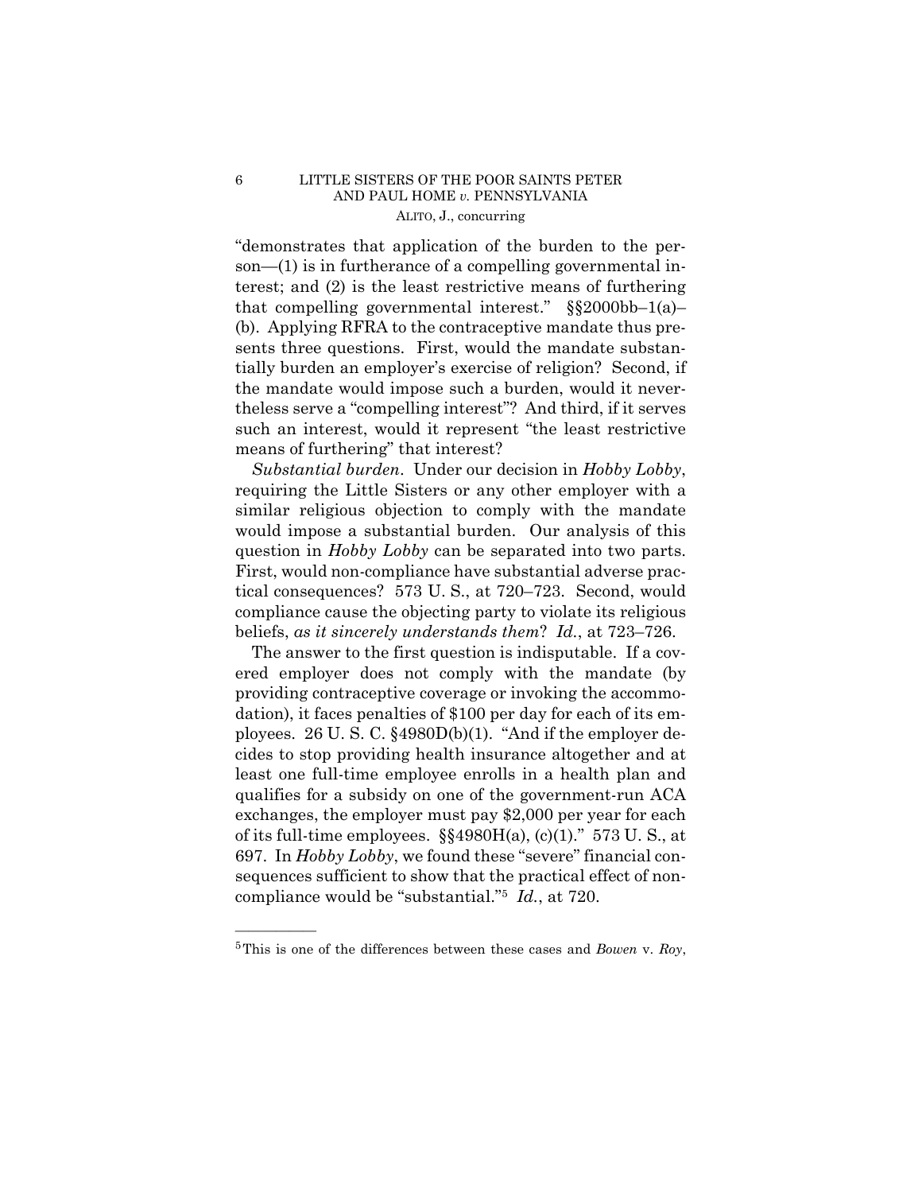"demonstrates that application of the burden to the person—(1) is in furtherance of a compelling governmental interest; and (2) is the least restrictive means of furthering that compelling governmental interest." §§2000bb–1(a)–(b). Applying RFRA to the contraceptive mandate thus presents three questions. First, would the mandate substantially burden an employer's exercise of religion? Second, if the mandate would impose such a burden, would it nevertheless serve a "compelling interest"? And third, if it serves such an interest, would it represent "the least restrictive means of furthering" that interest?

*Substantial burden*. Under our decision in *Hobby Lobby*, requiring the Little Sisters or any other employer with a similar religious objection to comply with the mandate would impose a substantial burden. Our analysis of this question in *Hobby Lobby* can be separated into two parts. First, would non-compliance have substantial adverse practical consequences? 573 U. S., at 720–723. Second, would compliance cause the objecting party to violate its religious beliefs, *as it sincerely understands them*? *Id.*, at 723–726.

The answer to the first question is indisputable. If a covered employer does not comply with the mandate (by providing contraceptive coverage or invoking the accommodation), it faces penalties of $100 per day for each of its employees. 26 U. S. C. §4980D(b)(1). "And if the employer decides to stop providing health insurance altogether and at least one full-time employee enrolls in a health plan and qualifies for a subsidy on one of the government-run ACA exchanges, the employer must pay $2,000 per year for each of its full-time employees. §§4980H(a), (c)(1)." 573 U. S., at 697. In *Hobby Lobby*, we found these "severe" financial consequences sufficient to show that the practical effect of non-compliance would be "substantial."[5] *Id.*, at 720.

---

[5] This is one of the differences between these cases and *Bowen* v. *Roy*,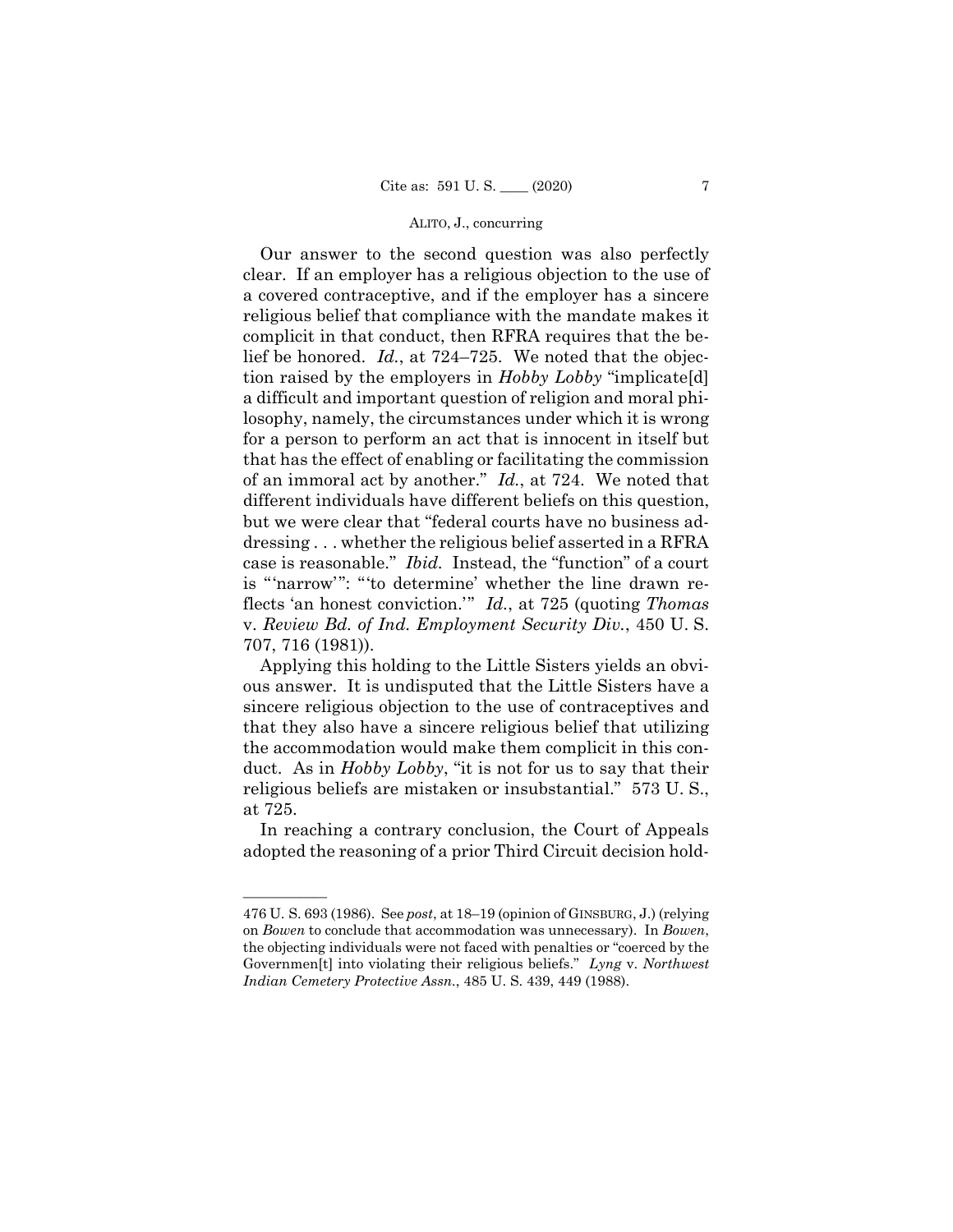Our answer to the second question was also perfectly clear. If an employer has a religious objection to the use of a covered contraceptive, and if the employer has a sincere religious belief that compliance with the mandate makes it complicit in that conduct, then RFRA requires that the belief be honored. *Id.*, at 724–725. We noted that the objection raised by the employers in *Hobby Lobby* "implicate[d] a difficult and important question of religion and moral philosophy, namely, the circumstances under which it is wrong for a person to perform an act that is innocent in itself but that has the effect of enabling or facilitating the commission of an immoral act by another." *Id.*, at 724. We noted that different individuals have different beliefs on this question, but we were clear that "federal courts have no business addressing . . . whether the religious belief asserted in a RFRA case is reasonable." *Ibid.* Instead, the "function" of a court is "'narrow'": "'to determine' whether the line drawn reflects 'an honest conviction.'" *Id.*, at 725 (quoting *Thomas* v. *Review Bd. of Ind. Employment Security Div.*, 450 U. S. 707, 716 (1981)).

Applying this holding to the Little Sisters yields an obvious answer. It is undisputed that the Little Sisters have a sincere religious objection to the use of contraceptives and that they also have a sincere religious belief that utilizing the accommodation would make them complicit in this conduct. As in *Hobby Lobby*, "it is not for us to say that their religious beliefs are mistaken or insubstantial." 573 U. S., at 725.

In reaching a contrary conclusion, the Court of Appeals adopted the reasoning of a prior Third Circuit decision hold-

---

476 U. S. 693 (1986). See *post*, at 18–19 (opinion of GINSBURG, J.) (relying on *Bowen* to conclude that accommodation was unnecessary). In *Bowen*, the objecting individuals were not faced with penalties or "coerced by the Governmen[t] into violating their religious beliefs." *Lyng* v. *Northwest Indian Cemetery Protective Assn.*, 485 U. S. 439, 449 (1988).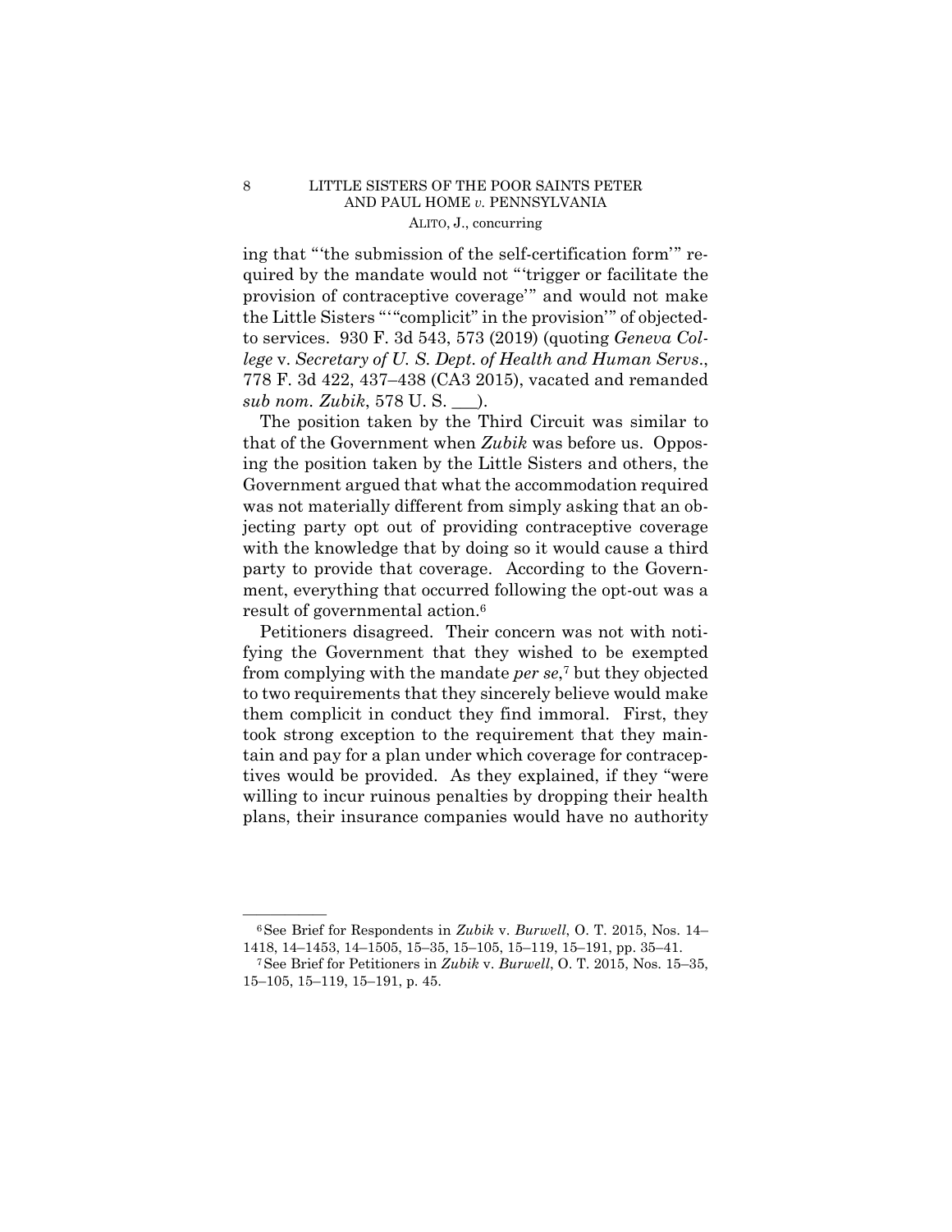ing that "'the submission of the self-certification form'" required by the mandate would not "'trigger or facilitate the provision of contraceptive coverage'" and would not make the Little Sisters "'"complicit" in the provision'" of objected-to services. 930 F. 3d 543, 573 (2019) (quoting *Geneva College* v. *Secretary of U. S. Dept. of Health and Human Servs.*, 778 F. 3d 422, 437–438 (CA3 2015), vacated and remanded *sub nom. Zubik*, 578 U. S. ___).

The position taken by the Third Circuit was similar to that of the Government when *Zubik* was before us. Opposing the position taken by the Little Sisters and others, the Government argued that what the accommodation required was not materially different from simply asking that an objecting party opt out of providing contraceptive coverage with the knowledge that by doing so it would cause a third party to provide that coverage. According to the Government, everything that occurred following the opt-out was a result of governmental action.[6]

Petitioners disagreed. Their concern was not with notifying the Government that they wished to be exempted from complying with the mandate *per se*,[7] but they objected to two requirements that they sincerely believe would make them complicit in conduct they find immoral. First, they took strong exception to the requirement that they maintain and pay for a plan under which coverage for contraceptives would be provided. As they explained, if they "were willing to incur ruinous penalties by dropping their health plans, their insurance companies would have no authority

---

[6] See Brief for Respondents in *Zubik* v. *Burwell*, O. T. 2015, Nos. 14–1418, 14–1453, 14–1505, 15–35, 15–105, 15–119, 15–191, pp. 35–41.

[7] See Brief for Petitioners in *Zubik* v. *Burwell*, O. T. 2015, Nos. 15–35, 15–105, 15–119, 15–191, p. 45.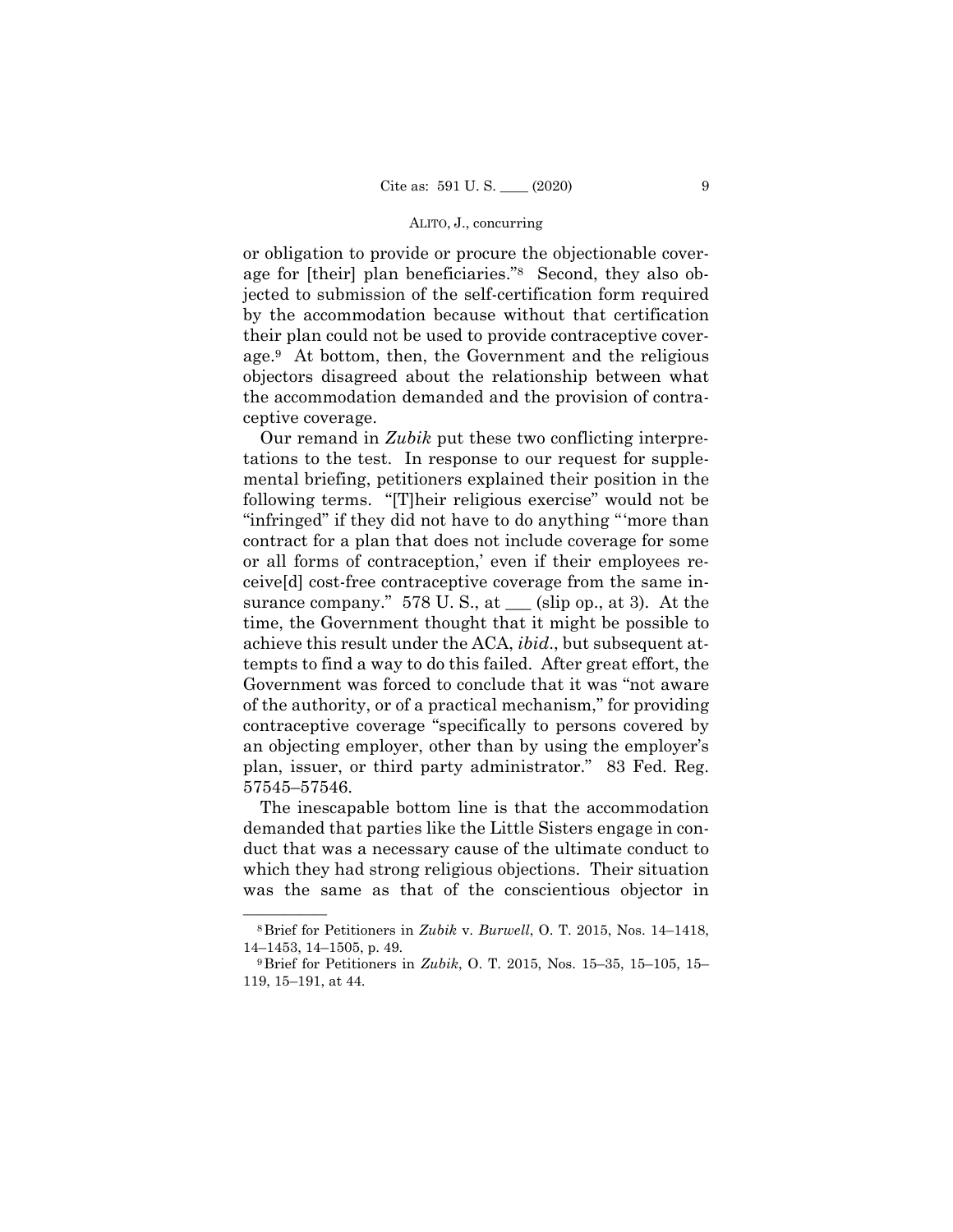or obligation to provide or procure the objectionable coverage for [their] plan beneficiaries."[8] Second, they also objected to submission of the self-certification form required by the accommodation because without that certification their plan could not be used to provide contraceptive coverage.[9] At bottom, then, the Government and the religious objectors disagreed about the relationship between what the accommodation demanded and the provision of contraceptive coverage.

Our remand in *Zubik* put these two conflicting interpretations to the test. In response to our request for supplemental briefing, petitioners explained their position in the following terms. "[T]heir religious exercise" would not be "infringed" if they did not have to do anything "'more than contract for a plan that does not include coverage for some or all forms of contraception,' even if their employees receive[d] cost-free contraceptive coverage from the same insurance company." 578 U. S., at ___ (slip op., at 3). At the time, the Government thought that it might be possible to achieve this result under the ACA, *ibid*., but subsequent attempts to find a way to do this failed. After great effort, the Government was forced to conclude that it was "not aware of the authority, or of a practical mechanism," for providing contraceptive coverage "specifically to persons covered by an objecting employer, other than by using the employer's plan, issuer, or third party administrator." 83 Fed. Reg. 57545–57546.

The inescapable bottom line is that the accommodation demanded that parties like the Little Sisters engage in conduct that was a necessary cause of the ultimate conduct to which they had strong religious objections. Their situation was the same as that of the conscientious objector in

---

[8] Brief for Petitioners in *Zubik* v. *Burwell*, O. T. 2015, Nos. 14–1418, 14–1453, 14–1505, p. 49.

[9] Brief for Petitioners in *Zubik*, O. T. 2015, Nos. 15–35, 15–105, 15–119, 15–191, at 44.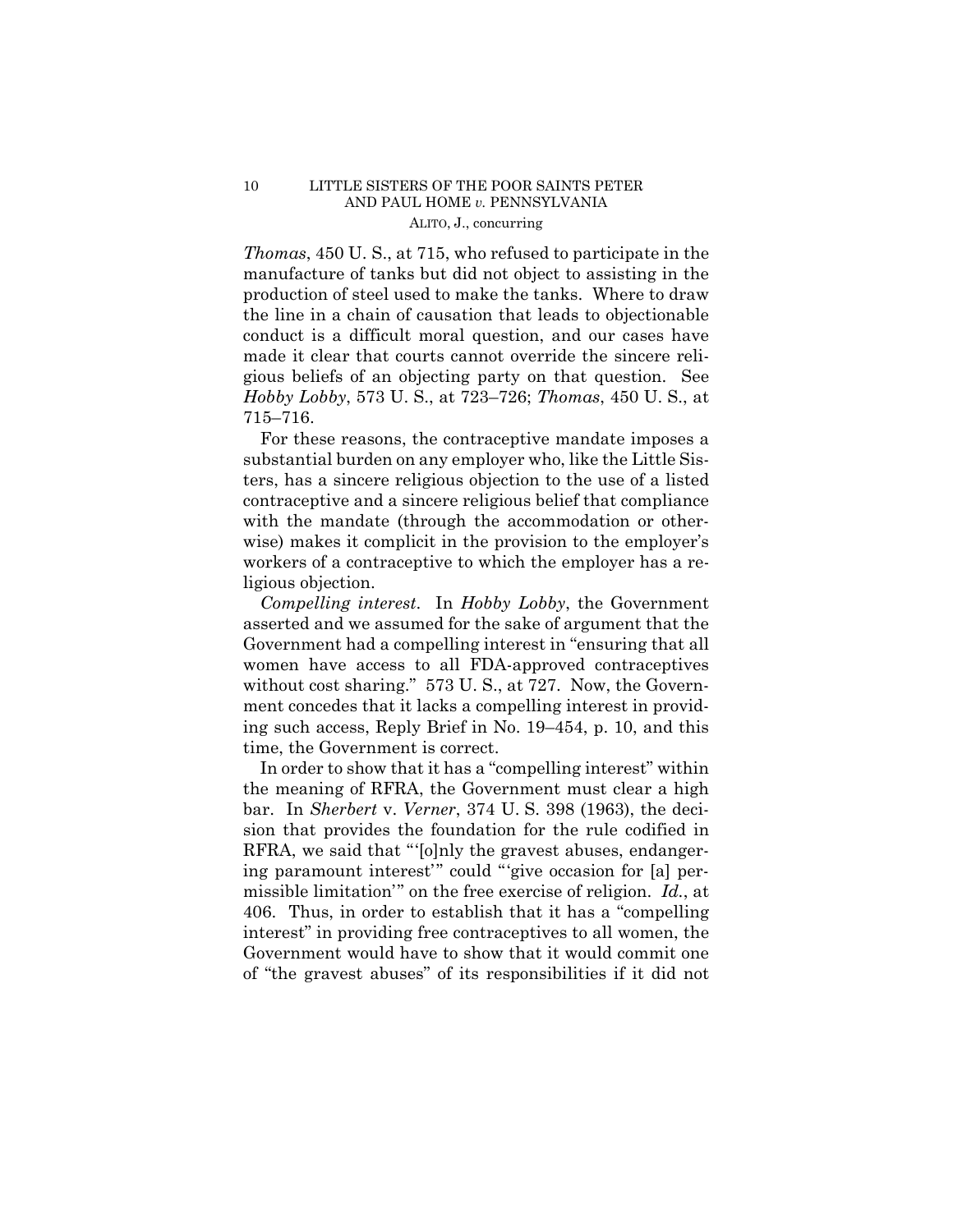*Thomas*, 450 U. S., at 715, who refused to participate in the manufacture of tanks but did not object to assisting in the production of steel used to make the tanks. Where to draw the line in a chain of causation that leads to objectionable conduct is a difficult moral question, and our cases have made it clear that courts cannot override the sincere religious beliefs of an objecting party on that question. See *Hobby Lobby*, 573 U. S., at 723–726; *Thomas*, 450 U. S., at 715–716.

For these reasons, the contraceptive mandate imposes a substantial burden on any employer who, like the Little Sisters, has a sincere religious objection to the use of a listed contraceptive and a sincere religious belief that compliance with the mandate (through the accommodation or otherwise) makes it complicit in the provision to the employer's workers of a contraceptive to which the employer has a religious objection.

*Compelling interest*. In *Hobby Lobby*, the Government asserted and we assumed for the sake of argument that the Government had a compelling interest in "ensuring that all women have access to all FDA-approved contraceptives without cost sharing." 573 U. S., at 727. Now, the Government concedes that it lacks a compelling interest in providing such access, Reply Brief in No. 19–454, p. 10, and this time, the Government is correct.

In order to show that it has a "compelling interest" within the meaning of RFRA, the Government must clear a high bar. In *Sherbert* v. *Verner*, 374 U. S. 398 (1963), the decision that provides the foundation for the rule codified in RFRA, we said that "'[o]nly the gravest abuses, endangering paramount interest'" could "'give occasion for [a] permissible limitation'" on the free exercise of religion. *Id.*, at 406. Thus, in order to establish that it has a "compelling interest" in providing free contraceptives to all women, the Government would have to show that it would commit one of "the gravest abuses" of its responsibilities if it did not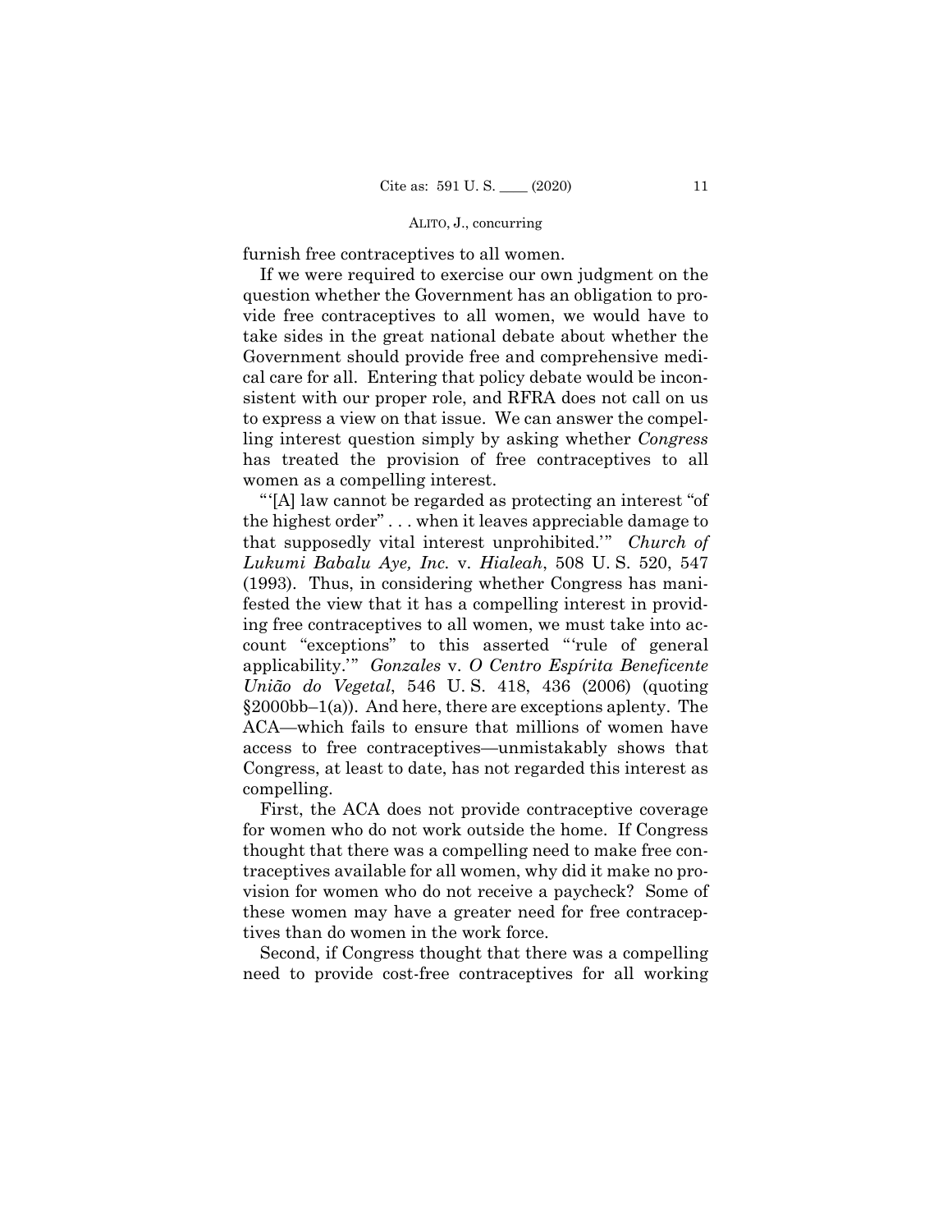furnish free contraceptives to all women.

If we were required to exercise our own judgment on the question whether the Government has an obligation to provide free contraceptives to all women, we would have to take sides in the great national debate about whether the Government should provide free and comprehensive medical care for all. Entering that policy debate would be inconsistent with our proper role, and RFRA does not call on us to express a view on that issue. We can answer the compelling interest question simply by asking whether *Congress* has treated the provision of free contraceptives to all women as a compelling interest.

"'[A] law cannot be regarded as protecting an interest "of the highest order" . . . when it leaves appreciable damage to that supposedly vital interest unprohibited.'" *Church of Lukumi Babalu Aye, Inc.* v. *Hialeah*, 508 U. S. 520, 547 (1993). Thus, in considering whether Congress has manifested the view that it has a compelling interest in providing free contraceptives to all women, we must take into account "exceptions" to this asserted "'rule of general applicability.'" *Gonzales* v. *O Centro Espírita Beneficente União do Vegetal*, 546 U. S. 418, 436 (2006) (quoting §2000bb–1(a)). And here, there are exceptions aplenty. The ACA—which fails to ensure that millions of women have access to free contraceptives—unmistakably shows that Congress, at least to date, has not regarded this interest as compelling.

First, the ACA does not provide contraceptive coverage for women who do not work outside the home. If Congress thought that there was a compelling need to make free contraceptives available for all women, why did it make no provision for women who do not receive a paycheck? Some of these women may have a greater need for free contraceptives than do women in the work force.

Second, if Congress thought that there was a compelling need to provide cost-free contraceptives for all working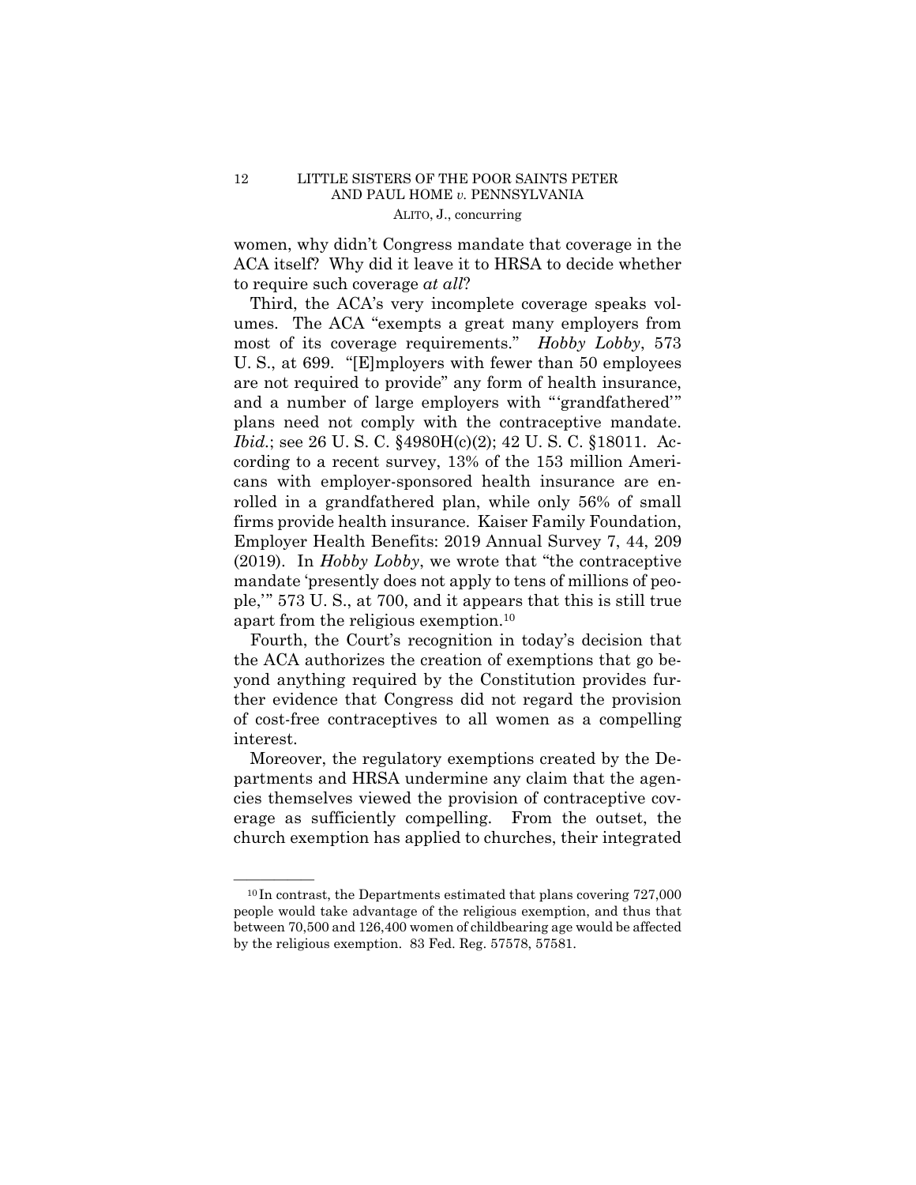women, why didn't Congress mandate that coverage in the ACA itself? Why did it leave it to HRSA to decide whether to require such coverage *at all*?

Third, the ACA's very incomplete coverage speaks volumes. The ACA "exempts a great many employers from most of its coverage requirements." *Hobby Lobby*, 573 U. S., at 699. "[E]mployers with fewer than 50 employees are not required to provide" any form of health insurance, and a number of large employers with "'grandfathered'" plans need not comply with the contraceptive mandate. *Ibid.*; see 26 U. S. C. §4980H(c)(2); 42 U. S. C. §18011. According to a recent survey, 13% of the 153 million Americans with employer-sponsored health insurance are enrolled in a grandfathered plan, while only 56% of small firms provide health insurance. Kaiser Family Foundation, Employer Health Benefits: 2019 Annual Survey 7, 44, 209 (2019). In *Hobby Lobby*, we wrote that "the contraceptive mandate 'presently does not apply to tens of millions of people,'" 573 U. S., at 700, and it appears that this is still true apart from the religious exemption.[10]

Fourth, the Court's recognition in today's decision that the ACA authorizes the creation of exemptions that go beyond anything required by the Constitution provides further evidence that Congress did not regard the provision of cost-free contraceptives to all women as a compelling interest.

Moreover, the regulatory exemptions created by the Departments and HRSA undermine any claim that the agencies themselves viewed the provision of contraceptive coverage as sufficiently compelling. From the outset, the church exemption has applied to churches, their integrated

---

[10] In contrast, the Departments estimated that plans covering 727,000 people would take advantage of the religious exemption, and thus that between 70,500 and 126,400 women of childbearing age would be affected by the religious exemption. 83 Fed. Reg. 57578, 57581.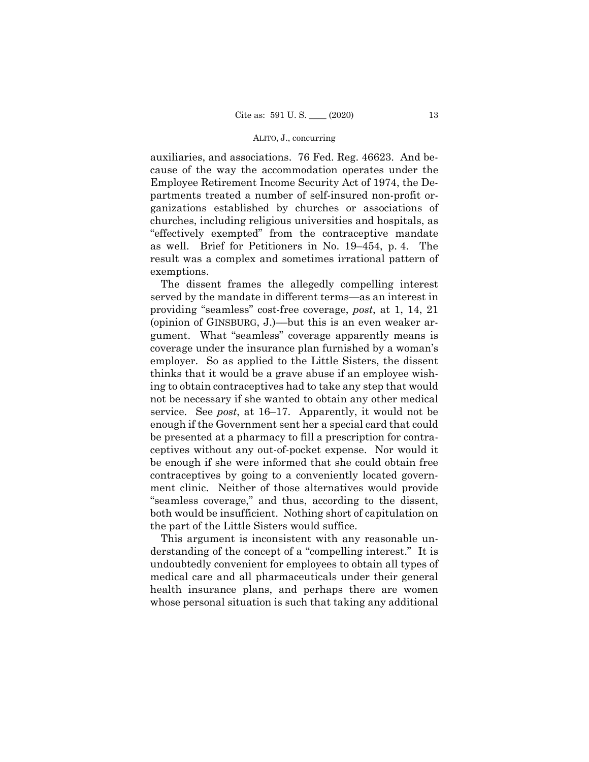auxiliaries, and associations. 76 Fed. Reg. 46623. And because of the way the accommodation operates under the Employee Retirement Income Security Act of 1974, the Departments treated a number of self-insured non-profit organizations established by churches or associations of churches, including religious universities and hospitals, as "effectively exempted" from the contraceptive mandate as well. Brief for Petitioners in No. 19–454, p. 4. The result was a complex and sometimes irrational pattern of exemptions.

The dissent frames the allegedly compelling interest served by the mandate in different terms—as an interest in providing "seamless" cost-free coverage, *post*, at 1, 14, 21 (opinion of GINSBURG, J.)—but this is an even weaker argument. What "seamless" coverage apparently means is coverage under the insurance plan furnished by a woman's employer. So as applied to the Little Sisters, the dissent thinks that it would be a grave abuse if an employee wishing to obtain contraceptives had to take any step that would not be necessary if she wanted to obtain any other medical service. See *post*, at 16–17. Apparently, it would not be enough if the Government sent her a special card that could be presented at a pharmacy to fill a prescription for contraceptives without any out-of-pocket expense. Nor would it be enough if she were informed that she could obtain free contraceptives by going to a conveniently located government clinic. Neither of those alternatives would provide "seamless coverage," and thus, according to the dissent, both would be insufficient. Nothing short of capitulation on the part of the Little Sisters would suffice.

This argument is inconsistent with any reasonable understanding of the concept of a "compelling interest." It is undoubtedly convenient for employees to obtain all types of medical care and all pharmaceuticals under their general health insurance plans, and perhaps there are women whose personal situation is such that taking any additional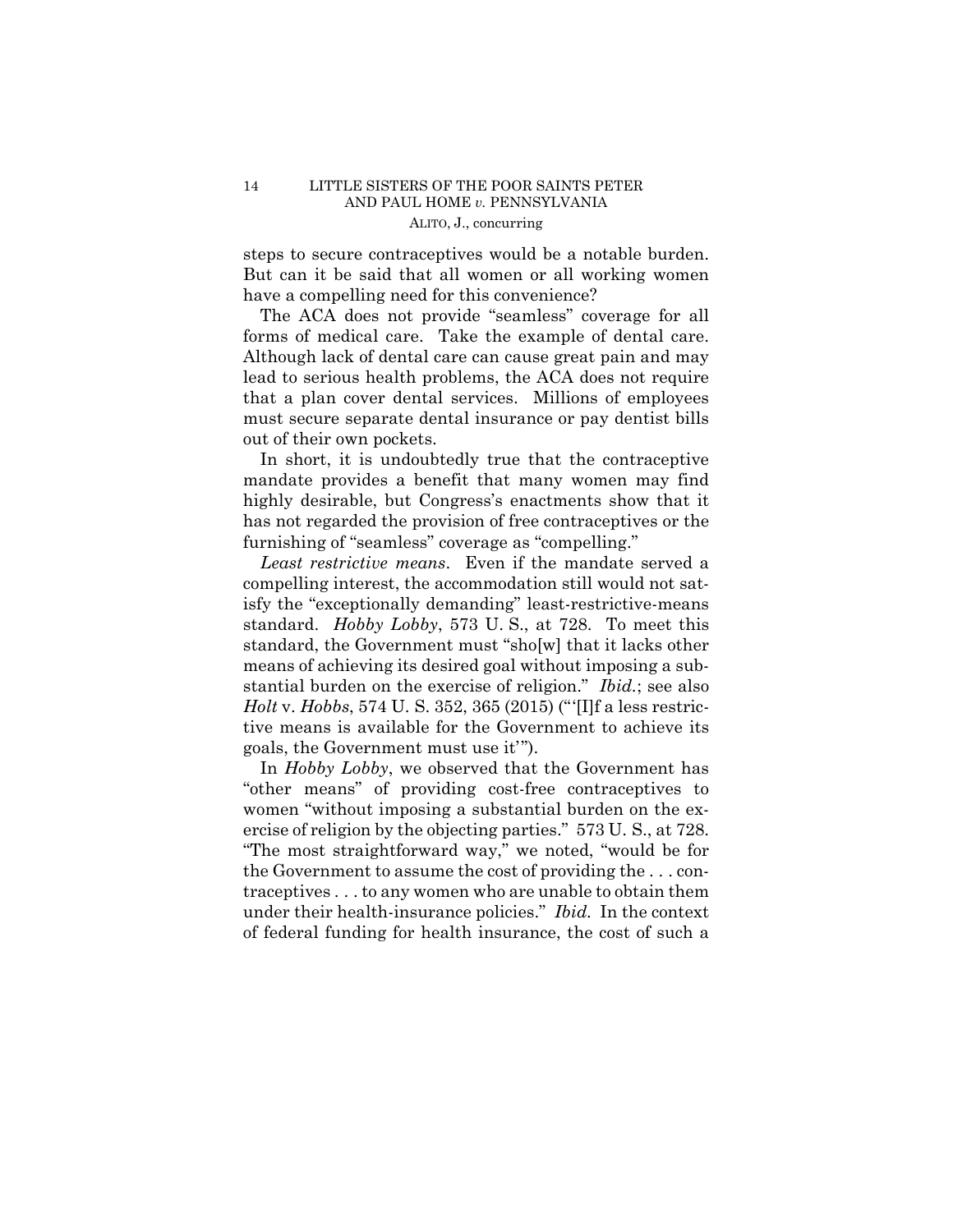steps to secure contraceptives would be a notable burden. But can it be said that all women or all working women have a compelling need for this convenience?

The ACA does not provide "seamless" coverage for all forms of medical care. Take the example of dental care. Although lack of dental care can cause great pain and may lead to serious health problems, the ACA does not require that a plan cover dental services. Millions of employees must secure separate dental insurance or pay dentist bills out of their own pockets.

In short, it is undoubtedly true that the contraceptive mandate provides a benefit that many women may find highly desirable, but Congress's enactments show that it has not regarded the provision of free contraceptives or the furnishing of "seamless" coverage as "compelling."

*Least restrictive means*. Even if the mandate served a compelling interest, the accommodation still would not satisfy the "exceptionally demanding" least-restrictive-means standard. *Hobby Lobby*, 573 U. S., at 728. To meet this standard, the Government must "sho[w] that it lacks other means of achieving its desired goal without imposing a substantial burden on the exercise of religion." *Ibid.*; see also *Holt* v. *Hobbs*, 574 U. S. 352, 365 (2015) ("'[I]f a less restrictive means is available for the Government to achieve its goals, the Government must use it'").

In *Hobby Lobby*, we observed that the Government has "other means" of providing cost-free contraceptives to women "without imposing a substantial burden on the exercise of religion by the objecting parties." 573 U. S., at 728. "The most straightforward way," we noted, "would be for the Government to assume the cost of providing the . . . contraceptives . . . to any women who are unable to obtain them under their health-insurance policies." *Ibid.* In the context of federal funding for health insurance, the cost of such a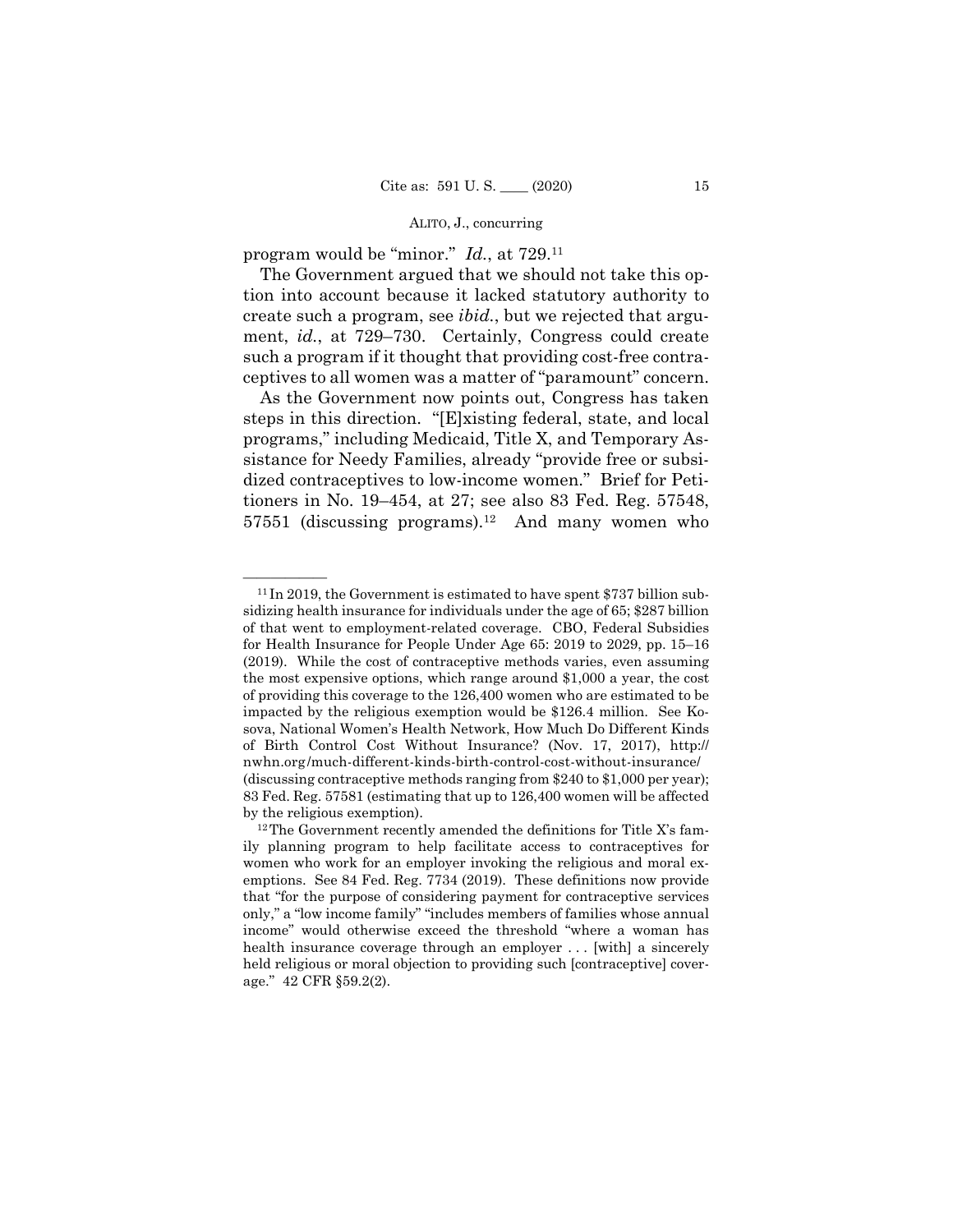program would be "minor." *Id.*, at 729.[11]

The Government argued that we should not take this option into account because it lacked statutory authority to create such a program, see *ibid.*, but we rejected that argument, *id.*, at 729–730. Certainly, Congress could create such a program if it thought that providing cost-free contraceptives to all women was a matter of "paramount" concern.

As the Government now points out, Congress has taken steps in this direction. "[E]xisting federal, state, and local programs," including Medicaid, Title X, and Temporary Assistance for Needy Families, already "provide free or subsidized contraceptives to low-income women." Brief for Petitioners in No. 19–454, at 27; see also 83 Fed. Reg. 57548, 57551 (discussing programs).[12] And many women who

---

[11] In 2019, the Government is estimated to have spent $737 billion subsidizing health insurance for individuals under the age of 65; $287 billion of that went to employment-related coverage. CBO, Federal Subsidies for Health Insurance for People Under Age 65: 2019 to 2029, pp. 15–16 (2019). While the cost of contraceptive methods varies, even assuming the most expensive options, which range around $1,000 a year, the cost of providing this coverage to the 126,400 women who are estimated to be impacted by the religious exemption would be $126.4 million. See Kosova, National Women's Health Network, How Much Do Different Kinds of Birth Control Cost Without Insurance? (Nov. 17, 2017), http://nwhn.org/much-different-kinds-birth-control-cost-without-insurance/ (discussing contraceptive methods ranging from $240 to $1,000 per year); 83 Fed. Reg. 57581 (estimating that up to 126,400 women will be affected by the religious exemption).

[12] The Government recently amended the definitions for Title X's family planning program to help facilitate access to contraceptives for women who work for an employer invoking the religious and moral exemptions. See 84 Fed. Reg. 7734 (2019). These definitions now provide that "for the purpose of considering payment for contraceptive services only," a "low income family" "includes members of families whose annual income" would otherwise exceed the threshold "where a woman has health insurance coverage through an employer . . . [with] a sincerely held religious or moral objection to providing such [contraceptive] coverage." 42 CFR §59.2(2).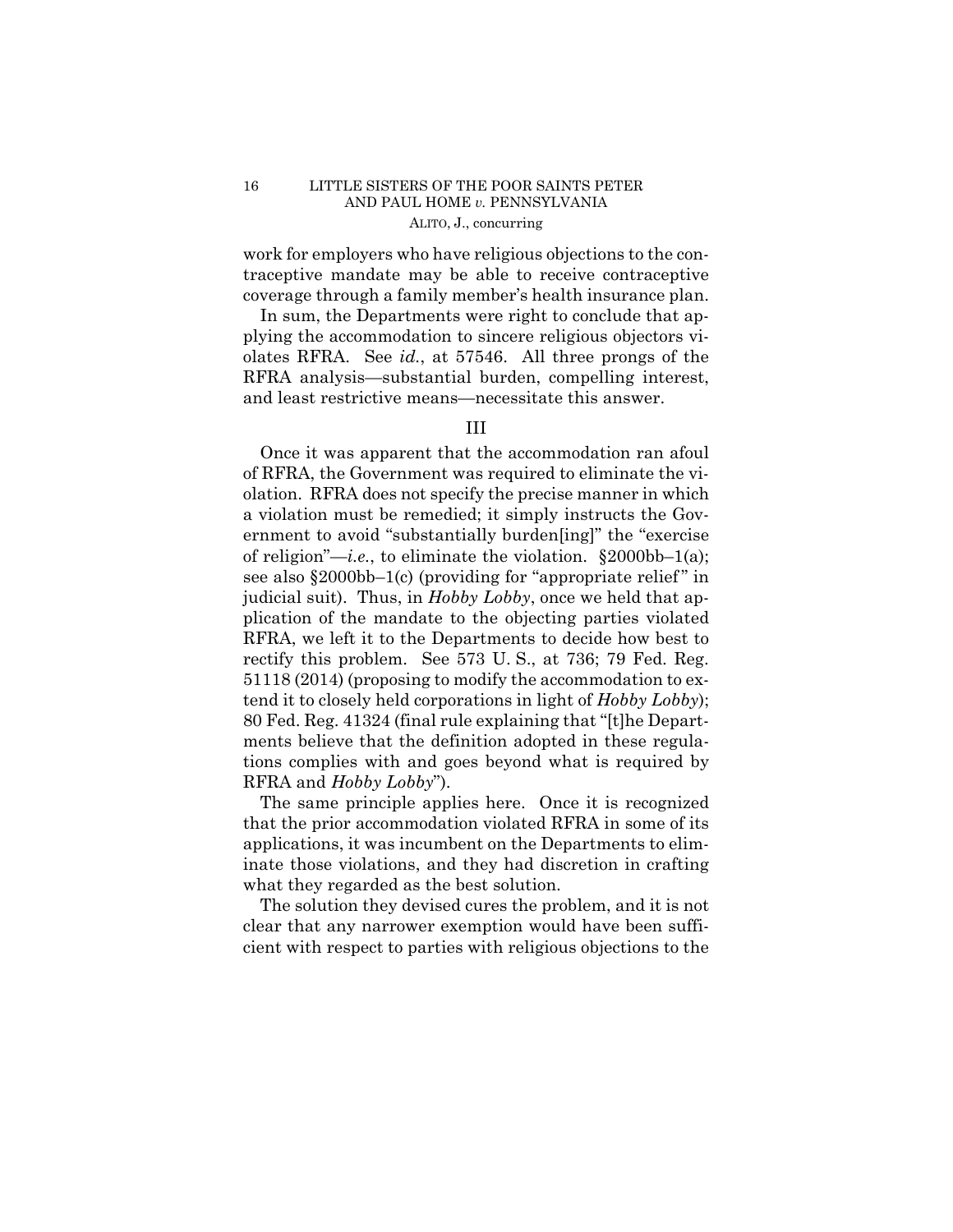work for employers who have religious objections to the contraceptive mandate may be able to receive contraceptive coverage through a family member's health insurance plan.

In sum, the Departments were right to conclude that applying the accommodation to sincere religious objectors violates RFRA. See *id.*, at 57546. All three prongs of the RFRA analysis—substantial burden, compelling interest, and least restrictive means—necessitate this answer.

## III

Once it was apparent that the accommodation ran afoul of RFRA, the Government was required to eliminate the violation. RFRA does not specify the precise manner in which a violation must be remedied; it simply instructs the Government to avoid "substantially burden[ing]" the "exercise of religion"—*i.e.*, to eliminate the violation. §2000bb–1(a); see also §2000bb–1(c) (providing for "appropriate relief" in judicial suit). Thus, in *Hobby Lobby*, once we held that application of the mandate to the objecting parties violated RFRA, we left it to the Departments to decide how best to rectify this problem. See 573 U. S., at 736; 79 Fed. Reg. 51118 (2014) (proposing to modify the accommodation to extend it to closely held corporations in light of *Hobby Lobby*); 80 Fed. Reg. 41324 (final rule explaining that "[t]he Departments believe that the definition adopted in these regulations complies with and goes beyond what is required by RFRA and *Hobby Lobby*").

The same principle applies here. Once it is recognized that the prior accommodation violated RFRA in some of its applications, it was incumbent on the Departments to eliminate those violations, and they had discretion in crafting what they regarded as the best solution.

The solution they devised cures the problem, and it is not clear that any narrower exemption would have been sufficient with respect to parties with religious objections to the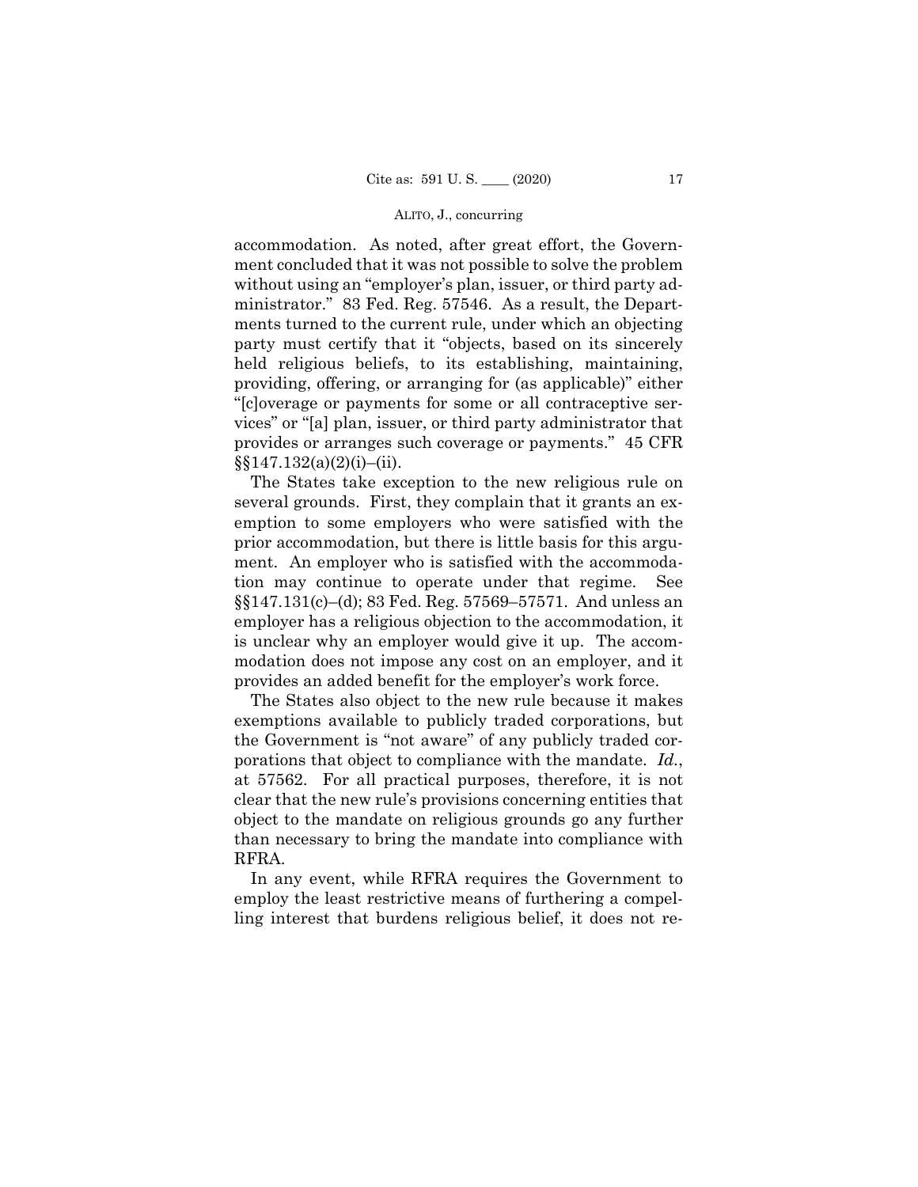accommodation. As noted, after great effort, the Government concluded that it was not possible to solve the problem without using an "employer's plan, issuer, or third party administrator." 83 Fed. Reg. 57546. As a result, the Departments turned to the current rule, under which an objecting party must certify that it "objects, based on its sincerely held religious beliefs, to its establishing, maintaining, providing, offering, or arranging for (as applicable)" either "[c]overage or payments for some or all contraceptive services" or "[a] plan, issuer, or third party administrator that provides or arranges such coverage or payments." 45 CFR §§147.132(a)(2)(i)–(ii).

The States take exception to the new religious rule on several grounds. First, they complain that it grants an exemption to some employers who were satisfied with the prior accommodation, but there is little basis for this argument. An employer who is satisfied with the accommodation may continue to operate under that regime. See §§147.131(c)–(d); 83 Fed. Reg. 57569–57571. And unless an employer has a religious objection to the accommodation, it is unclear why an employer would give it up. The accommodation does not impose any cost on an employer, and it provides an added benefit for the employer's work force.

The States also object to the new rule because it makes exemptions available to publicly traded corporations, but the Government is "not aware" of any publicly traded corporations that object to compliance with the mandate. *Id.*, at 57562. For all practical purposes, therefore, it is not clear that the new rule's provisions concerning entities that object to the mandate on religious grounds go any further than necessary to bring the mandate into compliance with RFRA.

In any event, while RFRA requires the Government to employ the least restrictive means of furthering a compelling interest that burdens religious belief, it does not re-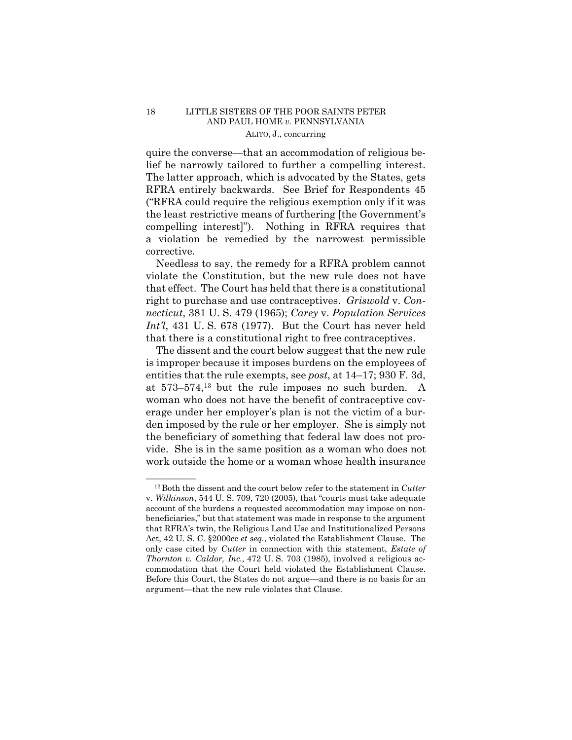quire the converse—that an accommodation of religious belief be narrowly tailored to further a compelling interest. The latter approach, which is advocated by the States, gets RFRA entirely backwards. See Brief for Respondents 45 ("RFRA could require the religious exemption only if it was the least restrictive means of furthering [the Government's compelling interest]"). Nothing in RFRA requires that a violation be remedied by the narrowest permissible corrective.

Needless to say, the remedy for a RFRA problem cannot violate the Constitution, but the new rule does not have that effect. The Court has held that there is a constitutional right to purchase and use contraceptives. *Griswold* v. *Connecticut*, 381 U. S. 479 (1965); *Carey* v. *Population Services Int'l*, 431 U. S. 678 (1977). But the Court has never held that there is a constitutional right to free contraceptives.

The dissent and the court below suggest that the new rule is improper because it imposes burdens on the employees of entities that the rule exempts, see *post*, at 14–17; 930 F. 3d, at 573–574,[13] but the rule imposes no such burden. A woman who does not have the benefit of contraceptive coverage under her employer's plan is not the victim of a burden imposed by the rule or her employer. She is simply not the beneficiary of something that federal law does not provide. She is in the same position as a woman who does not work outside the home or a woman whose health insurance

---

[13] Both the dissent and the court below refer to the statement in *Cutter* v. *Wilkinson*, 544 U. S. 709, 720 (2005), that "courts must take adequate account of the burdens a requested accommodation may impose on nonbeneficiaries," but that statement was made in response to the argument that RFRA's twin, the Religious Land Use and Institutionalized Persons Act, 42 U. S. C. §2000cc *et seq*., violated the Establishment Clause. The only case cited by *Cutter* in connection with this statement, *Estate of Thornton v. Caldor, Inc.,* 472 U. S. 703 (1985), involved a religious accommodation that the Court held violated the Establishment Clause. Before this Court, the States do not argue—and there is no basis for an argument—that the new rule violates that Clause.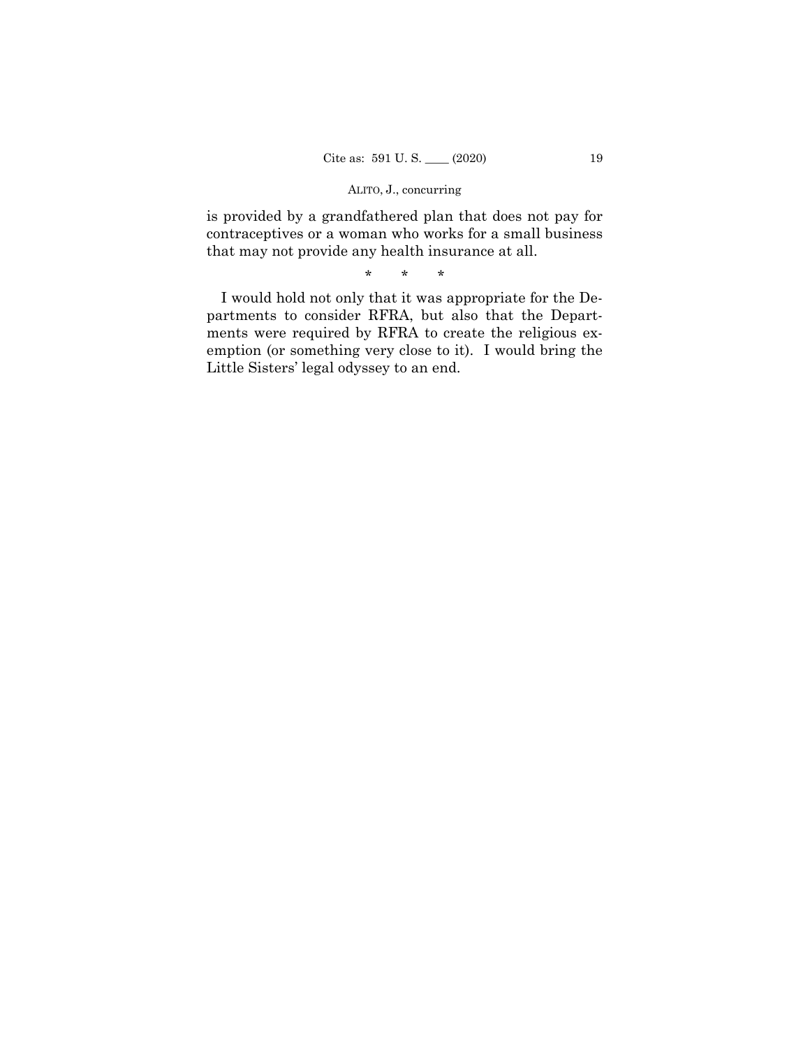is provided by a grandfathered plan that does not pay for contraceptives or a woman who works for a small business that may not provide any health insurance at all.

\* \* \*

I would hold not only that it was appropriate for the Departments to consider RFRA, but also that the Departments were required by RFRA to create the religious exemption (or something very close to it). I would bring the Little Sisters' legal odyssey to an end.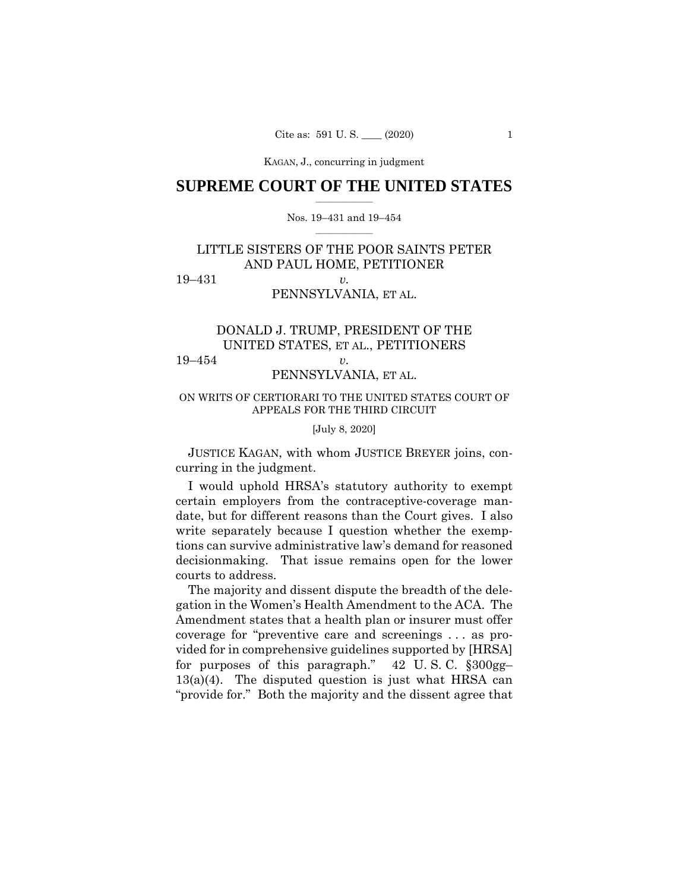## SUPREME COURT OF THE UNITED STATES

Nos. 19–431 and 19–454

LITTLE SISTERS OF THE POOR SAINTS PETER AND PAUL HOME, PETITIONER

19–431 *v.*

PENNSYLVANIA, ET AL.

DONALD J. TRUMP, PRESIDENT OF THE UNITED STATES, ET AL., PETITIONERS

19–454 *v.*

PENNSYLVANIA, ET AL.

ON WRITS OF CERTIORARI TO THE UNITED STATES COURT OF APPEALS FOR THE THIRD CIRCUIT

[July 8, 2020]

JUSTICE KAGAN, with whom JUSTICE BREYER joins, concurring in the judgment.

I would uphold HRSA's statutory authority to exempt certain employers from the contraceptive-coverage mandate, but for different reasons than the Court gives. I also write separately because I question whether the exemptions can survive administrative law's demand for reasoned decisionmaking. That issue remains open for the lower courts to address.

The majority and dissent dispute the breadth of the delegation in the Women's Health Amendment to the ACA. The Amendment states that a health plan or insurer must offer coverage for "preventive care and screenings . . . as provided for in comprehensive guidelines supported by [HRSA] for purposes of this paragraph." 42 U. S. C. §300gg–13(a)(4). The disputed question is just what HRSA can "provide for." Both the majority and the dissent agree that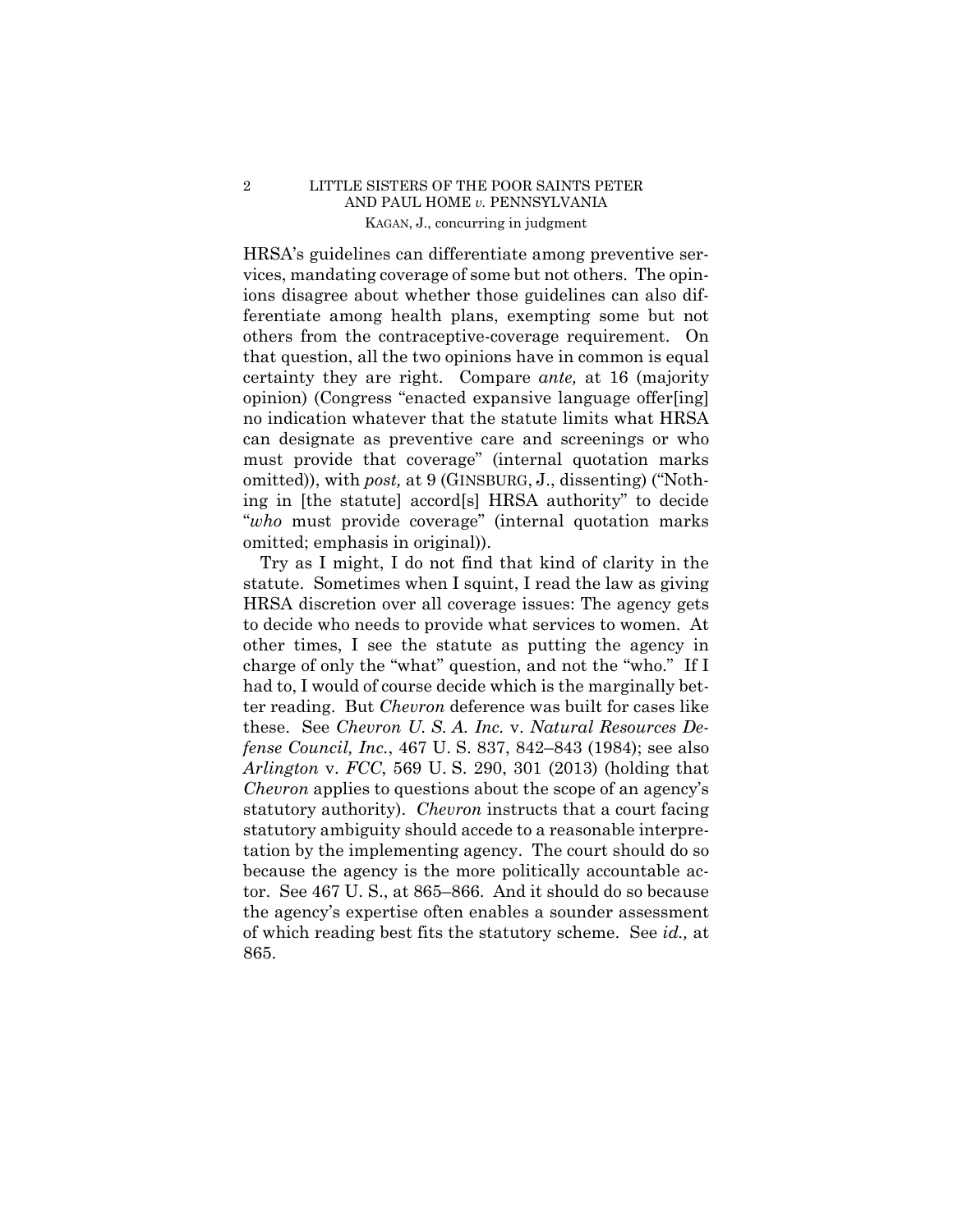HRSA's guidelines can differentiate among preventive services, mandating coverage of some but not others. The opinions disagree about whether those guidelines can also differentiate among health plans, exempting some but not others from the contraceptive-coverage requirement. On that question, all the two opinions have in common is equal certainty they are right. Compare *ante,* at 16 (majority opinion) (Congress "enacted expansive language offer[ing] no indication whatever that the statute limits what HRSA can designate as preventive care and screenings or who must provide that coverage" (internal quotation marks omitted)), with *post,* at 9 (GINSBURG, J., dissenting) ("Nothing in [the statute] accord[s] HRSA authority" to decide "*who* must provide coverage" (internal quotation marks omitted; emphasis in original)).

Try as I might, I do not find that kind of clarity in the statute. Sometimes when I squint, I read the law as giving HRSA discretion over all coverage issues: The agency gets to decide who needs to provide what services to women. At other times, I see the statute as putting the agency in charge of only the "what" question, and not the "who." If I had to, I would of course decide which is the marginally better reading. But *Chevron* deference was built for cases like these. See *Chevron U. S. A. Inc.* v. *Natural Resources Defense Council, Inc.*, 467 U. S. 837, 842–843 (1984); see also *Arlington* v. *FCC*, 569 U. S. 290, 301 (2013) (holding that *Chevron* applies to questions about the scope of an agency's statutory authority). *Chevron* instructs that a court facing statutory ambiguity should accede to a reasonable interpretation by the implementing agency. The court should do so because the agency is the more politically accountable actor. See 467 U. S., at 865–866. And it should do so because the agency's expertise often enables a sounder assessment of which reading best fits the statutory scheme. See *id.,* at 865.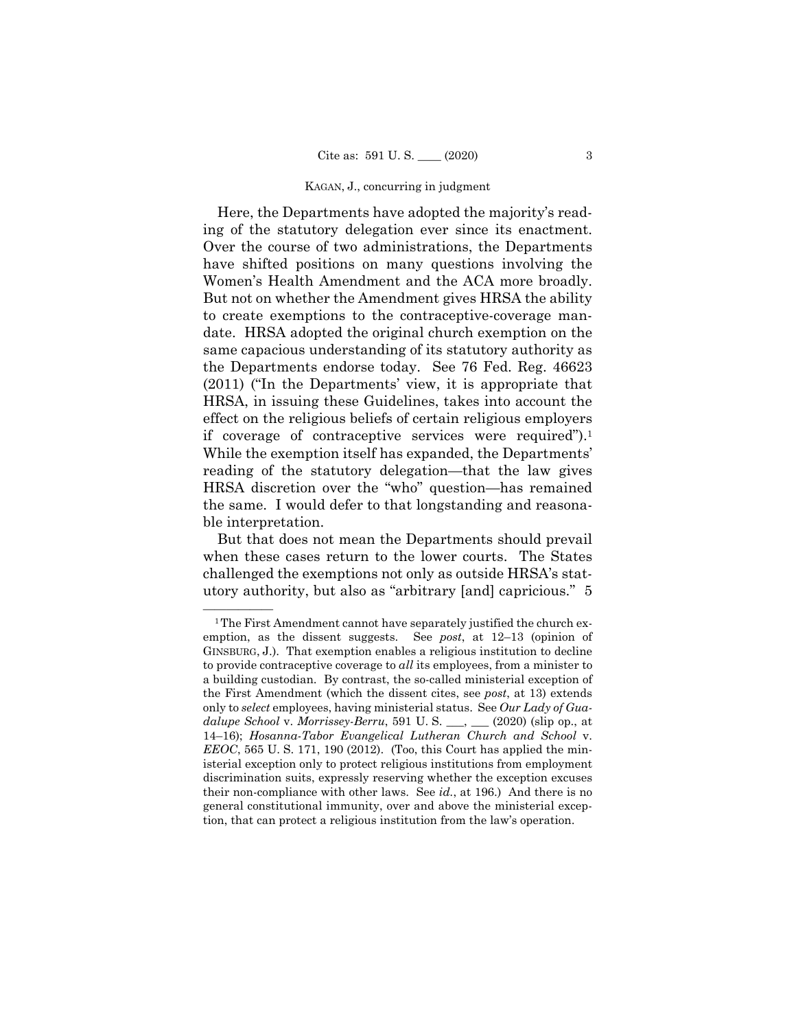Here, the Departments have adopted the majority's reading of the statutory delegation ever since its enactment. Over the course of two administrations, the Departments have shifted positions on many questions involving the Women's Health Amendment and the ACA more broadly. But not on whether the Amendment gives HRSA the ability to create exemptions to the contraceptive-coverage mandate. HRSA adopted the original church exemption on the same capacious understanding of its statutory authority as the Departments endorse today. See 76 Fed. Reg. 46623 (2011) ("In the Departments' view, it is appropriate that HRSA, in issuing these Guidelines, takes into account the effect on the religious beliefs of certain religious employers if coverage of contraceptive services were required").[1] While the exemption itself has expanded, the Departments' reading of the statutory delegation—that the law gives HRSA discretion over the "who" question—has remained the same. I would defer to that longstanding and reasonable interpretation.

But that does not mean the Departments should prevail when these cases return to the lower courts. The States challenged the exemptions not only as outside HRSA's statutory authority, but also as "arbitrary [and] capricious." 5

---

[1] The First Amendment cannot have separately justified the church exemption, as the dissent suggests. See *post*, at 12–13 (opinion of GINSBURG, J.). That exemption enables a religious institution to decline to provide contraceptive coverage to *all* its employees, from a minister to a building custodian. By contrast, the so-called ministerial exception of the First Amendment (which the dissent cites, see *post*, at 13) extends only to *select* employees, having ministerial status. See *Our Lady of Guadalupe School* v. *Morrissey-Berru*, 591 U. S. ___, ___ (2020) (slip op., at 14–16); *Hosanna-Tabor Evangelical Lutheran Church and School* v. *EEOC*, 565 U. S. 171, 190 (2012). (Too, this Court has applied the ministerial exception only to protect religious institutions from employment discrimination suits, expressly reserving whether the exception excuses their non-compliance with other laws. See *id.*, at 196.) And there is no general constitutional immunity, over and above the ministerial exception, that can protect a religious institution from the law's operation.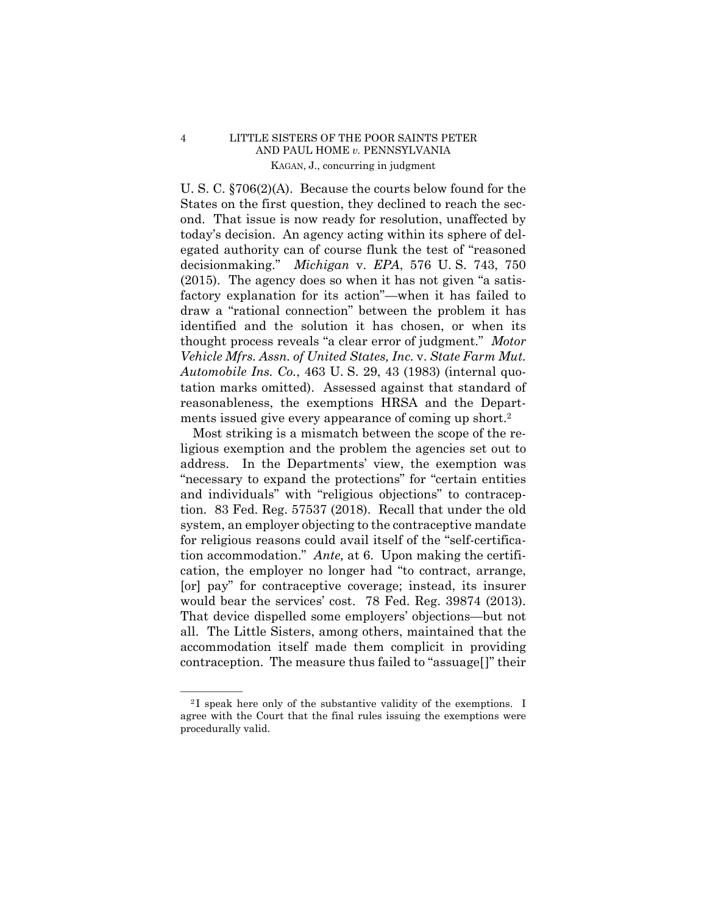U. S. C. §706(2)(A). Because the courts below found for the States on the first question, they declined to reach the second. That issue is now ready for resolution, unaffected by today's decision. An agency acting within its sphere of delegated authority can of course flunk the test of "reasoned decisionmaking." *Michigan* v. *EPA*, 576 U. S. 743, 750 (2015). The agency does so when it has not given "a satisfactory explanation for its action"—when it has failed to draw a "rational connection" between the problem it has identified and the solution it has chosen, or when its thought process reveals "a clear error of judgment." *Motor Vehicle Mfrs. Assn. of United States, Inc.* v. *State Farm Mut. Automobile Ins. Co.*, 463 U. S. 29, 43 (1983) (internal quotation marks omitted). Assessed against that standard of reasonableness, the exemptions HRSA and the Departments issued give every appearance of coming up short.[2]

Most striking is a mismatch between the scope of the religious exemption and the problem the agencies set out to address. In the Departments' view, the exemption was "necessary to expand the protections" for "certain entities and individuals" with "religious objections" to contraception. 83 Fed. Reg. 57537 (2018). Recall that under the old system, an employer objecting to the contraceptive mandate for religious reasons could avail itself of the "self-certification accommodation." *Ante,* at 6. Upon making the certification, the employer no longer had "to contract, arrange, [or] pay" for contraceptive coverage; instead, its insurer would bear the services' cost. 78 Fed. Reg. 39874 (2013). That device dispelled some employers' objections—but not all. The Little Sisters, among others, maintained that the accommodation itself made them complicit in providing contraception. The measure thus failed to "assuage[]" their

---

[2] I speak here only of the substantive validity of the exemptions. I agree with the Court that the final rules issuing the exemptions were procedurally valid.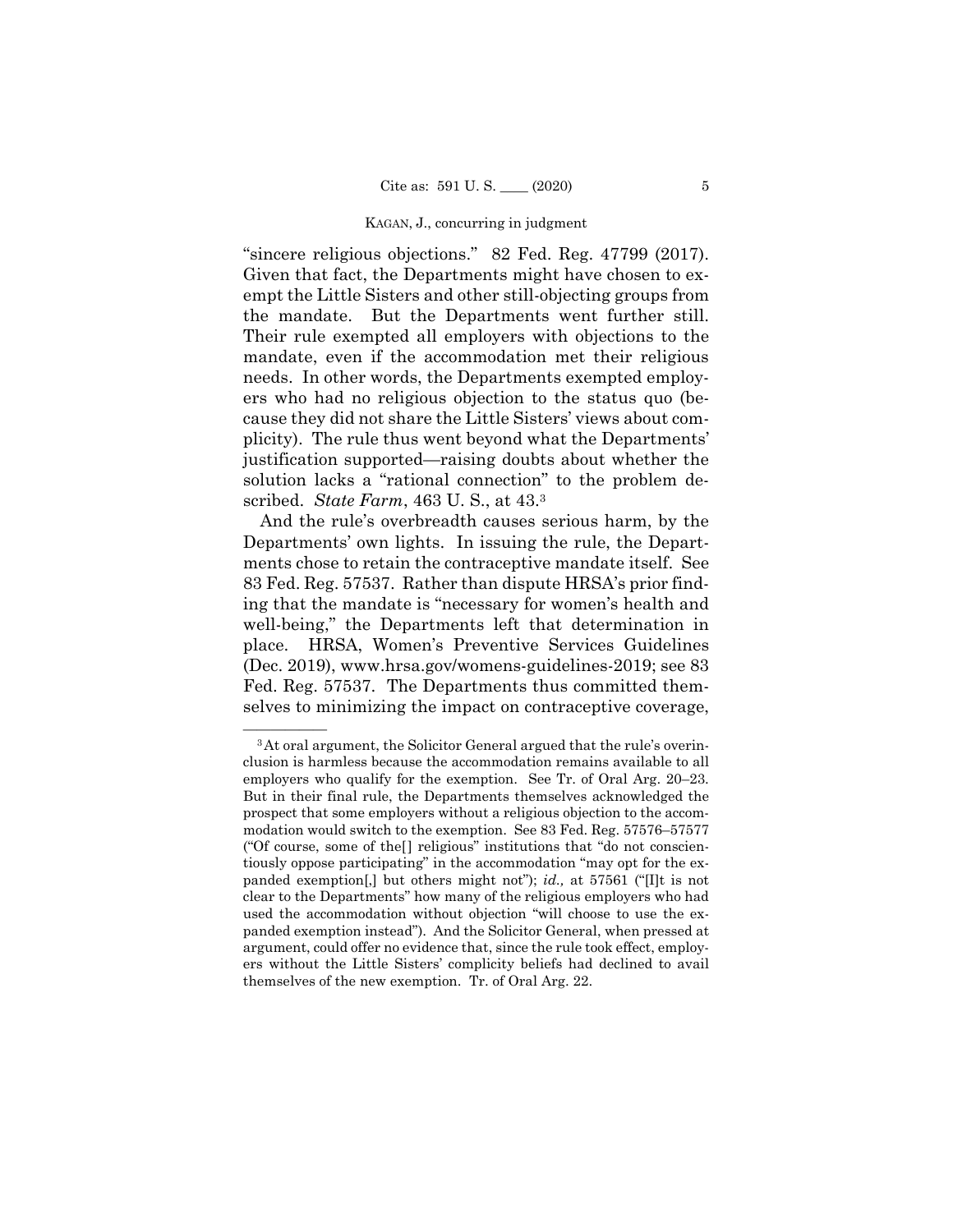"sincere religious objections." 82 Fed. Reg. 47799 (2017). Given that fact, the Departments might have chosen to exempt the Little Sisters and other still-objecting groups from the mandate. But the Departments went further still. Their rule exempted all employers with objections to the mandate, even if the accommodation met their religious needs. In other words, the Departments exempted employers who had no religious objection to the status quo (because they did not share the Little Sisters' views about complicity). The rule thus went beyond what the Departments' justification supported—raising doubts about whether the solution lacks a "rational connection" to the problem described. *State Farm*, 463 U. S., at 43.[3]

And the rule's overbreadth causes serious harm, by the Departments' own lights. In issuing the rule, the Departments chose to retain the contraceptive mandate itself. See 83 Fed. Reg. 57537. Rather than dispute HRSA's prior finding that the mandate is "necessary for women's health and well-being," the Departments left that determination in place. HRSA, Women's Preventive Services Guidelines (Dec. 2019), www.hrsa.gov/womens-guidelines-2019; see 83 Fed. Reg. 57537. The Departments thus committed themselves to minimizing the impact on contraceptive coverage,

---

[3] At oral argument, the Solicitor General argued that the rule's overinclusion is harmless because the accommodation remains available to all employers who qualify for the exemption. See Tr. of Oral Arg. 20–23. But in their final rule, the Departments themselves acknowledged the prospect that some employers without a religious objection to the accommodation would switch to the exemption. See 83 Fed. Reg. 57576–57577 ("Of course, some of the[] religious" institutions that "do not conscientiously oppose participating" in the accommodation "may opt for the expanded exemption[,] but others might not"); *id.*, at 57561 ("[I]t is not clear to the Departments" how many of the religious employers who had used the accommodation without objection "will choose to use the expanded exemption instead"). And the Solicitor General, when pressed at argument, could offer no evidence that, since the rule took effect, employers without the Little Sisters' complicity beliefs had declined to avail themselves of the new exemption. Tr. of Oral Arg. 22.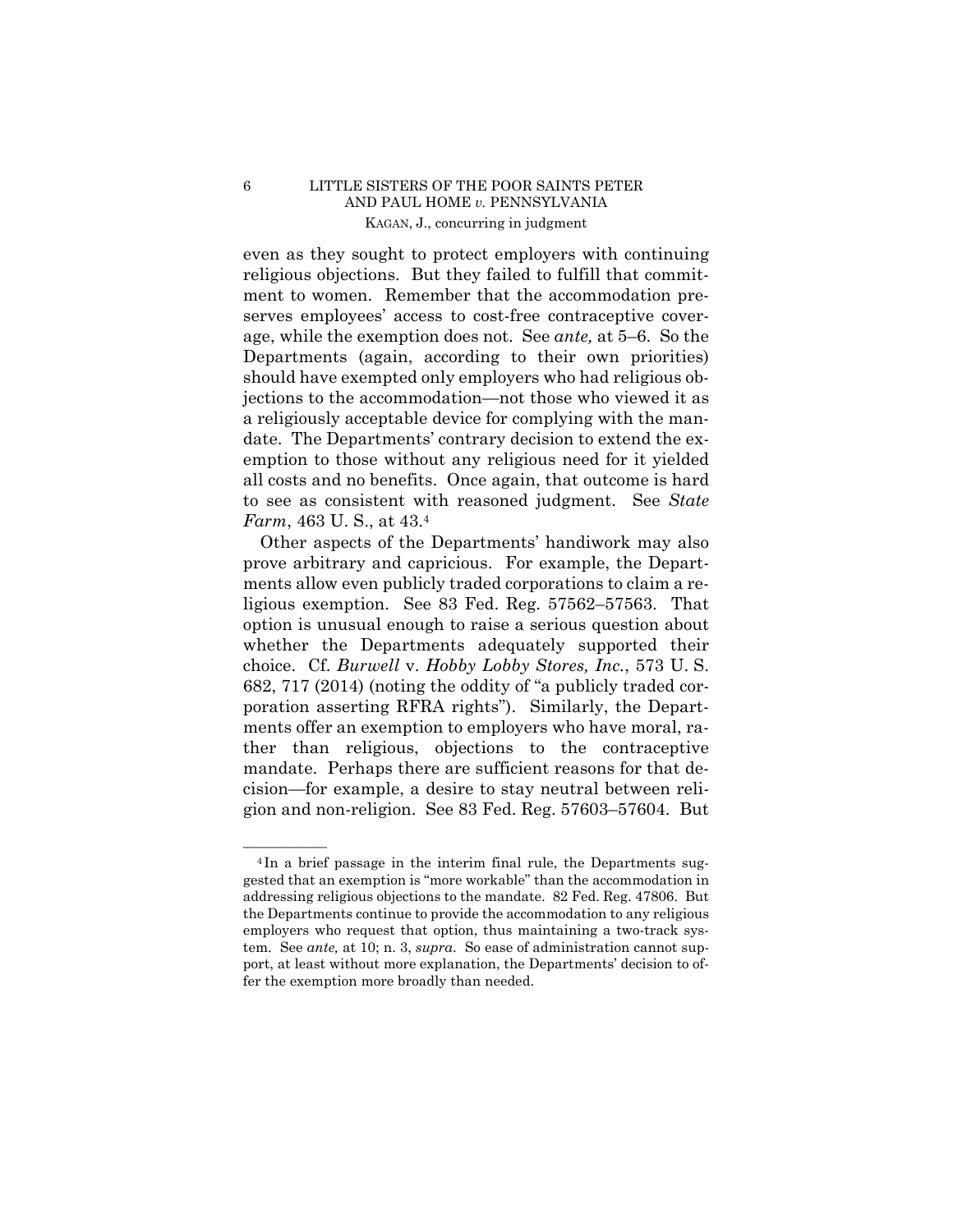even as they sought to protect employers with continuing religious objections. But they failed to fulfill that commitment to women. Remember that the accommodation preserves employees' access to cost-free contraceptive coverage, while the exemption does not. See *ante,* at 5–6. So the Departments (again, according to their own priorities) should have exempted only employers who had religious objections to the accommodation—not those who viewed it as a religiously acceptable device for complying with the mandate. The Departments' contrary decision to extend the exemption to those without any religious need for it yielded all costs and no benefits. Once again, that outcome is hard to see as consistent with reasoned judgment. See *State Farm*, 463 U. S., at 43.[4]

Other aspects of the Departments' handiwork may also prove arbitrary and capricious. For example, the Departments allow even publicly traded corporations to claim a religious exemption. See 83 Fed. Reg. 57562–57563. That option is unusual enough to raise a serious question about whether the Departments adequately supported their choice. Cf. *Burwell* v. *Hobby Lobby Stores, Inc.*, 573 U. S. 682, 717 (2014) (noting the oddity of "a publicly traded corporation asserting RFRA rights"). Similarly, the Departments offer an exemption to employers who have moral, rather than religious, objections to the contraceptive mandate. Perhaps there are sufficient reasons for that decision—for example, a desire to stay neutral between religion and non-religion. See 83 Fed. Reg. 57603–57604. But

---

[4] In a brief passage in the interim final rule, the Departments suggested that an exemption is "more workable" than the accommodation in addressing religious objections to the mandate. 82 Fed. Reg. 47806. But the Departments continue to provide the accommodation to any religious employers who request that option, thus maintaining a two-track system. See *ante,* at 10; n. 3, *supra*. So ease of administration cannot support, at least without more explanation, the Departments' decision to offer the exemption more broadly than needed.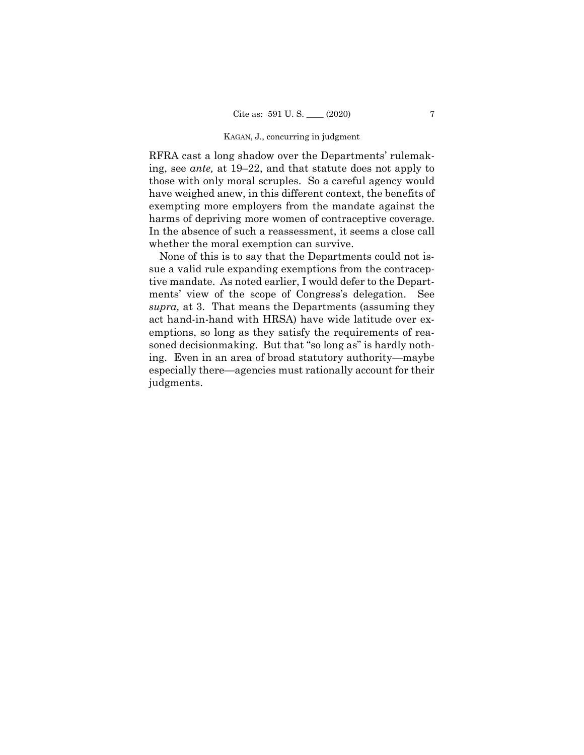RFRA cast a long shadow over the Departments' rulemaking, see *ante,* at 19–22, and that statute does not apply to those with only moral scruples. So a careful agency would have weighed anew, in this different context, the benefits of exempting more employers from the mandate against the harms of depriving more women of contraceptive coverage. In the absence of such a reassessment, it seems a close call whether the moral exemption can survive.

None of this is to say that the Departments could not issue a valid rule expanding exemptions from the contraceptive mandate. As noted earlier, I would defer to the Departments' view of the scope of Congress's delegation. See *supra,* at 3. That means the Departments (assuming they act hand-in-hand with HRSA) have wide latitude over exemptions, so long as they satisfy the requirements of reasoned decisionmaking. But that "so long as" is hardly nothing. Even in an area of broad statutory authority—maybe especially there—agencies must rationally account for their judgments.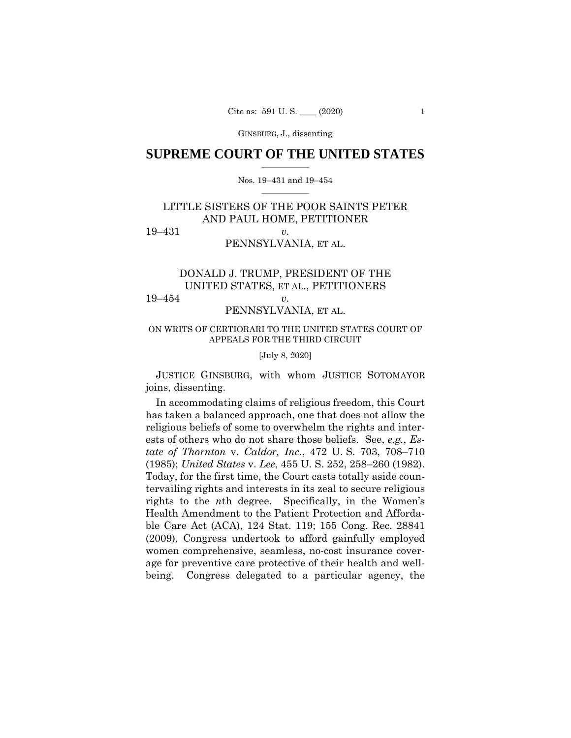## SUPREME COURT OF THE UNITED STATES

Nos. 19–431 and 19–454

LITTLE SISTERS OF THE POOR SAINTS PETER AND PAUL HOME, PETITIONER

19–431 *v.*

PENNSYLVANIA, ET AL.

DONALD J. TRUMP, PRESIDENT OF THE UNITED STATES, ET AL., PETITIONERS

19–454 *v.*

PENNSYLVANIA, ET AL.

ON WRITS OF CERTIORARI TO THE UNITED STATES COURT OF APPEALS FOR THE THIRD CIRCUIT

[July 8, 2020]

JUSTICE GINSBURG, with whom JUSTICE SOTOMAYOR joins, dissenting.

In accommodating claims of religious freedom, this Court has taken a balanced approach, one that does not allow the religious beliefs of some to overwhelm the rights and interests of others who do not share those beliefs. See, *e.g.*, *Estate of Thornton* v. *Caldor, Inc.*, 472 U. S. 703, 708–710 (1985); *United States* v. *Lee*, 455 U. S. 252, 258–260 (1982). Today, for the first time, the Court casts totally aside countervailing rights and interests in its zeal to secure religious rights to the *n*th degree. Specifically, in the Women's Health Amendment to the Patient Protection and Affordable Care Act (ACA), 124 Stat. 119; 155 Cong. Rec. 28841 (2009), Congress undertook to afford gainfully employed women comprehensive, seamless, no-cost insurance coverage for preventive care protective of their health and well-being. Congress delegated to a particular agency, the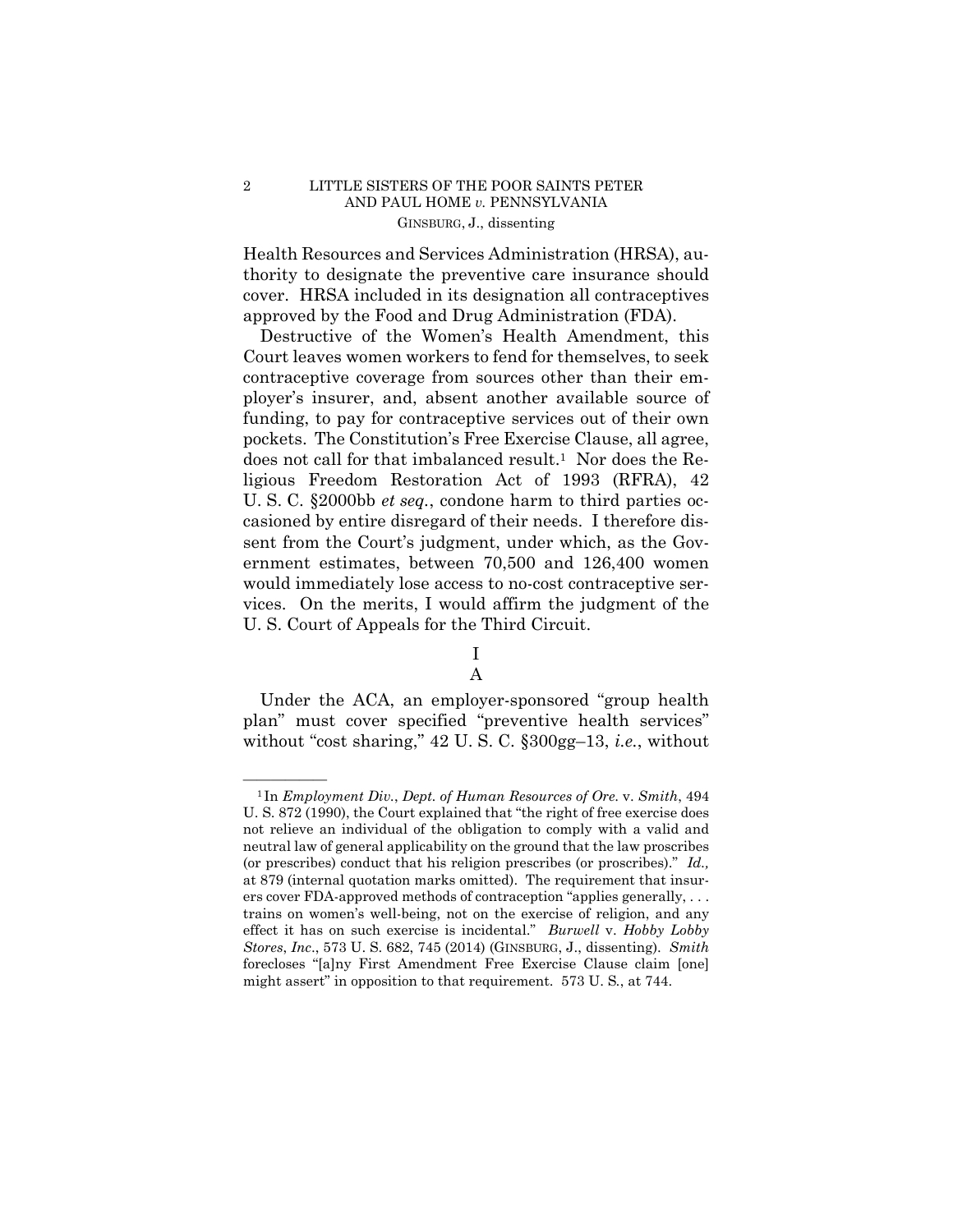Health Resources and Services Administration (HRSA), authority to designate the preventive care insurance should cover. HRSA included in its designation all contraceptives approved by the Food and Drug Administration (FDA).

Destructive of the Women's Health Amendment, this Court leaves women workers to fend for themselves, to seek contraceptive coverage from sources other than their employer's insurer, and, absent another available source of funding, to pay for contraceptive services out of their own pockets. The Constitution's Free Exercise Clause, all agree, does not call for that imbalanced result.[1] Nor does the Religious Freedom Restoration Act of 1993 (RFRA), 42 U. S. C. §2000bb *et seq.*, condone harm to third parties occasioned by entire disregard of their needs. I therefore dissent from the Court's judgment, under which, as the Government estimates, between 70,500 and 126,400 women would immediately lose access to no-cost contraceptive services. On the merits, I would affirm the judgment of the U. S. Court of Appeals for the Third Circuit.

## I

### A

Under the ACA, an employer-sponsored "group health plan" must cover specified "preventive health services" without "cost sharing," 42 U. S. C. §300gg–13, *i.e.*, without

---

[1] In *Employment Div., Dept. of Human Resources of Ore.* v. *Smith*, 494 U. S. 872 (1990), the Court explained that "the right of free exercise does not relieve an individual of the obligation to comply with a valid and neutral law of general applicability on the ground that the law proscribes (or prescribes) conduct that his religion prescribes (or proscribes)." *Id.,* at 879 (internal quotation marks omitted). The requirement that insurers cover FDA-approved methods of contraception "applies generally, . . . trains on women's well-being, not on the exercise of religion, and any effect it has on such exercise is incidental." *Burwell* v. *Hobby Lobby Stores, Inc.*, 573 U. S. 682, 745 (2014) (GINSBURG, J., dissenting). *Smith* forecloses "[a]ny First Amendment Free Exercise Clause claim [one] might assert" in opposition to that requirement. 573 U. S., at 744.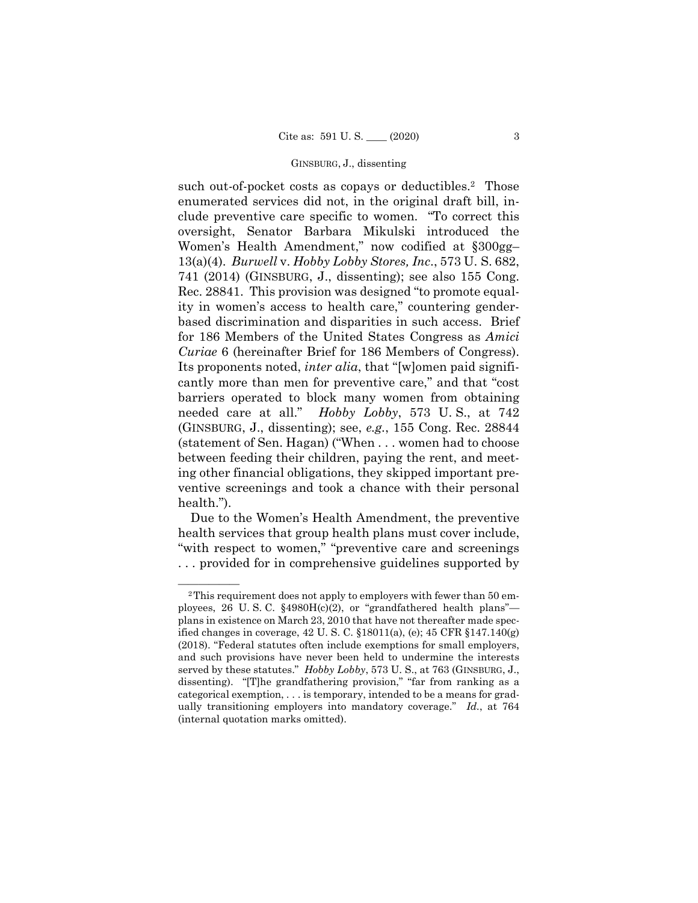such out-of-pocket costs as copays or deductibles.[2] Those enumerated services did not, in the original draft bill, include preventive care specific to women. "To correct this oversight, Senator Barbara Mikulski introduced the Women's Health Amendment," now codified at §300gg–13(a)(4). *Burwell* v. *Hobby Lobby Stores, Inc.*, 573 U. S. 682, 741 (2014) (GINSBURG, J., dissenting); see also 155 Cong. Rec. 28841. This provision was designed "to promote equality in women's access to health care," countering gender-based discrimination and disparities in such access. Brief for 186 Members of the United States Congress as *Amici Curiae* 6 (hereinafter Brief for 186 Members of Congress). Its proponents noted, *inter alia*, that "[w]omen paid significantly more than men for preventive care," and that "cost barriers operated to block many women from obtaining needed care at all." *Hobby Lobby*, 573 U. S., at 742 (GINSBURG, J., dissenting); see, *e.g.*, 155 Cong. Rec. 28844 (statement of Sen. Hagan) ("When . . . women had to choose between feeding their children, paying the rent, and meeting other financial obligations, they skipped important preventive screenings and took a chance with their personal health.").

Due to the Women's Health Amendment, the preventive health services that group health plans must cover include, "with respect to women," "preventive care and screenings . . . provided for in comprehensive guidelines supported by

---

[2] This requirement does not apply to employers with fewer than 50 employees, 26 U. S. C. §4980H(c)(2), or "grandfathered health plans"—plans in existence on March 23, 2010 that have not thereafter made specified changes in coverage, 42 U. S. C. §18011(a), (e); 45 CFR §147.140(g) (2018). "Federal statutes often include exemptions for small employers, and such provisions have never been held to undermine the interests served by these statutes." *Hobby Lobby*, 573 U. S., at 763 (GINSBURG, J., dissenting). "[T]he grandfathering provision," "far from ranking as a categorical exemption, . . . is temporary, intended to be a means for gradually transitioning employers into mandatory coverage." *Id.*, at 764 (internal quotation marks omitted).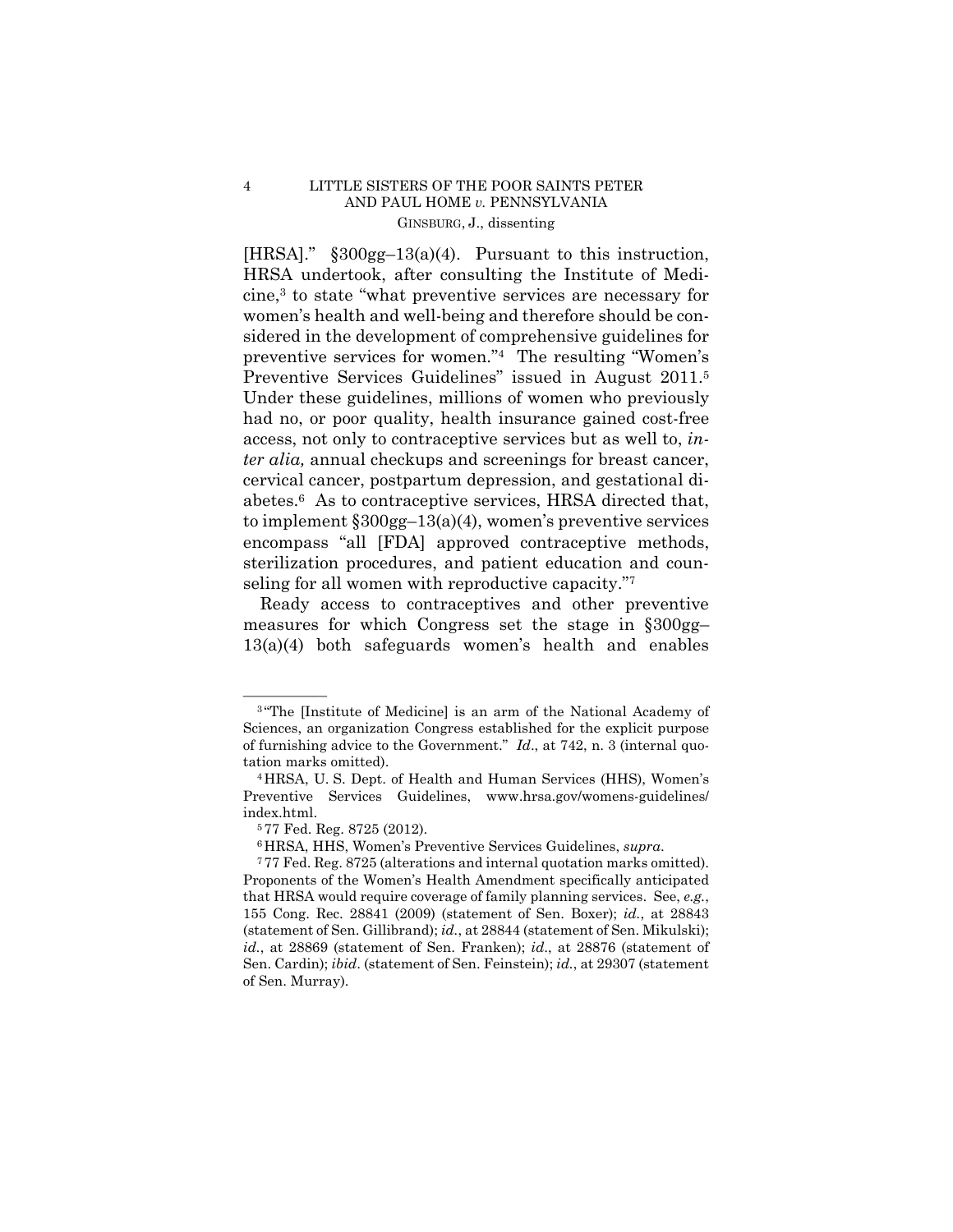[HRSA]." §300gg–13(a)(4). Pursuant to this instruction, HRSA undertook, after consulting the Institute of Medicine,[3] to state "what preventive services are necessary for women's health and well-being and therefore should be considered in the development of comprehensive guidelines for preventive services for women."[4] The resulting "Women's Preventive Services Guidelines" issued in August 2011.[5] Under these guidelines, millions of women who previously had no, or poor quality, health insurance gained cost-free access, not only to contraceptive services but as well to, *inter alia,* annual checkups and screenings for breast cancer, cervical cancer, postpartum depression, and gestational diabetes.[6] As to contraceptive services, HRSA directed that, to implement §300gg–13(a)(4), women's preventive services encompass "all [FDA] approved contraceptive methods, sterilization procedures, and patient education and counseling for all women with reproductive capacity."[7]

Ready access to contraceptives and other preventive measures for which Congress set the stage in §300gg–13(a)(4) both safeguards women's health and enables

---

[3] "The [Institute of Medicine] is an arm of the National Academy of Sciences, an organization Congress established for the explicit purpose of furnishing advice to the Government." *Id*., at 742, n. 3 (internal quotation marks omitted).

[4] HRSA, U. S. Dept. of Health and Human Services (HHS), Women's Preventive Services Guidelines, www.hrsa.gov/womens-guidelines/index.html.

[5] 77 Fed. Reg. 8725 (2012).

[6] HRSA, HHS, Women's Preventive Services Guidelines, *supra*.

[7] 77 Fed. Reg. 8725 (alterations and internal quotation marks omitted). Proponents of the Women's Health Amendment specifically anticipated that HRSA would require coverage of family planning services. See, *e.g.*, 155 Cong. Rec. 28841 (2009) (statement of Sen. Boxer); *id.*, at 28843 (statement of Sen. Gillibrand); *id.*, at 28844 (statement of Sen. Mikulski); *id.*, at 28869 (statement of Sen. Franken); *id.*, at 28876 (statement of Sen. Cardin); *ibid*. (statement of Sen. Feinstein); *id.*, at 29307 (statement of Sen. Murray).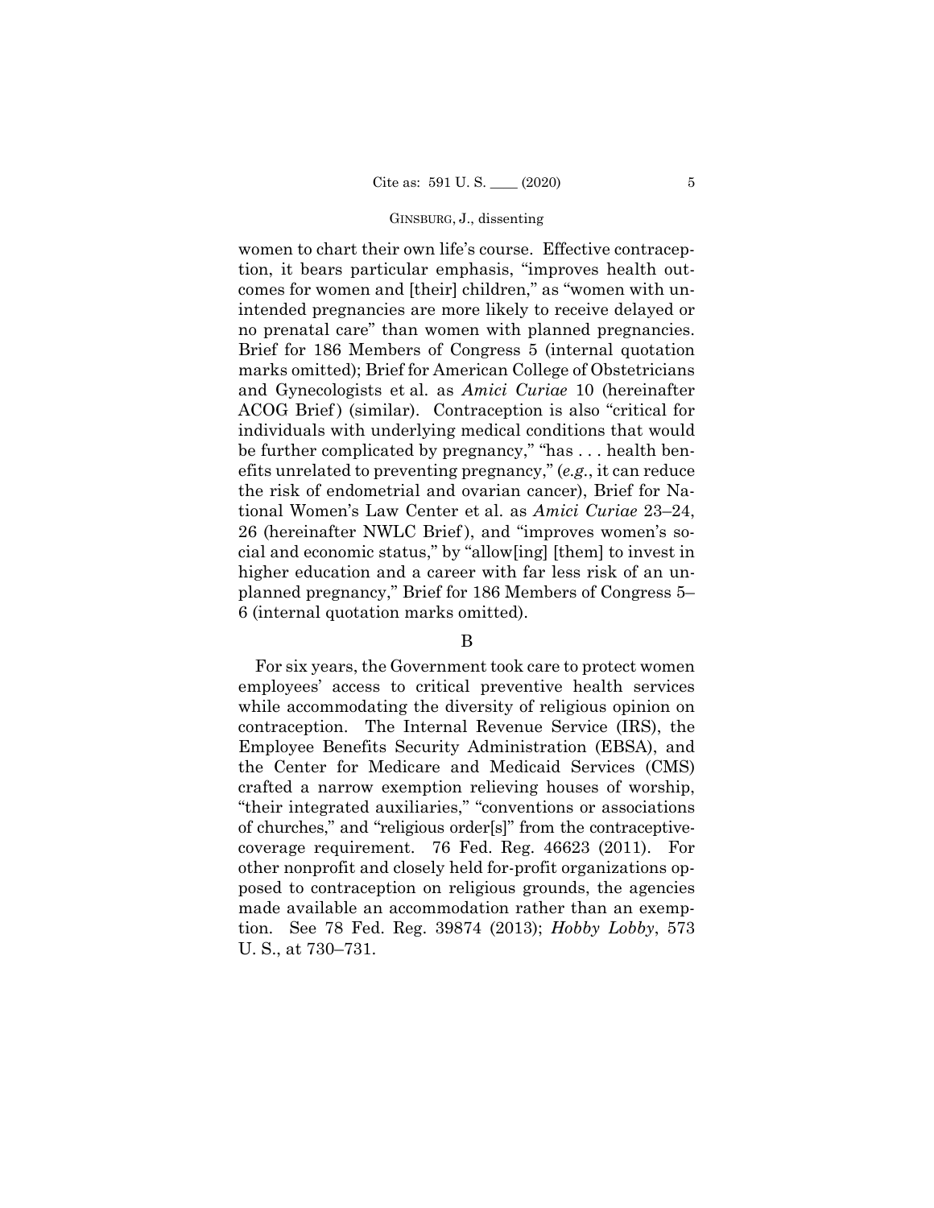women to chart their own life's course. Effective contraception, it bears particular emphasis, "improves health outcomes for women and [their] children," as "women with unintended pregnancies are more likely to receive delayed or no prenatal care" than women with planned pregnancies. Brief for 186 Members of Congress 5 (internal quotation marks omitted); Brief for American College of Obstetricians and Gynecologists et al. as *Amici Curiae* 10 (hereinafter ACOG Brief) (similar). Contraception is also "critical for individuals with underlying medical conditions that would be further complicated by pregnancy," "has . . . health benefits unrelated to preventing pregnancy," (*e.g.*, it can reduce the risk of endometrial and ovarian cancer), Brief for National Women's Law Center et al. as *Amici Curiae* 23–24, 26 (hereinafter NWLC Brief), and "improves women's social and economic status," by "allow[ing] [them] to invest in higher education and a career with far less risk of an unplanned pregnancy," Brief for 186 Members of Congress 5–6 (internal quotation marks omitted).

B

For six years, the Government took care to protect women employees' access to critical preventive health services while accommodating the diversity of religious opinion on contraception. The Internal Revenue Service (IRS), the Employee Benefits Security Administration (EBSA), and the Center for Medicare and Medicaid Services (CMS) crafted a narrow exemption relieving houses of worship, "their integrated auxiliaries," "conventions or associations of churches," and "religious order[s]" from the contraceptive-coverage requirement. 76 Fed. Reg. 46623 (2011). For other nonprofit and closely held for-profit organizations opposed to contraception on religious grounds, the agencies made available an accommodation rather than an exemption. See 78 Fed. Reg. 39874 (2013); *Hobby Lobby*, 573 U. S., at 730–731.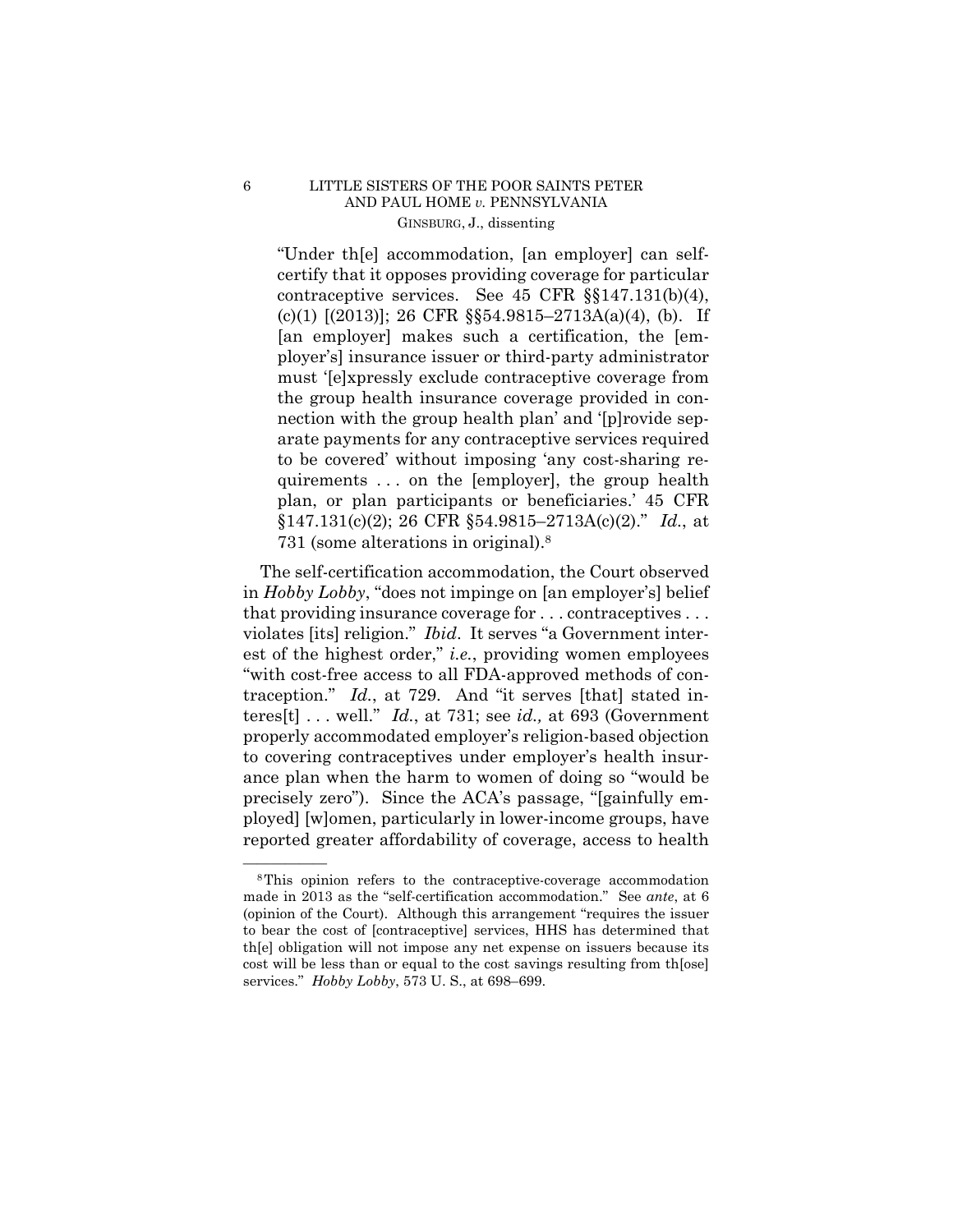> "Under th[e] accommodation, [an employer] can self-certify that it opposes providing coverage for particular contraceptive services. See 45 CFR §§147.131(b)(4), (c)(1) [(2013)]; 26 CFR §§54.9815–2713A(a)(4), (b). If [an employer] makes such a certification, the [employer's] insurance issuer or third-party administrator must '[e]xpressly exclude contraceptive coverage from the group health insurance coverage provided in connection with the group health plan' and '[p]rovide separate payments for any contraceptive services required to be covered' without imposing 'any cost-sharing requirements . . . on the [employer], the group health plan, or plan participants or beneficiaries.' 45 CFR §147.131(c)(2); 26 CFR §54.9815–2713A(c)(2)." *Id.*, at 731 (some alterations in original).[8]

The self-certification accommodation, the Court observed in *Hobby Lobby*, "does not impinge on [an employer's] belief that providing insurance coverage for . . . contraceptives . . . violates [its] religion." *Ibid*. It serves "a Government interest of the highest order," *i.e.*, providing women employees "with cost-free access to all FDA-approved methods of contraception." *Id.*, at 729. And "it serves [that] stated interes[t] . . . well." *Id.*, at 731; see *id.,* at 693 (Government properly accommodated employer's religion-based objection to covering contraceptives under employer's health insurance plan when the harm to women of doing so "would be precisely zero"). Since the ACA's passage, "[gainfully employed] [w]omen, particularly in lower-income groups, have reported greater affordability of coverage, access to health

---

[8] This opinion refers to the contraceptive-coverage accommodation made in 2013 as the "self-certification accommodation." See *ante*, at 6 (opinion of the Court). Although this arrangement "requires the issuer to bear the cost of [contraceptive] services, HHS has determined that th[e] obligation will not impose any net expense on issuers because its cost will be less than or equal to the cost savings resulting from th[ose] services." *Hobby Lobby*, 573 U. S., at 698–699.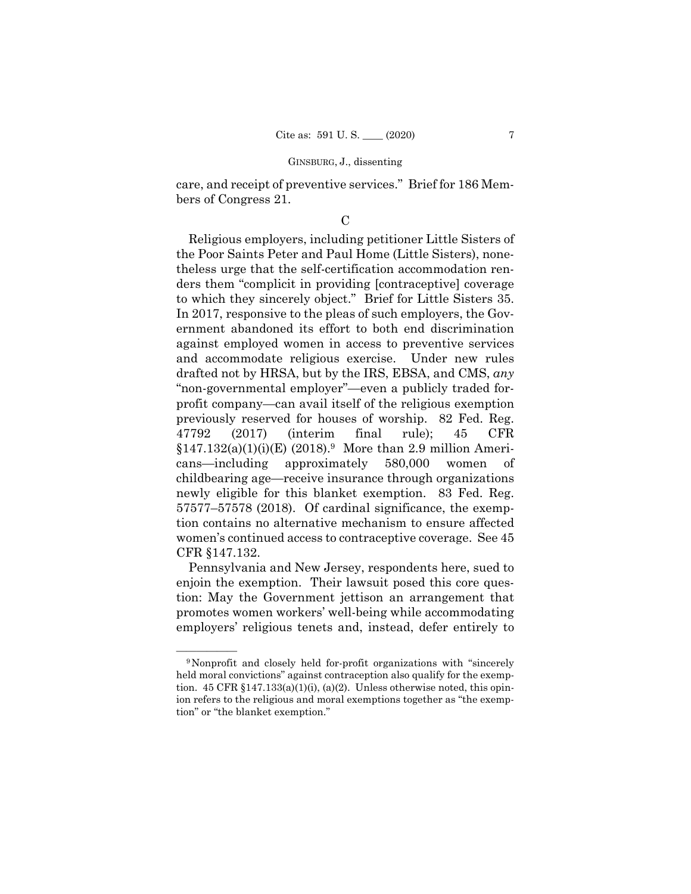care, and receipt of preventive services." Brief for 186 Members of Congress 21.

C

Religious employers, including petitioner Little Sisters of the Poor Saints Peter and Paul Home (Little Sisters), nonetheless urge that the self-certification accommodation renders them "complicit in providing [contraceptive] coverage to which they sincerely object." Brief for Little Sisters 35. In 2017, responsive to the pleas of such employers, the Government abandoned its effort to both end discrimination against employed women in access to preventive services and accommodate religious exercise. Under new rules drafted not by HRSA, but by the IRS, EBSA, and CMS, *any* "non-governmental employer"—even a publicly traded for-profit company—can avail itself of the religious exemption previously reserved for houses of worship. 82 Fed. Reg. 47792 (2017) (interim final rule); 45 CFR §147.132(a)(1)(i)(E) (2018).[9] More than 2.9 million Americans—including approximately 580,000 women of childbearing age—receive insurance through organizations newly eligible for this blanket exemption. 83 Fed. Reg. 57577–57578 (2018). Of cardinal significance, the exemption contains no alternative mechanism to ensure affected women's continued access to contraceptive coverage. See 45 CFR §147.132.

Pennsylvania and New Jersey, respondents here, sued to enjoin the exemption. Their lawsuit posed this core question: May the Government jettison an arrangement that promotes women workers' well-being while accommodating employers' religious tenets and, instead, defer entirely to

---

[9] Nonprofit and closely held for-profit organizations with "sincerely held moral convictions" against contraception also qualify for the exemption. 45 CFR §147.133(a)(1)(i), (a)(2). Unless otherwise noted, this opinion refers to the religious and moral exemptions together as "the exemption" or "the blanket exemption."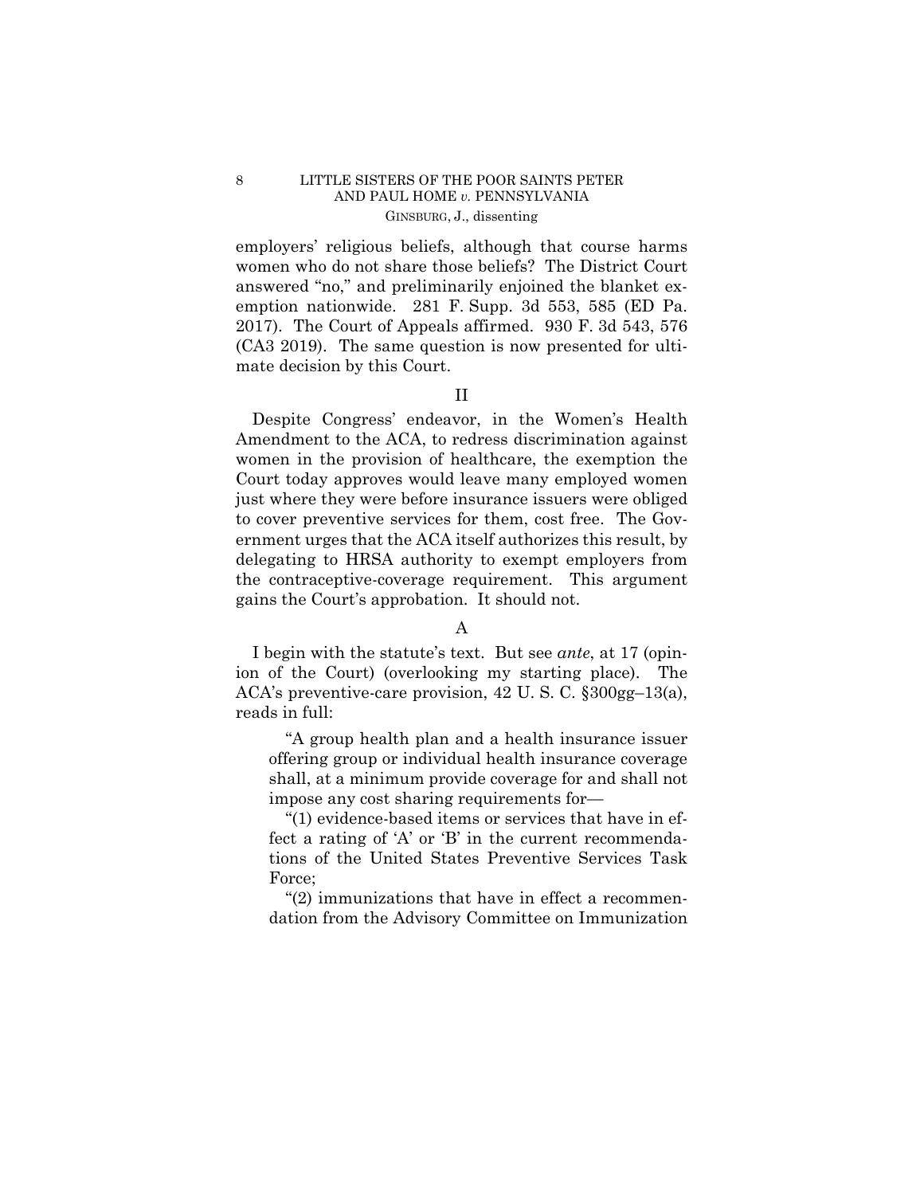employers' religious beliefs, although that course harms women who do not share those beliefs? The District Court answered "no," and preliminarily enjoined the blanket exemption nationwide. 281 F. Supp. 3d 553, 585 (ED Pa. 2017). The Court of Appeals affirmed. 930 F. 3d 543, 576 (CA3 2019). The same question is now presented for ultimate decision by this Court.

## II

Despite Congress' endeavor, in the Women's Health Amendment to the ACA, to redress discrimination against women in the provision of healthcare, the exemption the Court today approves would leave many employed women just where they were before insurance issuers were obliged to cover preventive services for them, cost free. The Government urges that the ACA itself authorizes this result, by delegating to HRSA authority to exempt employers from the contraceptive-coverage requirement. This argument gains the Court's approbation. It should not.

### A

I begin with the statute's text. But see *ante*, at 17 (opinion of the Court) (overlooking my starting place). The ACA's preventive-care provision, 42 U. S. C. §300gg–13(a), reads in full:

> "A group health plan and a health insurance issuer offering group or individual health insurance coverage shall, at a minimum provide coverage for and shall not impose any cost sharing requirements for—
>
> "(1) evidence-based items or services that have in effect a rating of 'A' or 'B' in the current recommendations of the United States Preventive Services Task Force;
>
> "(2) immunizations that have in effect a recommendation from the Advisory Committee on Immunization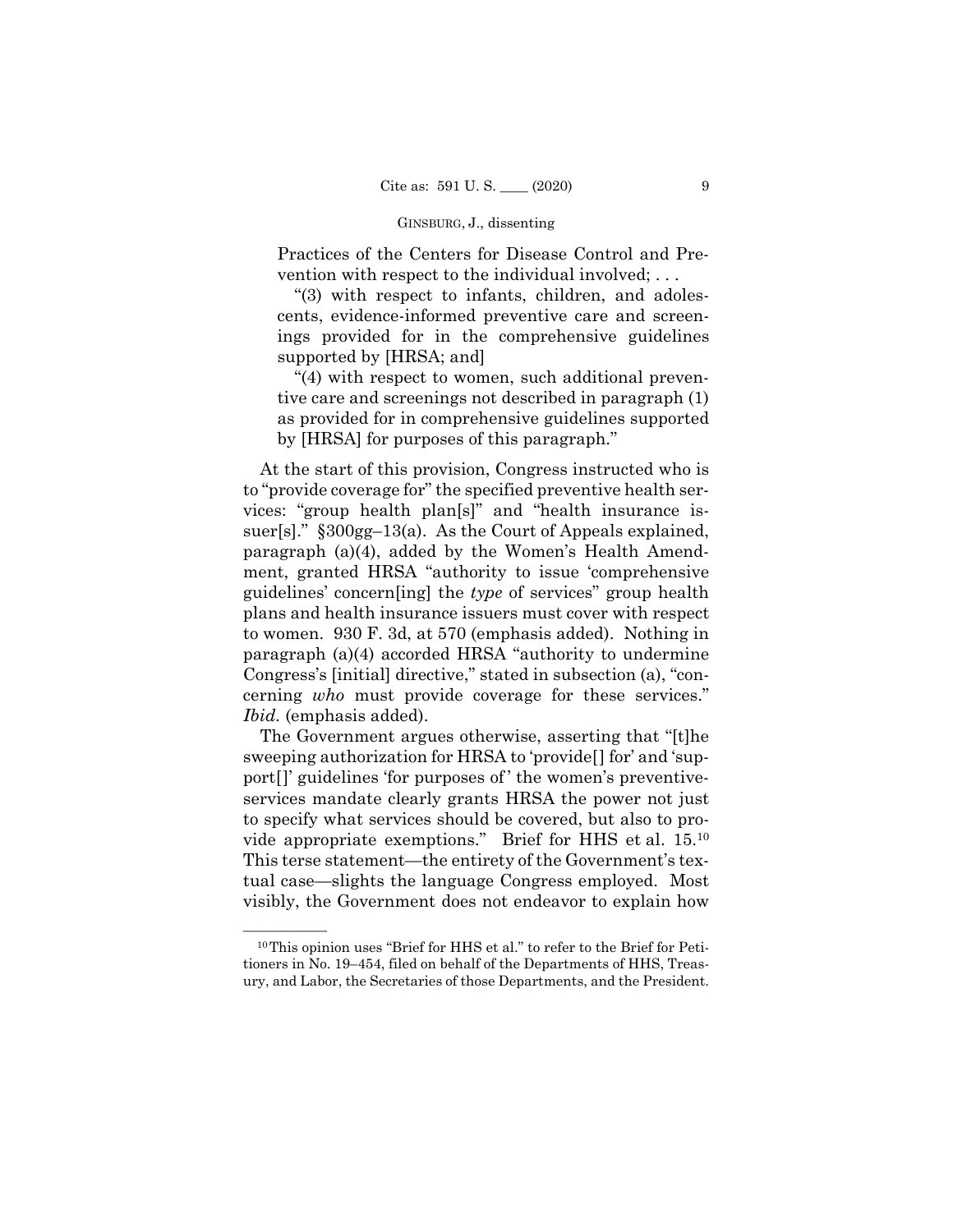Practices of the Centers for Disease Control and Prevention with respect to the individual involved; . . .

"(3) with respect to infants, children, and adolescents, evidence-informed preventive care and screenings provided for in the comprehensive guidelines supported by [HRSA; and]

"(4) with respect to women, such additional preventive care and screenings not described in paragraph (1) as provided for in comprehensive guidelines supported by [HRSA] for purposes of this paragraph."

At the start of this provision, Congress instructed who is to "provide coverage for" the specified preventive health services: "group health plan[s]" and "health insurance issuer[s]." §300gg–13(a). As the Court of Appeals explained, paragraph (a)(4), added by the Women's Health Amendment, granted HRSA "authority to issue 'comprehensive guidelines' concern[ing] the *type* of services" group health plans and health insurance issuers must cover with respect to women. 930 F. 3d, at 570 (emphasis added). Nothing in paragraph (a)(4) accorded HRSA "authority to undermine Congress's [initial] directive," stated in subsection (a), "concerning *who* must provide coverage for these services." *Ibid.* (emphasis added).

The Government argues otherwise, asserting that "[t]he sweeping authorization for HRSA to 'provide[] for' and 'support[]' guidelines 'for purposes of' the women's preventive-services mandate clearly grants HRSA the power not just to specify what services should be covered, but also to provide appropriate exemptions." Brief for HHS et al. 15.[10] This terse statement—the entirety of the Government's textual case—slights the language Congress employed. Most visibly, the Government does not endeavor to explain how

[10] This opinion uses "Brief for HHS et al." to refer to the Brief for Petitioners in No. 19–454, filed on behalf of the Departments of HHS, Treasury, and Labor, the Secretaries of those Departments, and the President.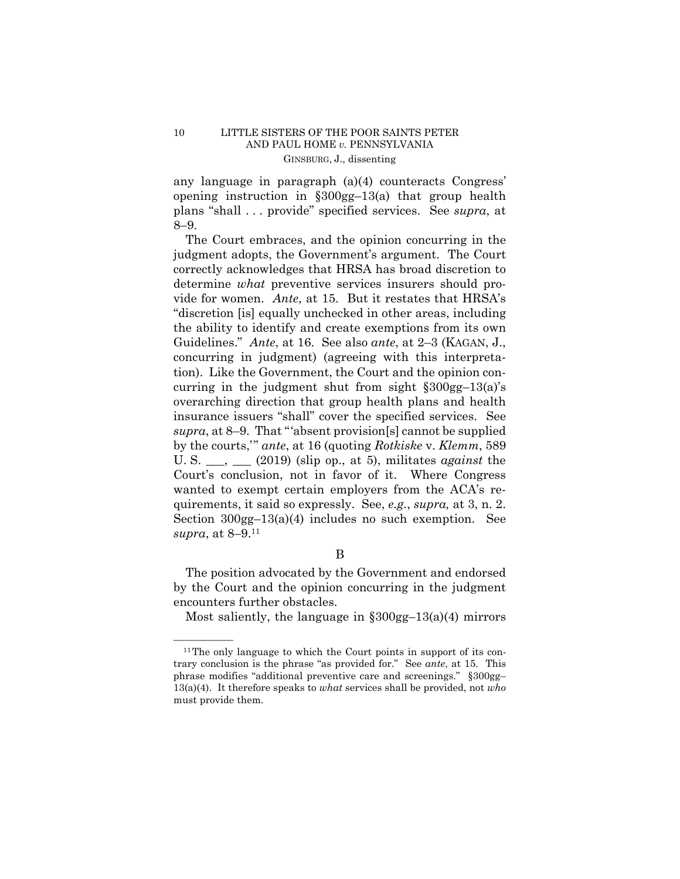any language in paragraph (a)(4) counteracts Congress' opening instruction in §300gg–13(a) that group health plans "shall . . . provide" specified services. See *supra*, at 8–9.

The Court embraces, and the opinion concurring in the judgment adopts, the Government's argument. The Court correctly acknowledges that HRSA has broad discretion to determine *what* preventive services insurers should provide for women. *Ante*, at 15. But it restates that HRSA's "discretion [is] equally unchecked in other areas, including the ability to identify and create exemptions from its own Guidelines." *Ante*, at 16. See also *ante*, at 2–3 (KAGAN, J., concurring in judgment) (agreeing with this interpretation). Like the Government, the Court and the opinion concurring in the judgment shut from sight §300gg–13(a)'s overarching direction that group health plans and health insurance issuers "shall" cover the specified services. See *supra*, at 8–9. That "'absent provision[s] cannot be supplied by the courts,'" *ante*, at 16 (quoting *Rotkiske* v. *Klemm*, 589 U. S. \_\_\_, \_\_\_ (2019) (slip op., at 5), militates *against* the Court's conclusion, not in favor of it. Where Congress wanted to exempt certain employers from the ACA's requirements, it said so expressly. See, *e.g.*, *supra*, at 3, n. 2. Section 300gg–13(a)(4) includes no such exemption. See *supra*, at 8–9.[11]

B

The position advocated by the Government and endorsed by the Court and the opinion concurring in the judgment encounters further obstacles.

Most saliently, the language in §300gg–13(a)(4) mirrors

---

[11] The only language to which the Court points in support of its contrary conclusion is the phrase "as provided for." See *ante*, at 15. This phrase modifies "additional preventive care and screenings." §300gg–13(a)(4). It therefore speaks to *what* services shall be provided, not *who* must provide them.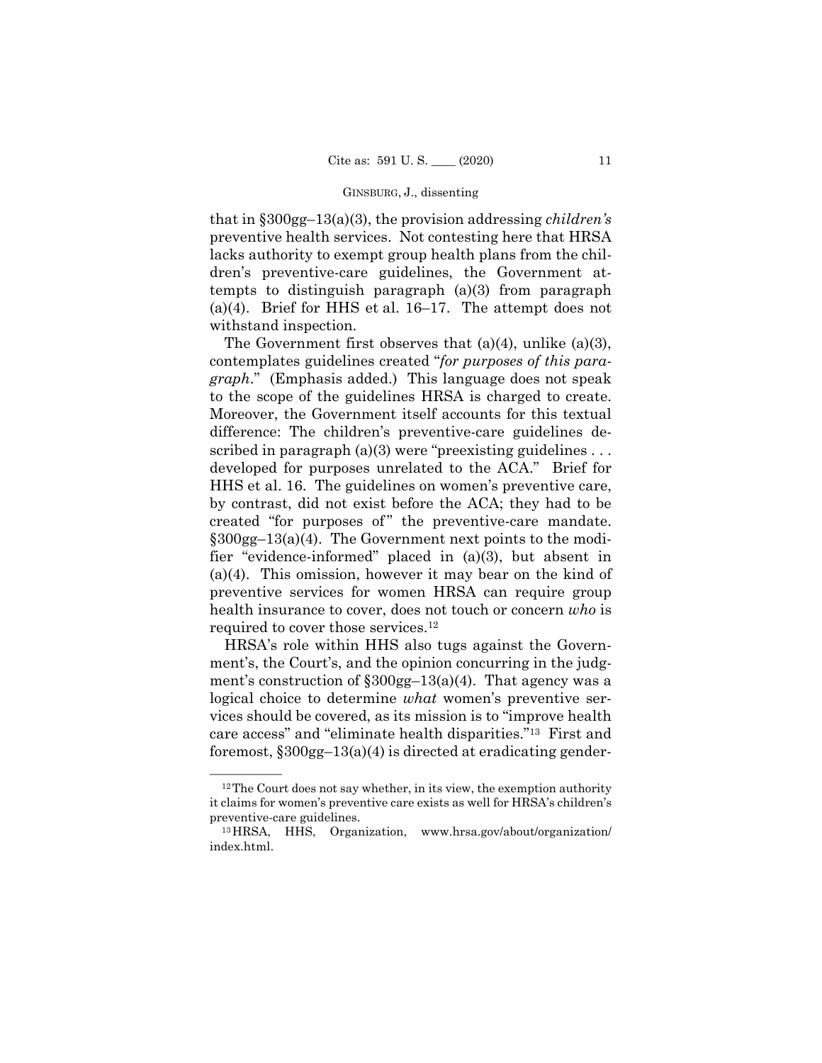that in §300gg–13(a)(3), the provision addressing *children's* preventive health services. Not contesting here that HRSA lacks authority to exempt group health plans from the children's preventive-care guidelines, the Government attempts to distinguish paragraph (a)(3) from paragraph (a)(4). Brief for HHS et al. 16–17. The attempt does not withstand inspection.

The Government first observes that (a)(4), unlike (a)(3), contemplates guidelines created "*for purposes of this paragraph*." (Emphasis added.) This language does not speak to the scope of the guidelines HRSA is charged to create. Moreover, the Government itself accounts for this textual difference: The children's preventive-care guidelines described in paragraph (a)(3) were "preexisting guidelines . . . developed for purposes unrelated to the ACA." Brief for HHS et al. 16. The guidelines on women's preventive care, by contrast, did not exist before the ACA; they had to be created "for purposes of" the preventive-care mandate. §300gg–13(a)(4). The Government next points to the modifier "evidence-informed" placed in (a)(3), but absent in (a)(4). This omission, however it may bear on the kind of preventive services for women HRSA can require group health insurance to cover, does not touch or concern *who* is required to cover those services.[12]

HRSA's role within HHS also tugs against the Government's, the Court's, and the opinion concurring in the judgment's construction of §300gg–13(a)(4). That agency was a logical choice to determine *what* women's preventive services should be covered, as its mission is to "improve health care access" and "eliminate health disparities."[13] First and foremost, §300gg–13(a)(4) is directed at eradicating gender-

---

[12] The Court does not say whether, in its view, the exemption authority it claims for women's preventive care exists as well for HRSA's children's preventive-care guidelines.

[13] HRSA, HHS, Organization, www.hrsa.gov/about/organization/index.html.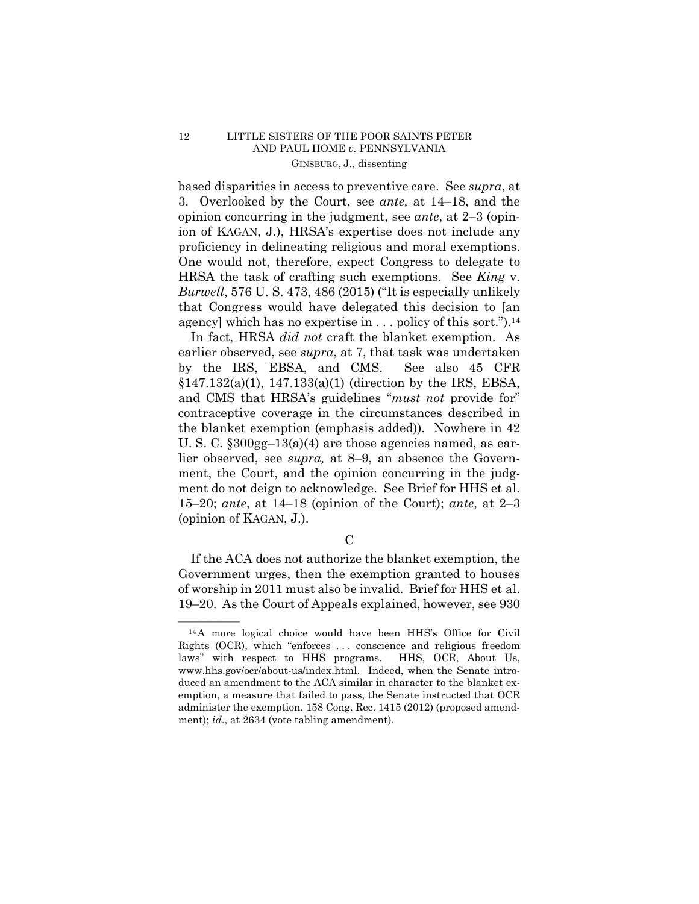based disparities in access to preventive care. See *supra*, at 3. Overlooked by the Court, see *ante,* at 14–18, and the opinion concurring in the judgment, see *ante*, at 2–3 (opinion of KAGAN, J.), HRSA's expertise does not include any proficiency in delineating religious and moral exemptions. One would not, therefore, expect Congress to delegate to HRSA the task of crafting such exemptions. See *King* v. *Burwell*, 576 U. S. 473, 486 (2015) ("It is especially unlikely that Congress would have delegated this decision to [an agency] which has no expertise in . . . policy of this sort.").[14]

In fact, HRSA *did not* craft the blanket exemption. As earlier observed, see *supra*, at 7, that task was undertaken by the IRS, EBSA, and CMS. See also 45 CFR §147.132(a)(1), 147.133(a)(1) (direction by the IRS, EBSA, and CMS that HRSA's guidelines "*must not* provide for" contraceptive coverage in the circumstances described in the blanket exemption (emphasis added)). Nowhere in 42 U. S. C. §300gg–13(a)(4) are those agencies named, as earlier observed, see *supra,* at 8–9, an absence the Government, the Court, and the opinion concurring in the judgment do not deign to acknowledge. See Brief for HHS et al. 15–20; *ante*, at 14–18 (opinion of the Court); *ante*, at 2–3 (opinion of KAGAN, J.).

### C

If the ACA does not authorize the blanket exemption, the Government urges, then the exemption granted to houses of worship in 2011 must also be invalid. Brief for HHS et al. 19–20. As the Court of Appeals explained, however, see 930

---

[14] A more logical choice would have been HHS's Office for Civil Rights (OCR), which "enforces . . . conscience and religious freedom laws" with respect to HHS programs. HHS, OCR, About Us, www.hhs.gov/ocr/about-us/index.html. Indeed, when the Senate introduced an amendment to the ACA similar in character to the blanket exemption, a measure that failed to pass, the Senate instructed that OCR administer the exemption. 158 Cong. Rec. 1415 (2012) (proposed amendment); *id*., at 2634 (vote tabling amendment).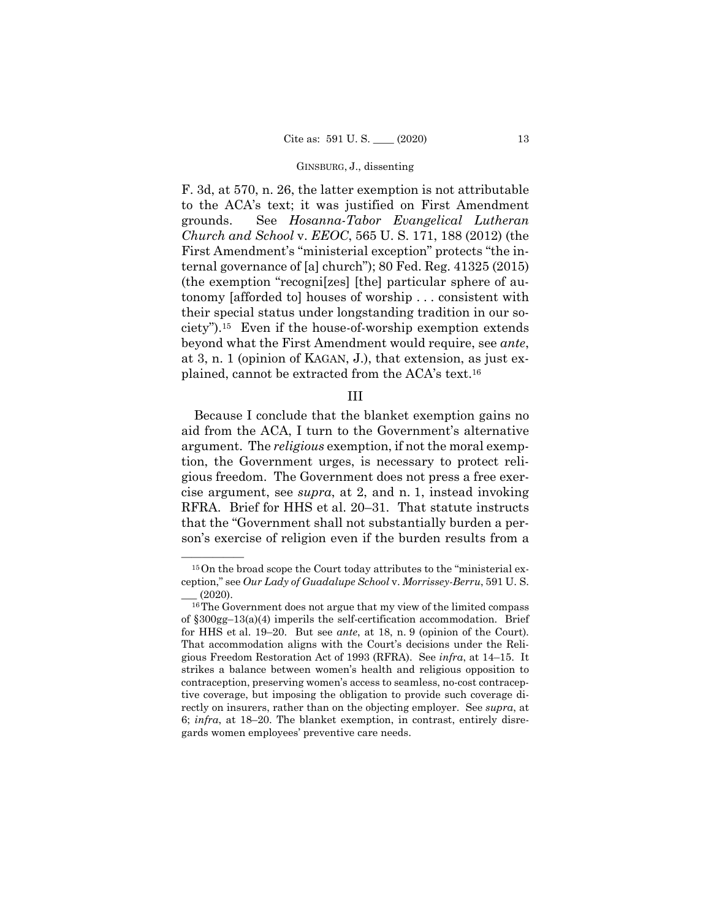F. 3d, at 570, n. 26, the latter exemption is not attributable to the ACA's text; it was justified on First Amendment grounds. See *Hosanna-Tabor Evangelical Lutheran Church and School* v. *EEOC*, 565 U. S. 171, 188 (2012) (the First Amendment's "ministerial exception" protects "the internal governance of [a] church"); 80 Fed. Reg. 41325 (2015) (the exemption "recogni[zes] [the] particular sphere of autonomy [afforded to] houses of worship . . . consistent with their special status under longstanding tradition in our society").[15] Even if the house-of-worship exemption extends beyond what the First Amendment would require, see *ante*, at 3, n. 1 (opinion of KAGAN, J.), that extension, as just explained, cannot be extracted from the ACA's text.[16]

## III

Because I conclude that the blanket exemption gains no aid from the ACA, I turn to the Government's alternative argument. The *religious* exemption, if not the moral exemption, the Government urges, is necessary to protect religious freedom. The Government does not press a free exercise argument, see *supra*, at 2, and n. 1, instead invoking RFRA. Brief for HHS et al. 20–31. That statute instructs that the "Government shall not substantially burden a person's exercise of religion even if the burden results from a

---

[15] On the broad scope the Court today attributes to the "ministerial exception," see *Our Lady of Guadalupe School* v. *Morrissey-Berru*, 591 U. S. ___ (2020).

[16] The Government does not argue that my view of the limited compass of §300gg–13(a)(4) imperils the self-certification accommodation. Brief for HHS et al. 19–20. But see *ante*, at 18, n. 9 (opinion of the Court). That accommodation aligns with the Court's decisions under the Religious Freedom Restoration Act of 1993 (RFRA). See *infra*, at 14–15. It strikes a balance between women's health and religious opposition to contraception, preserving women's access to seamless, no-cost contraceptive coverage, but imposing the obligation to provide such coverage directly on insurers, rather than on the objecting employer. See *supra*, at 6; *infra*, at 18–20. The blanket exemption, in contrast, entirely disregards women employees' preventive care needs.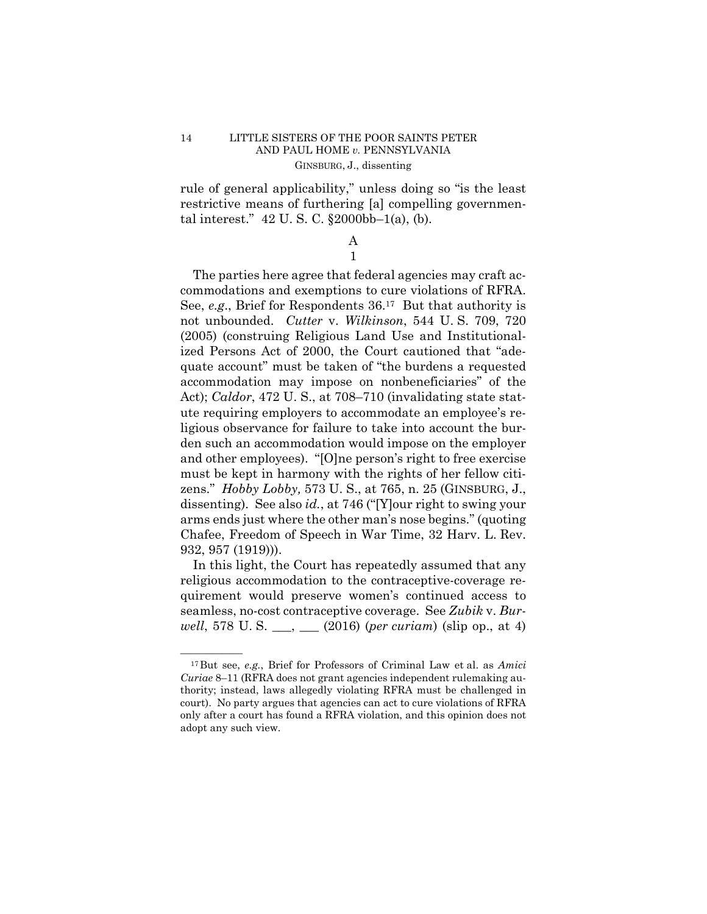rule of general applicability," unless doing so "is the least restrictive means of furthering [a] compelling governmental interest." 42 U. S. C. §2000bb–1(a), (b).

### A

#### 1

The parties here agree that federal agencies may craft accommodations and exemptions to cure violations of RFRA. See, *e.g.*, Brief for Respondents 36.[17] But that authority is not unbounded. *Cutter* v. *Wilkinson*, 544 U. S. 709, 720 (2005) (construing Religious Land Use and Institutionalized Persons Act of 2000, the Court cautioned that "adequate account" must be taken of "the burdens a requested accommodation may impose on nonbeneficiaries" of the Act); *Caldor*, 472 U. S., at 708–710 (invalidating state statute requiring employers to accommodate an employee's religious observance for failure to take into account the burden such an accommodation would impose on the employer and other employees). "[O]ne person's right to free exercise must be kept in harmony with the rights of her fellow citizens." *Hobby Lobby,* 573 U. S., at 765, n. 25 (GINSBURG, J., dissenting). See also *id.*, at 746 ("[Y]our right to swing your arms ends just where the other man's nose begins." (quoting Chafee, Freedom of Speech in War Time, 32 Harv. L. Rev. 932, 957 (1919))).

In this light, the Court has repeatedly assumed that any religious accommodation to the contraceptive-coverage requirement would preserve women's continued access to seamless, no-cost contraceptive coverage. See *Zubik* v. *Burwell*, 578 U. S. \_\_\_, \_\_\_ (2016) (*per curiam*) (slip op., at 4)

---

[17] But see, *e.g.*, Brief for Professors of Criminal Law et al. as *Amici Curiae* 8–11 (RFRA does not grant agencies independent rulemaking authority; instead, laws allegedly violating RFRA must be challenged in court). No party argues that agencies can act to cure violations of RFRA only after a court has found a RFRA violation, and this opinion does not adopt any such view.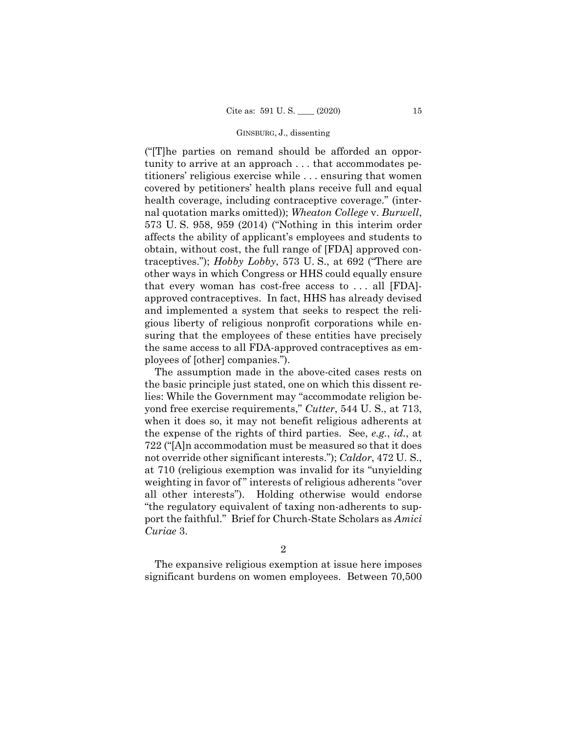("[T]he parties on remand should be afforded an opportunity to arrive at an approach . . . that accommodates petitioners' religious exercise while . . . ensuring that women covered by petitioners' health plans receive full and equal health coverage, including contraceptive coverage." (internal quotation marks omitted)); *Wheaton College* v. *Burwell*, 573 U. S. 958, 959 (2014) ("Nothing in this interim order affects the ability of applicant's employees and students to obtain, without cost, the full range of [FDA] approved contraceptives."); *Hobby Lobby*, 573 U. S., at 692 ("There are other ways in which Congress or HHS could equally ensure that every woman has cost-free access to . . . all [FDA]-approved contraceptives. In fact, HHS has already devised and implemented a system that seeks to respect the religious liberty of religious nonprofit corporations while ensuring that the employees of these entities have precisely the same access to all FDA-approved contraceptives as employees of [other] companies.").

The assumption made in the above-cited cases rests on the basic principle just stated, one on which this dissent relies: While the Government may "accommodate religion beyond free exercise requirements," *Cutter*, 544 U. S., at 713, when it does so, it may not benefit religious adherents at the expense of the rights of third parties. See, *e.g.*, *id.*, at 722 ("[A]n accommodation must be measured so that it does not override other significant interests."); *Caldor*, 472 U. S., at 710 (religious exemption was invalid for its "unyielding weighting in favor of" interests of religious adherents "over all other interests"). Holding otherwise would endorse "the regulatory equivalent of taxing non-adherents to support the faithful." Brief for Church-State Scholars as *Amici Curiae* 3.

2

The expansive religious exemption at issue here imposes significant burdens on women employees. Between 70,500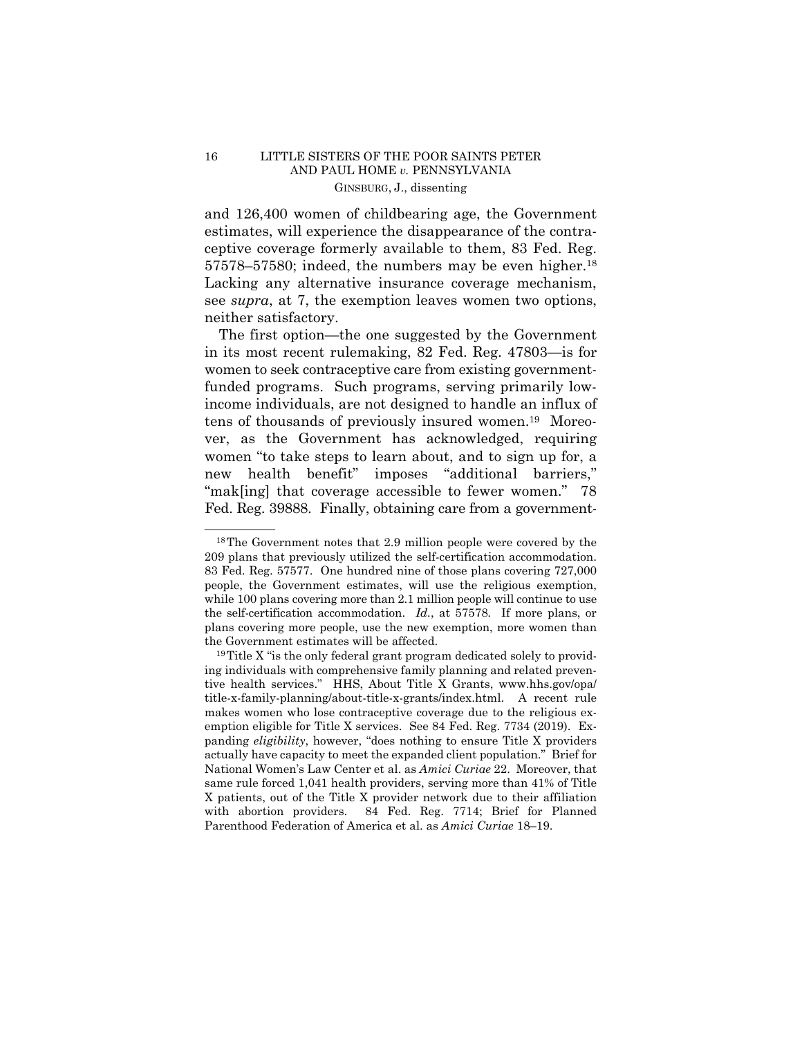and 126,400 women of childbearing age, the Government estimates, will experience the disappearance of the contraceptive coverage formerly available to them, 83 Fed. Reg. 57578–57580; indeed, the numbers may be even higher.[18] Lacking any alternative insurance coverage mechanism, see *supra*, at 7, the exemption leaves women two options, neither satisfactory.

The first option—the one suggested by the Government in its most recent rulemaking, 82 Fed. Reg. 47803—is for women to seek contraceptive care from existing government-funded programs. Such programs, serving primarily low-income individuals, are not designed to handle an influx of tens of thousands of previously insured women.[19] Moreover, as the Government has acknowledged, requiring women "to take steps to learn about, and to sign up for, a new health benefit" imposes "additional barriers," "mak[ing] that coverage accessible to fewer women." 78 Fed. Reg. 39888. Finally, obtaining care from a government-

---

[18] The Government notes that 2.9 million people were covered by the 209 plans that previously utilized the self-certification accommodation. 83 Fed. Reg. 57577. One hundred nine of those plans covering 727,000 people, the Government estimates, will use the religious exemption, while 100 plans covering more than 2.1 million people will continue to use the self-certification accommodation. *Id.*, at 57578. If more plans, or plans covering more people, use the new exemption, more women than the Government estimates will be affected.

[19] Title X "is the only federal grant program dedicated solely to providing individuals with comprehensive family planning and related preventive health services." HHS, About Title X Grants, www.hhs.gov/opa/title-x-family-planning/about-title-x-grants/index.html. A recent rule makes women who lose contraceptive coverage due to the religious exemption eligible for Title X services. See 84 Fed. Reg. 7734 (2019). Expanding *eligibility*, however, "does nothing to ensure Title X providers actually have capacity to meet the expanded client population." Brief for National Women's Law Center et al. as *Amici Curiae* 22. Moreover, that same rule forced 1,041 health providers, serving more than 41% of Title X patients, out of the Title X provider network due to their affiliation with abortion providers. 84 Fed. Reg. 7714; Brief for Planned Parenthood Federation of America et al. as *Amici Curiae* 18–19.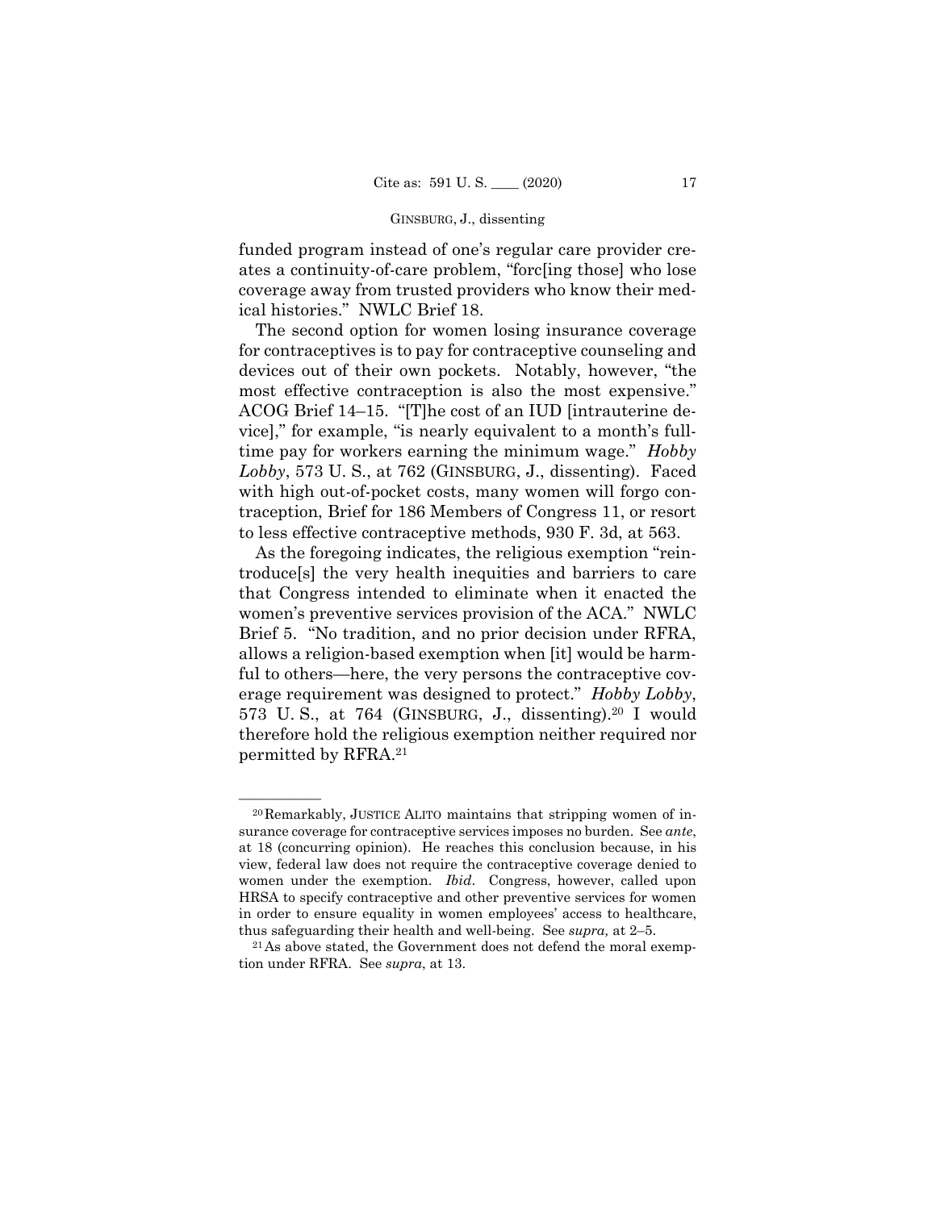funded program instead of one's regular care provider creates a continuity-of-care problem, "forc[ing those] who lose coverage away from trusted providers who know their medical histories." NWLC Brief 18.

The second option for women losing insurance coverage for contraceptives is to pay for contraceptive counseling and devices out of their own pockets. Notably, however, "the most effective contraception is also the most expensive." ACOG Brief 14–15. "[T]he cost of an IUD [intrauterine device]," for example, "is nearly equivalent to a month's full-time pay for workers earning the minimum wage." *Hobby Lobby*, 573 U. S., at 762 (GINSBURG, J., dissenting). Faced with high out-of-pocket costs, many women will forgo contraception, Brief for 186 Members of Congress 11, or resort to less effective contraceptive methods, 930 F. 3d, at 563.

As the foregoing indicates, the religious exemption "reintroduce[s] the very health inequities and barriers to care that Congress intended to eliminate when it enacted the women's preventive services provision of the ACA." NWLC Brief 5. "No tradition, and no prior decision under RFRA, allows a religion-based exemption when [it] would be harmful to others—here, the very persons the contraceptive coverage requirement was designed to protect." *Hobby Lobby*, 573 U. S., at 764 (GINSBURG, J., dissenting).[20] I would therefore hold the religious exemption neither required nor permitted by RFRA.[21]

---

[20] Remarkably, JUSTICE ALITO maintains that stripping women of insurance coverage for contraceptive services imposes no burden. See *ante*, at 18 (concurring opinion). He reaches this conclusion because, in his view, federal law does not require the contraceptive coverage denied to women under the exemption. *Ibid*. Congress, however, called upon HRSA to specify contraceptive and other preventive services for women in order to ensure equality in women employees' access to healthcare, thus safeguarding their health and well-being. See *supra,* at 2–5.

[21] As above stated, the Government does not defend the moral exemption under RFRA. See *supra*, at 13.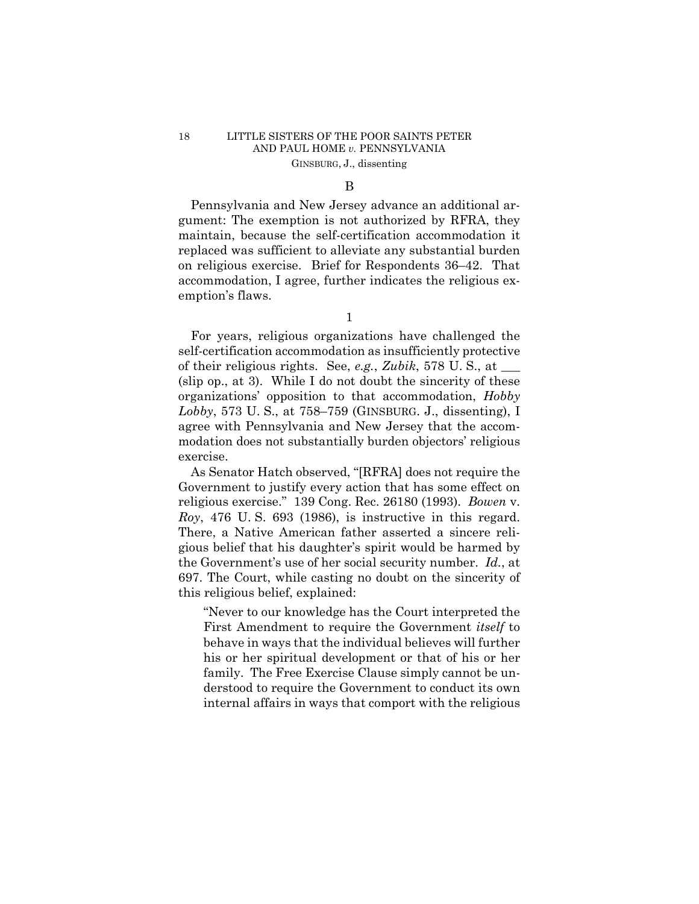B

Pennsylvania and New Jersey advance an additional argument: The exemption is not authorized by RFRA, they maintain, because the self-certification accommodation it replaced was sufficient to alleviate any substantial burden on religious exercise. Brief for Respondents 36–42. That accommodation, I agree, further indicates the religious exemption's flaws.

1

For years, religious organizations have challenged the self-certification accommodation as insufficiently protective of their religious rights. See, *e.g.*, *Zubik*, 578 U. S., at \_\_\_ (slip op., at 3). While I do not doubt the sincerity of these organizations' opposition to that accommodation, *Hobby Lobby*, 573 U. S., at 758–759 (GINSBURG. J., dissenting), I agree with Pennsylvania and New Jersey that the accommodation does not substantially burden objectors' religious exercise.

As Senator Hatch observed, "[RFRA] does not require the Government to justify every action that has some effect on religious exercise." 139 Cong. Rec. 26180 (1993). *Bowen* v. *Roy*, 476 U. S. 693 (1986), is instructive in this regard. There, a Native American father asserted a sincere religious belief that his daughter's spirit would be harmed by the Government's use of her social security number. *Id.*, at 697. The Court, while casting no doubt on the sincerity of this religious belief, explained:

> "Never to our knowledge has the Court interpreted the First Amendment to require the Government *itself* to behave in ways that the individual believes will further his or her spiritual development or that of his or her family. The Free Exercise Clause simply cannot be understood to require the Government to conduct its own internal affairs in ways that comport with the religious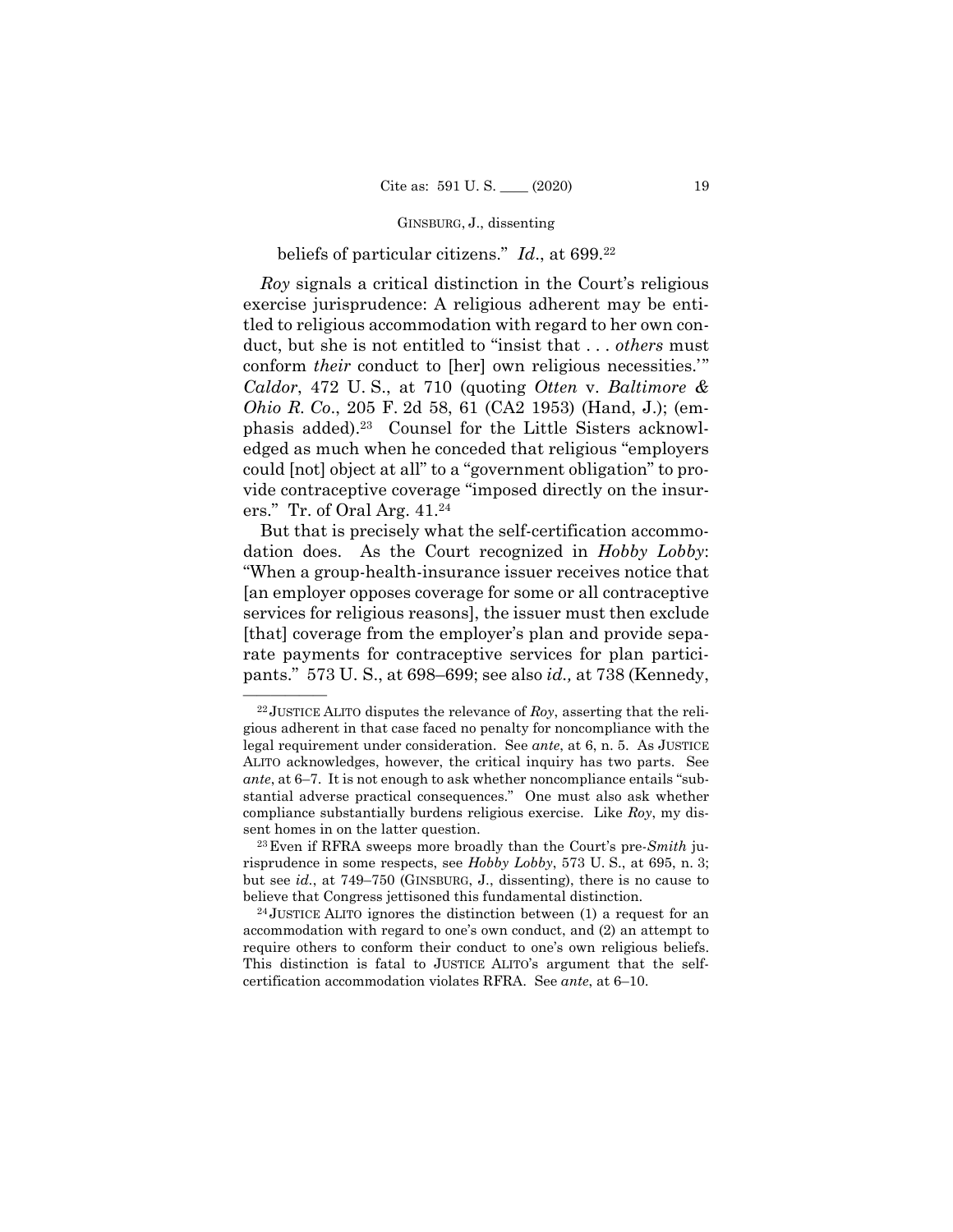beliefs of particular citizens." *Id*., at 699.[22]

*Roy* signals a critical distinction in the Court's religious exercise jurisprudence: A religious adherent may be entitled to religious accommodation with regard to her own conduct, but she is not entitled to "insist that . . . *others* must conform *their* conduct to [her] own religious necessities.'" *Caldor*, 472 U. S., at 710 (quoting *Otten* v. *Baltimore & Ohio R. Co*., 205 F. 2d 58, 61 (CA2 1953) (Hand, J.); (emphasis added).[23] Counsel for the Little Sisters acknowledged as much when he conceded that religious "employers could [not] object at all" to a "government obligation" to provide contraceptive coverage "imposed directly on the insurers." Tr. of Oral Arg. 41.[24]

But that is precisely what the self-certification accommodation does. As the Court recognized in *Hobby Lobby*: "When a group-health-insurance issuer receives notice that [an employer opposes coverage for some or all contraceptive services for religious reasons], the issuer must then exclude [that] coverage from the employer's plan and provide separate payments for contraceptive services for plan participants." 573 U. S., at 698–699; see also *id.,* at 738 (Kennedy,

---

[22] JUSTICE ALITO disputes the relevance of *Roy*, asserting that the religious adherent in that case faced no penalty for noncompliance with the legal requirement under consideration. See *ante*, at 6, n. 5. As JUSTICE ALITO acknowledges, however, the critical inquiry has two parts. See *ante*, at 6–7. It is not enough to ask whether noncompliance entails "substantial adverse practical consequences." One must also ask whether compliance substantially burdens religious exercise. Like *Roy*, my dissent homes in on the latter question.

[23] Even if RFRA sweeps more broadly than the Court's pre-*Smith* jurisprudence in some respects, see *Hobby Lobby*, 573 U. S., at 695, n. 3; but see *id*., at 749–750 (GINSBURG, J., dissenting), there is no cause to believe that Congress jettisoned this fundamental distinction.

[24] JUSTICE ALITO ignores the distinction between (1) a request for an accommodation with regard to one's own conduct, and (2) an attempt to require others to conform their conduct to one's own religious beliefs. This distinction is fatal to JUSTICE ALITO's argument that the self-certification accommodation violates RFRA. See *ante*, at 6–10.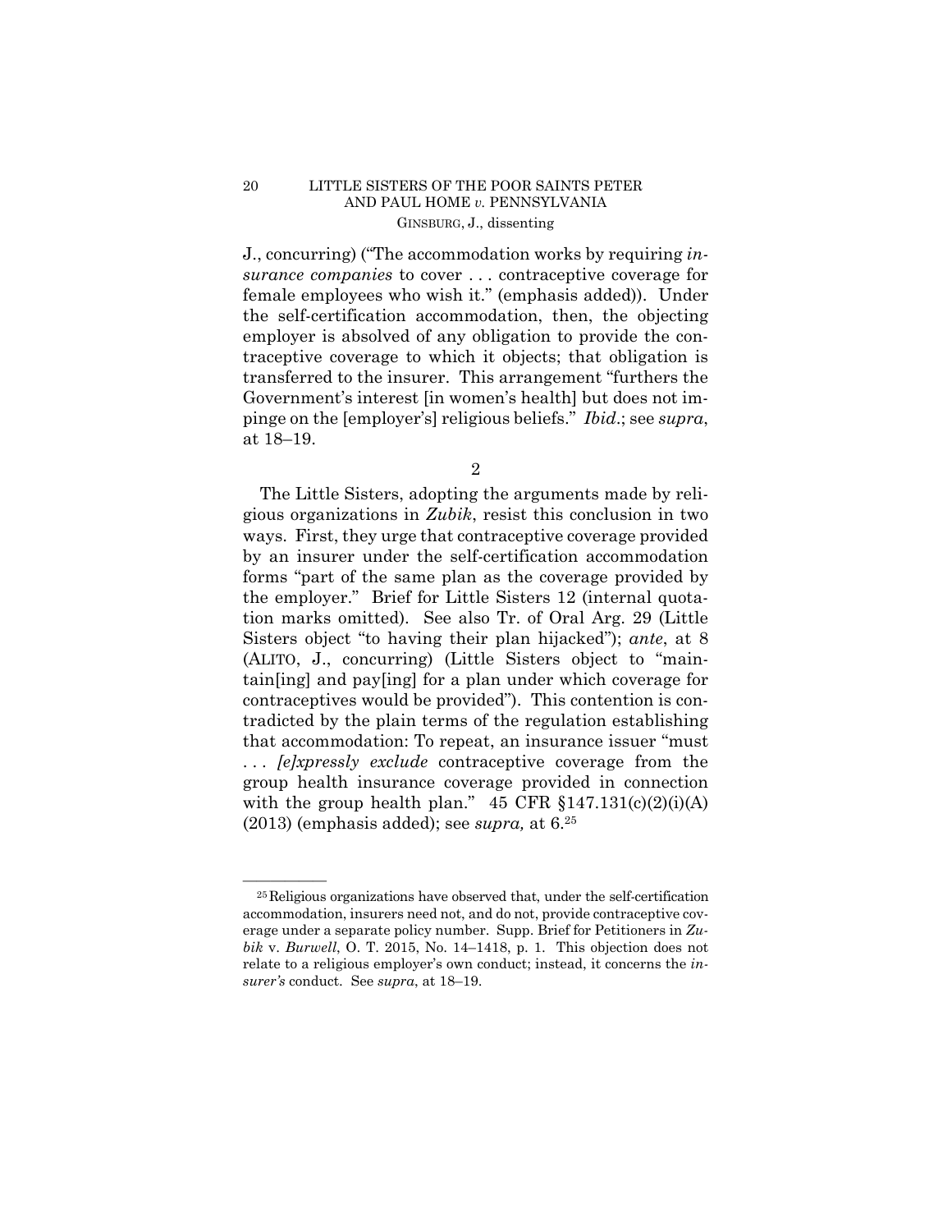J., concurring) ("The accommodation works by requiring *insurance companies* to cover . . . contraceptive coverage for female employees who wish it." (emphasis added)). Under the self-certification accommodation, then, the objecting employer is absolved of any obligation to provide the contraceptive coverage to which it objects; that obligation is transferred to the insurer. This arrangement "furthers the Government's interest [in women's health] but does not impinge on the [employer's] religious beliefs." *Ibid*.; see *supra*, at 18–19.

2

The Little Sisters, adopting the arguments made by religious organizations in *Zubik*, resist this conclusion in two ways. First, they urge that contraceptive coverage provided by an insurer under the self-certification accommodation forms "part of the same plan as the coverage provided by the employer." Brief for Little Sisters 12 (internal quotation marks omitted). See also Tr. of Oral Arg. 29 (Little Sisters object "to having their plan hijacked"); *ante*, at 8 (ALITO, J., concurring) (Little Sisters object to "maintain[ing] and pay[ing] for a plan under which coverage for contraceptives would be provided"). This contention is contradicted by the plain terms of the regulation establishing that accommodation: To repeat, an insurance issuer "must . . . *[e]xpressly exclude* contraceptive coverage from the group health insurance coverage provided in connection with the group health plan." 45 CFR §147.131(c)(2)(i)(A) (2013) (emphasis added); see *supra,* at 6.[25]

---

[25] Religious organizations have observed that, under the self-certification accommodation, insurers need not, and do not, provide contraceptive coverage under a separate policy number. Supp. Brief for Petitioners in *Zubik* v. *Burwell*, O. T. 2015, No. 14–1418, p. 1. This objection does not relate to a religious employer's own conduct; instead, it concerns the *insurer's* conduct. See *supra*, at 18–19.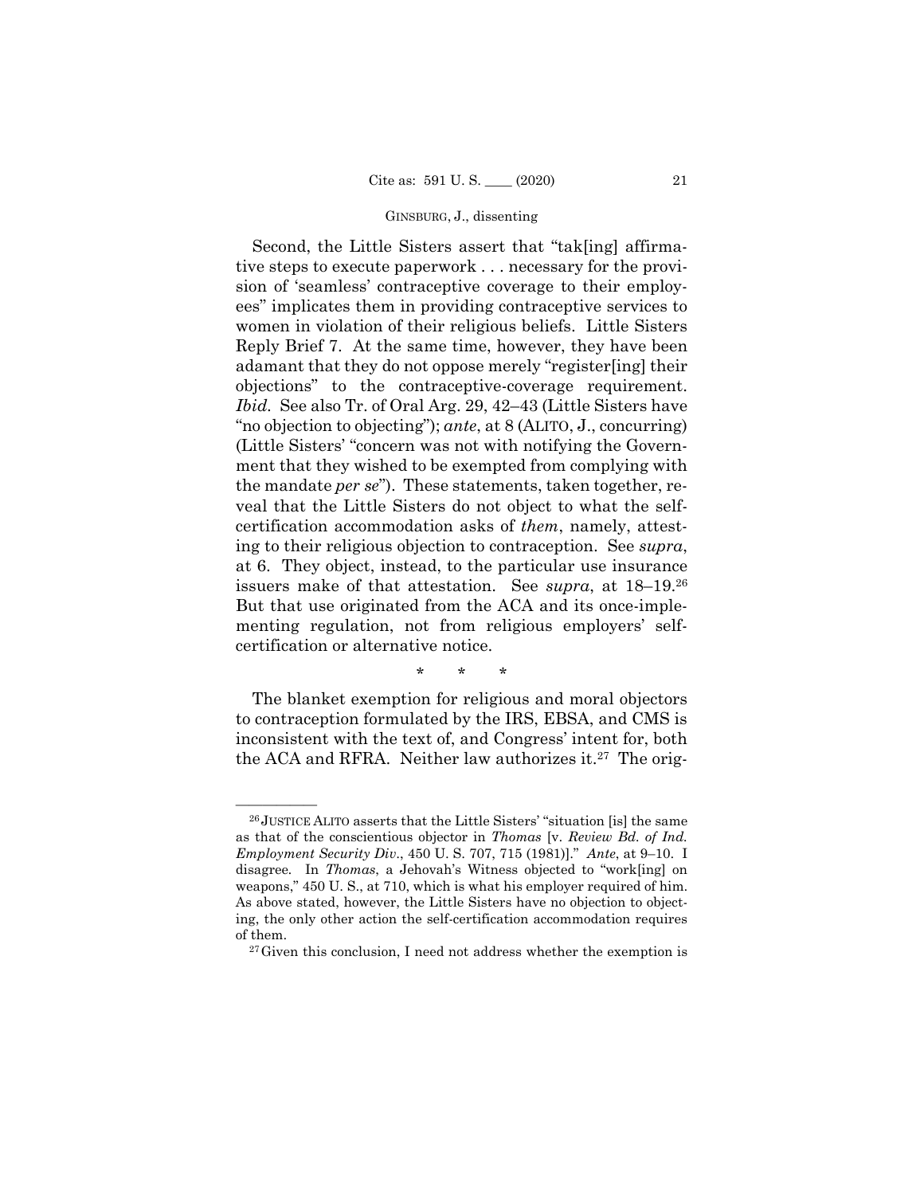Second, the Little Sisters assert that "tak[ing] affirmative steps to execute paperwork . . . necessary for the provision of 'seamless' contraceptive coverage to their employees" implicates them in providing contraceptive services to women in violation of their religious beliefs. Little Sisters Reply Brief 7. At the same time, however, they have been adamant that they do not oppose merely "register[ing] their objections" to the contraceptive-coverage requirement. *Ibid.* See also Tr. of Oral Arg. 29, 42–43 (Little Sisters have "no objection to objecting"); *ante*, at 8 (ALITO, J., concurring) (Little Sisters' "concern was not with notifying the Government that they wished to be exempted from complying with the mandate *per se*"). These statements, taken together, reveal that the Little Sisters do not object to what the self-certification accommodation asks of *them*, namely, attesting to their religious objection to contraception. See *supra*, at 6. They object, instead, to the particular use insurance issuers make of that attestation. See *supra*, at 18–19.[26] But that use originated from the ACA and its once-implementing regulation, not from religious employers' self-certification or alternative notice.

\* \* \*

The blanket exemption for religious and moral objectors to contraception formulated by the IRS, EBSA, and CMS is inconsistent with the text of, and Congress' intent for, both the ACA and RFRA. Neither law authorizes it.[27] The orig-

---

[26] JUSTICE ALITO asserts that the Little Sisters' "situation [is] the same as that of the conscientious objector in *Thomas* [v. *Review Bd. of Ind. Employment Security Div.*, 450 U. S. 707, 715 (1981)]." *Ante*, at 9–10. I disagree. In *Thomas*, a Jehovah's Witness objected to "work[ing] on weapons," 450 U. S., at 710, which is what his employer required of him. As above stated, however, the Little Sisters have no objection to objecting, the only other action the self-certification accommodation requires of them.

[27] Given this conclusion, I need not address whether the exemption is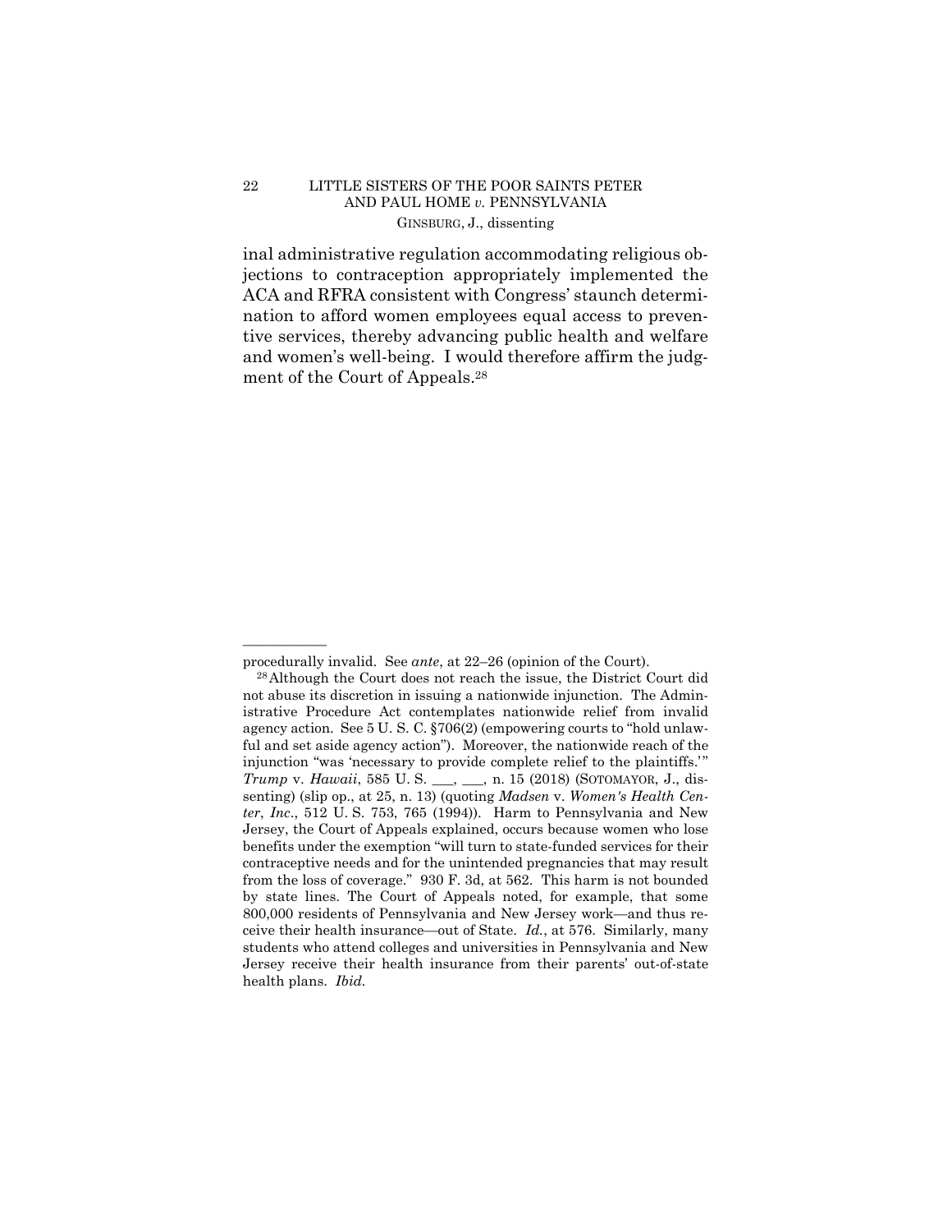inal administrative regulation accommodating religious objections to contraception appropriately implemented the ACA and RFRA consistent with Congress' staunch determination to afford women employees equal access to preventive services, thereby advancing public health and welfare and women's well-being. I would therefore affirm the judgment of the Court of Appeals.[28]

---

procedurally invalid. See *ante*, at 22–26 (opinion of the Court).

[28] Although the Court does not reach the issue, the District Court did not abuse its discretion in issuing a nationwide injunction. The Administrative Procedure Act contemplates nationwide relief from invalid agency action. See 5 U. S. C. §706(2) (empowering courts to "hold unlawful and set aside agency action"). Moreover, the nationwide reach of the injunction "was 'necessary to provide complete relief to the plaintiffs.'" *Trump* v. *Hawaii*, 585 U. S. ___, ___, n. 15 (2018) (SOTOMAYOR, J., dissenting) (slip op., at 25, n. 13) (quoting *Madsen* v. *Women's Health Center*, *Inc*., 512 U. S. 753, 765 (1994)). Harm to Pennsylvania and New Jersey, the Court of Appeals explained, occurs because women who lose benefits under the exemption "will turn to state-funded services for their contraceptive needs and for the unintended pregnancies that may result from the loss of coverage." 930 F. 3d, at 562. This harm is not bounded by state lines. The Court of Appeals noted, for example, that some 800,000 residents of Pennsylvania and New Jersey work—and thus receive their health insurance—out of State. *Id.*, at 576. Similarly, many students who attend colleges and universities in Pennsylvania and New Jersey receive their health insurance from their parents' out-of-state health plans. *Ibid.*